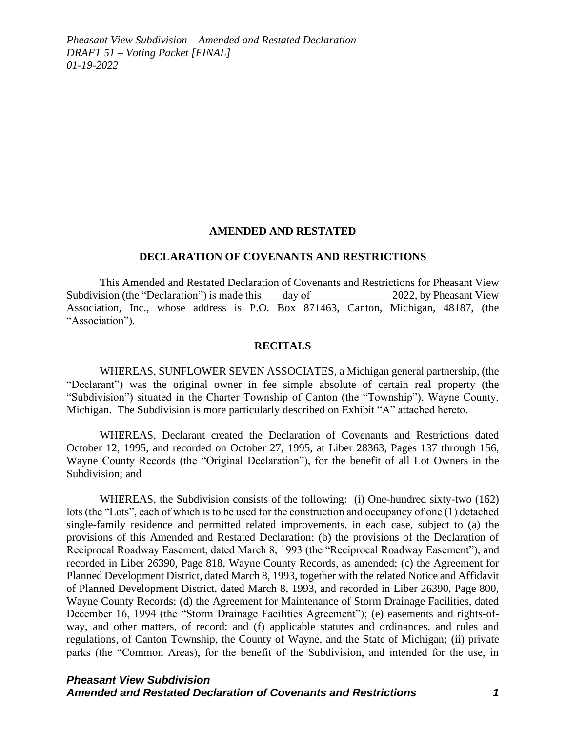# AMENDED AND RESTATED

## DECLARATION OF COVENANTS AND RESTRICTIONS

This Amended and Restated Declaration of Covenants and Restrictions for Pheasant View Subdivision (the "Declaration") is made this ___ day of ______________ 2022, by Pheasant View Association, Inc., whose address is P.O. Box 871463, Canton, Michigan, 48187, (the "Association").

## RECITALS

WHEREAS, SUNFLOWER SEVEN ASSOCIATES, a Michigan general partnership, (the "Declarant") was the original owner in fee simple absolute of certain real property (the "Subdivision") situated in the Charter Township of Canton (the "Township"), Wayne County, Michigan. The Subdivision is more particularly described on Exhibit "A" attached hereto.

WHEREAS, Declarant created the Declaration of Covenants and Restrictions dated October 12, 1995, and recorded on October 27, 1995, at Liber 28363, Pages 137 through 156, Wayne County Records (the "Original Declaration"), for the benefit of all Lot Owners in the Subdivision; and

WHEREAS, the Subdivision consists of the following: (i) One-hundred sixty-two (162) lots (the "Lots", each of which is to be used for the construction and occupancy of one (1) detached single-family residence and permitted related improvements, in each case, subject to (a) the provisions of this Amended and Restated Declaration; (b) the provisions of the Declaration of Reciprocal Roadway Easement, dated March 8, 1993 (the "Reciprocal Roadway Easement"), and recorded in Liber 26390, Page 818, Wayne County Records, as amended; (c) the Agreement for Planned Development District, dated March 8, 1993, together with the related Notice and Affidavit of Planned Development District, dated March 8, 1993, and recorded in Liber 26390, Page 800, Wayne County Records; (d) the Agreement for Maintenance of Storm Drainage Facilities, dated December 16, 1994 (the "Storm Drainage Facilities Agreement"); (e) easements and rights-of-way, and other matters, of record; and (f) applicable statutes and ordinances, and rules and regulations, of Canton Township, the County of Wayne, and the State of Michigan; (ii) private parks (the "Common Areas), for the benefit of the Subdivision, and intended for the use, in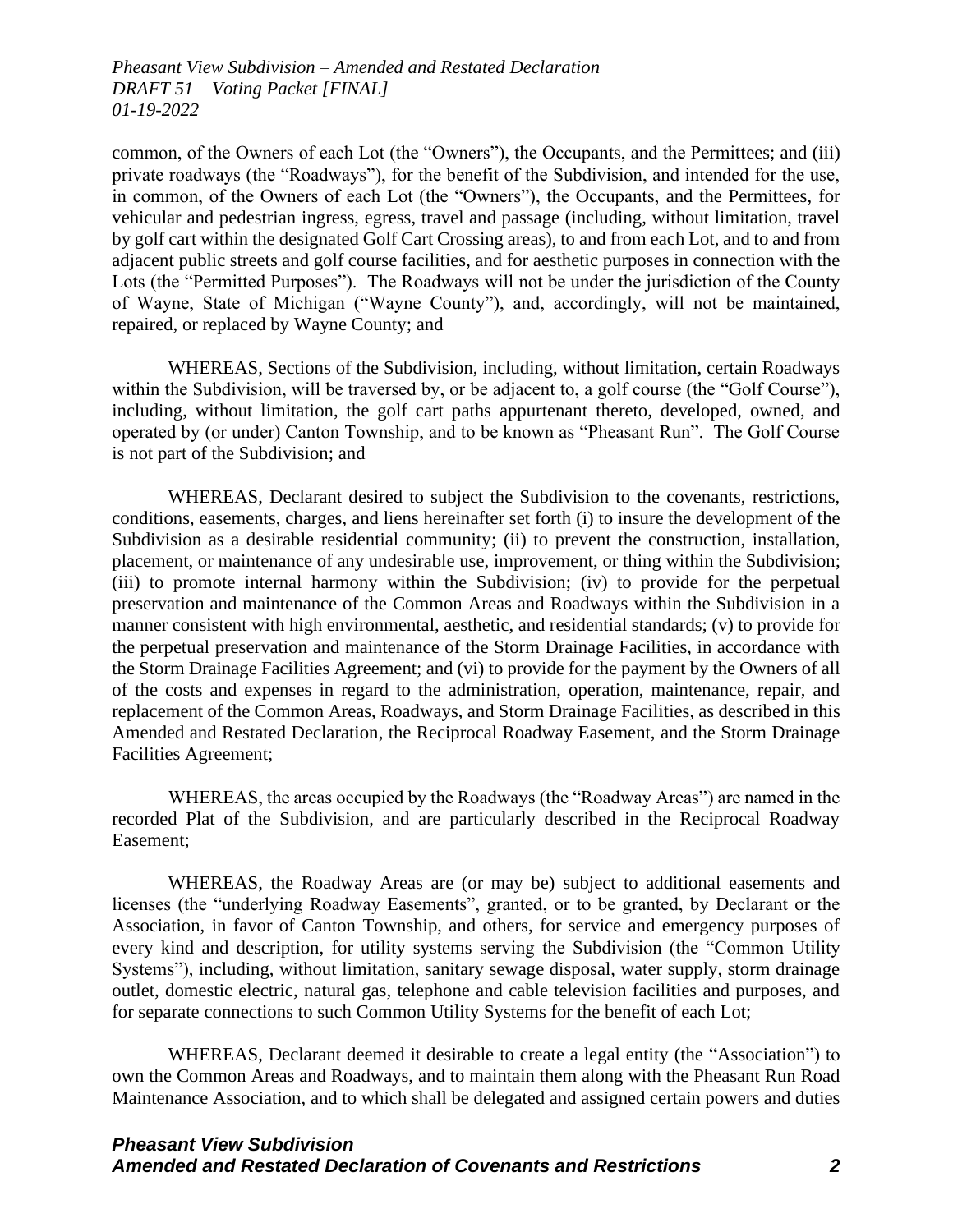common, of the Owners of each Lot (the "Owners"), the Occupants, and the Permittees; and (iii) private roadways (the "Roadways"), for the benefit of the Subdivision, and intended for the use, in common, of the Owners of each Lot (the "Owners"), the Occupants, and the Permittees, for vehicular and pedestrian ingress, egress, travel and passage (including, without limitation, travel by golf cart within the designated Golf Cart Crossing areas), to and from each Lot, and to and from adjacent public streets and golf course facilities, and for aesthetic purposes in connection with the Lots (the "Permitted Purposes"). The Roadways will not be under the jurisdiction of the County of Wayne, State of Michigan ("Wayne County"), and, accordingly, will not be maintained, repaired, or replaced by Wayne County; and

WHEREAS, Sections of the Subdivision, including, without limitation, certain Roadways within the Subdivision, will be traversed by, or be adjacent to, a golf course (the "Golf Course"), including, without limitation, the golf cart paths appurtenant thereto, developed, owned, and operated by (or under) Canton Township, and to be known as "Pheasant Run". The Golf Course is not part of the Subdivision; and

WHEREAS, Declarant desired to subject the Subdivision to the covenants, restrictions, conditions, easements, charges, and liens hereinafter set forth (i) to insure the development of the Subdivision as a desirable residential community; (ii) to prevent the construction, installation, placement, or maintenance of any undesirable use, improvement, or thing within the Subdivision; (iii) to promote internal harmony within the Subdivision; (iv) to provide for the perpetual preservation and maintenance of the Common Areas and Roadways within the Subdivision in a manner consistent with high environmental, aesthetic, and residential standards; (v) to provide for the perpetual preservation and maintenance of the Storm Drainage Facilities, in accordance with the Storm Drainage Facilities Agreement; and (vi) to provide for the payment by the Owners of all of the costs and expenses in regard to the administration, operation, maintenance, repair, and replacement of the Common Areas, Roadways, and Storm Drainage Facilities, as described in this Amended and Restated Declaration, the Reciprocal Roadway Easement, and the Storm Drainage Facilities Agreement;

WHEREAS, the areas occupied by the Roadways (the "Roadway Areas") are named in the recorded Plat of the Subdivision, and are particularly described in the Reciprocal Roadway Easement;

WHEREAS, the Roadway Areas are (or may be) subject to additional easements and licenses (the "underlying Roadway Easements", granted, or to be granted, by Declarant or the Association, in favor of Canton Township, and others, for service and emergency purposes of every kind and description, for utility systems serving the Subdivision (the "Common Utility Systems"), including, without limitation, sanitary sewage disposal, water supply, storm drainage outlet, domestic electric, natural gas, telephone and cable television facilities and purposes, and for separate connections to such Common Utility Systems for the benefit of each Lot;

WHEREAS, Declarant deemed it desirable to create a legal entity (the "Association") to own the Common Areas and Roadways, and to maintain them along with the Pheasant Run Road Maintenance Association, and to which shall be delegated and assigned certain powers and duties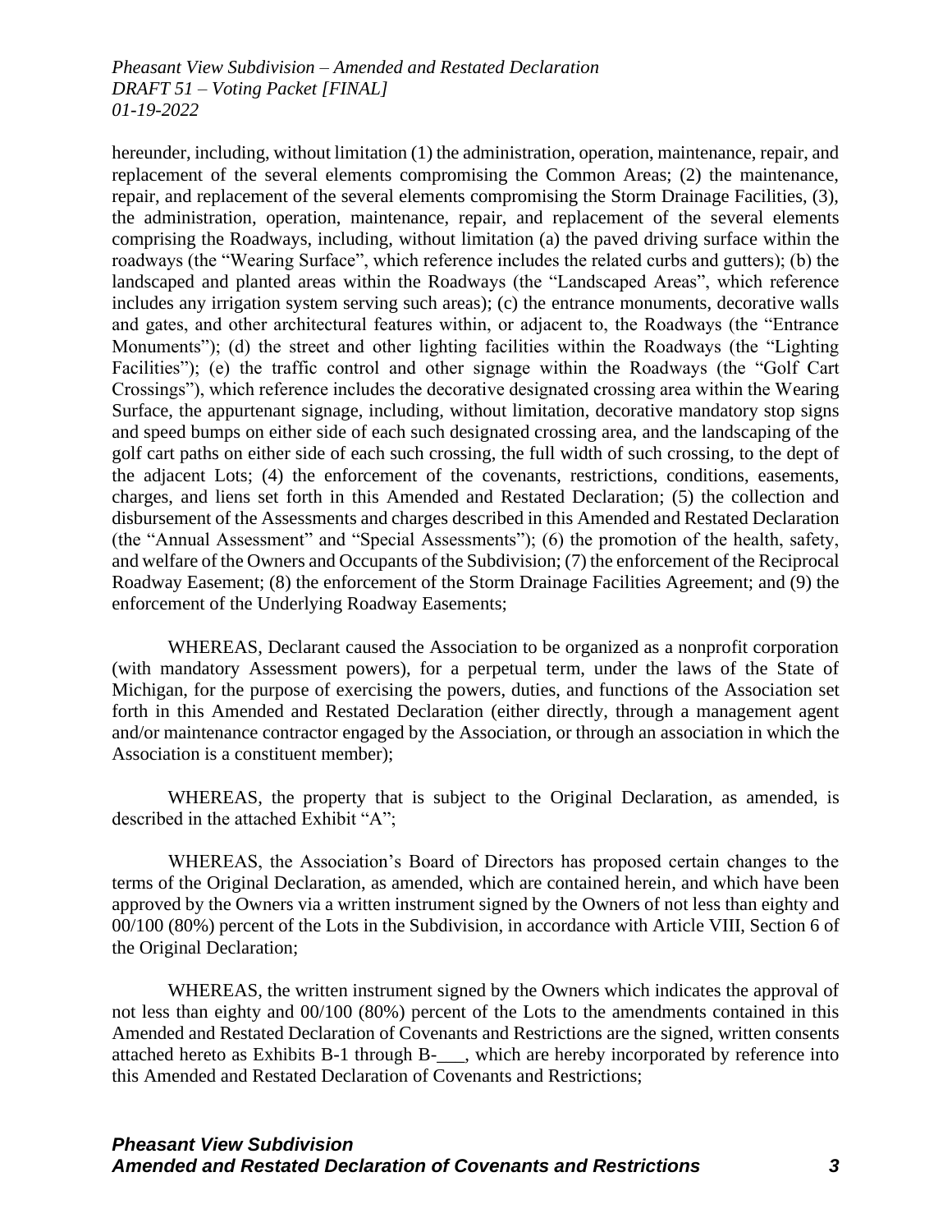hereunder, including, without limitation (1) the administration, operation, maintenance, repair, and replacement of the several elements compromising the Common Areas; (2) the maintenance, repair, and replacement of the several elements compromising the Storm Drainage Facilities, (3), the administration, operation, maintenance, repair, and replacement of the several elements comprising the Roadways, including, without limitation (a) the paved driving surface within the roadways (the "Wearing Surface", which reference includes the related curbs and gutters); (b) the landscaped and planted areas within the Roadways (the "Landscaped Areas", which reference includes any irrigation system serving such areas); (c) the entrance monuments, decorative walls and gates, and other architectural features within, or adjacent to, the Roadways (the "Entrance Monuments"); (d) the street and other lighting facilities within the Roadways (the "Lighting Facilities"); (e) the traffic control and other signage within the Roadways (the "Golf Cart Crossings"), which reference includes the decorative designated crossing area within the Wearing Surface, the appurtenant signage, including, without limitation, decorative mandatory stop signs and speed bumps on either side of each such designated crossing area, and the landscaping of the golf cart paths on either side of each such crossing, the full width of such crossing, to the dept of the adjacent Lots; (4) the enforcement of the covenants, restrictions, conditions, easements, charges, and liens set forth in this Amended and Restated Declaration; (5) the collection and disbursement of the Assessments and charges described in this Amended and Restated Declaration (the "Annual Assessment" and "Special Assessments"); (6) the promotion of the health, safety, and welfare of the Owners and Occupants of the Subdivision; (7) the enforcement of the Reciprocal Roadway Easement; (8) the enforcement of the Storm Drainage Facilities Agreement; and (9) the enforcement of the Underlying Roadway Easements;

WHEREAS, Declarant caused the Association to be organized as a nonprofit corporation (with mandatory Assessment powers), for a perpetual term, under the laws of the State of Michigan, for the purpose of exercising the powers, duties, and functions of the Association set forth in this Amended and Restated Declaration (either directly, through a management agent and/or maintenance contractor engaged by the Association, or through an association in which the Association is a constituent member);

WHEREAS, the property that is subject to the Original Declaration, as amended, is described in the attached Exhibit "A";

WHEREAS, the Association's Board of Directors has proposed certain changes to the terms of the Original Declaration, as amended, which are contained herein, and which have been approved by the Owners via a written instrument signed by the Owners of not less than eighty and 00/100 (80%) percent of the Lots in the Subdivision, in accordance with Article VIII, Section 6 of the Original Declaration;

WHEREAS, the written instrument signed by the Owners which indicates the approval of not less than eighty and 00/100 (80%) percent of the Lots to the amendments contained in this Amended and Restated Declaration of Covenants and Restrictions are the signed, written consents attached hereto as Exhibits B-1 through B-___, which are hereby incorporated by reference into this Amended and Restated Declaration of Covenants and Restrictions;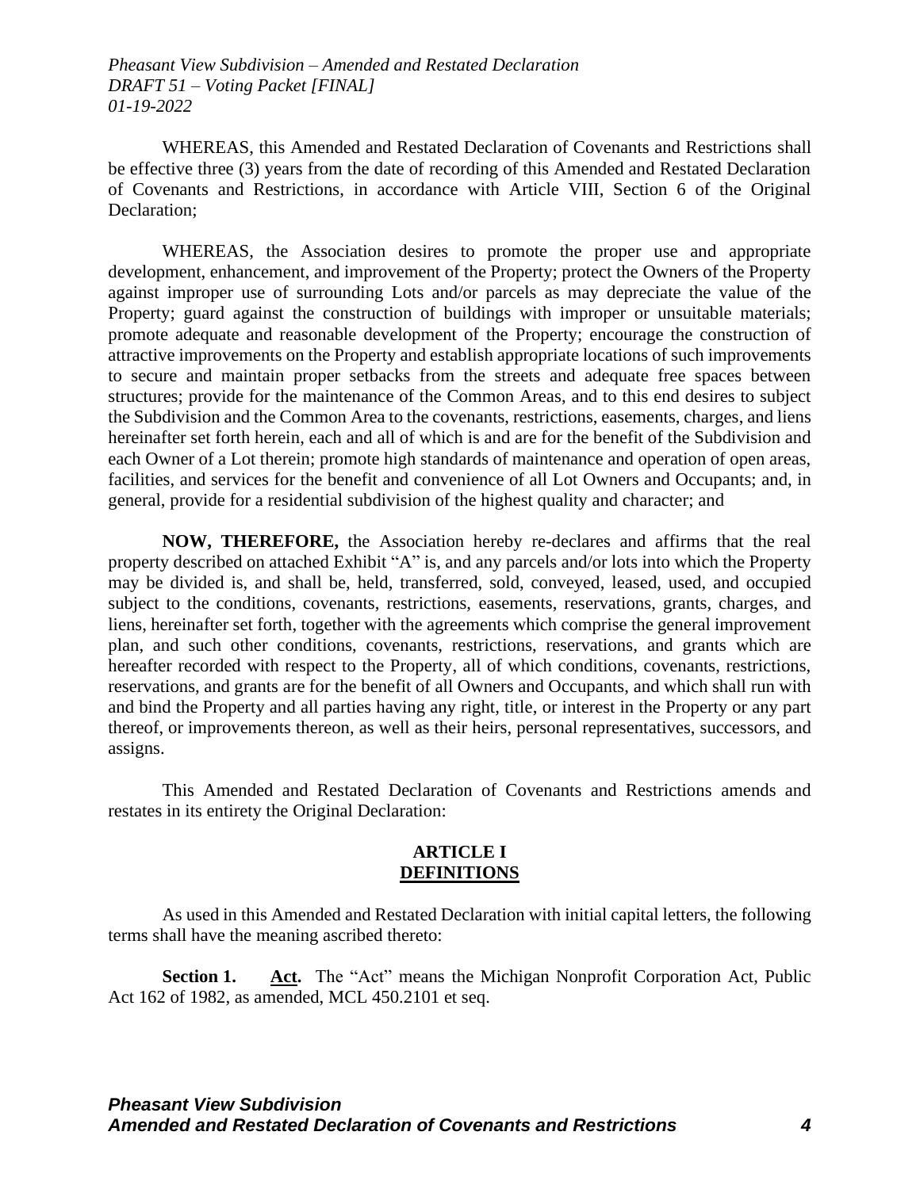WHEREAS, this Amended and Restated Declaration of Covenants and Restrictions shall be effective three (3) years from the date of recording of this Amended and Restated Declaration of Covenants and Restrictions, in accordance with Article VIII, Section 6 of the Original Declaration;

WHEREAS, the Association desires to promote the proper use and appropriate development, enhancement, and improvement of the Property; protect the Owners of the Property against improper use of surrounding Lots and/or parcels as may depreciate the value of the Property; guard against the construction of buildings with improper or unsuitable materials; promote adequate and reasonable development of the Property; encourage the construction of attractive improvements on the Property and establish appropriate locations of such improvements to secure and maintain proper setbacks from the streets and adequate free spaces between structures; provide for the maintenance of the Common Areas, and to this end desires to subject the Subdivision and the Common Area to the covenants, restrictions, easements, charges, and liens hereinafter set forth herein, each and all of which is and are for the benefit of the Subdivision and each Owner of a Lot therein; promote high standards of maintenance and operation of open areas, facilities, and services for the benefit and convenience of all Lot Owners and Occupants; and, in general, provide for a residential subdivision of the highest quality and character; and

**NOW, THEREFORE,** the Association hereby re-declares and affirms that the real property described on attached Exhibit "A" is, and any parcels and/or lots into which the Property may be divided is, and shall be, held, transferred, sold, conveyed, leased, used, and occupied subject to the conditions, covenants, restrictions, easements, reservations, grants, charges, and liens, hereinafter set forth, together with the agreements which comprise the general improvement plan, and such other conditions, covenants, restrictions, reservations, and grants which are hereafter recorded with respect to the Property, all of which conditions, covenants, restrictions, reservations, and grants are for the benefit of all Owners and Occupants, and which shall run with and bind the Property and all parties having any right, title, or interest in the Property or any part thereof, or improvements thereon, as well as their heirs, personal representatives, successors, and assigns.

This Amended and Restated Declaration of Covenants and Restrictions amends and restates in its entirety the Original Declaration:

## ARTICLE I
## DEFINITIONS

As used in this Amended and Restated Declaration with initial capital letters, the following terms shall have the meaning ascribed thereto:

**Section 1.** **Act.** The "Act" means the Michigan Nonprofit Corporation Act, Public Act 162 of 1982, as amended, MCL 450.2101 et seq.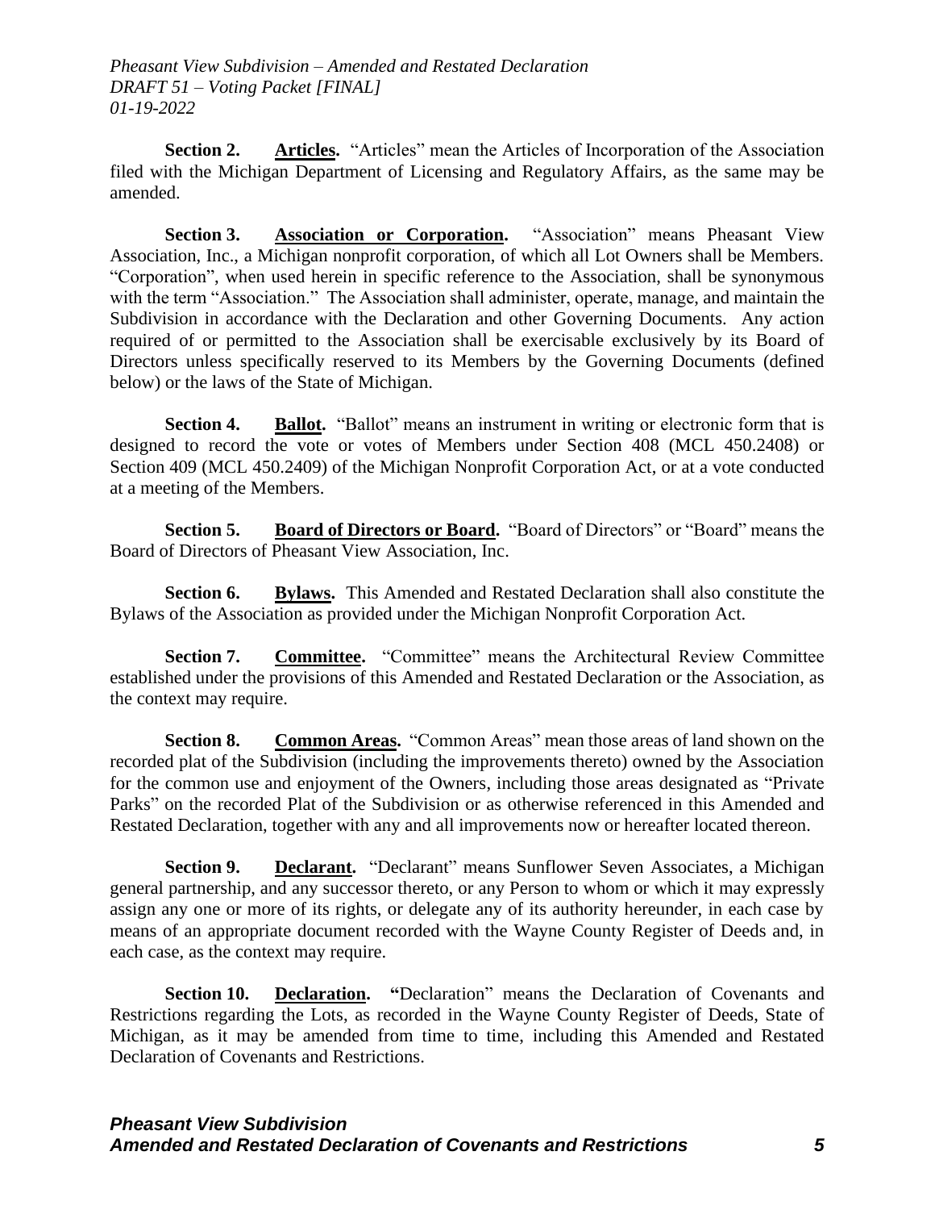**Section 2. <u>Articles</u>.** "Articles" mean the Articles of Incorporation of the Association filed with the Michigan Department of Licensing and Regulatory Affairs, as the same may be amended.

**Section 3. <u>Association or Corporation</u>.** "Association" means Pheasant View Association, Inc., a Michigan nonprofit corporation, of which all Lot Owners shall be Members. "Corporation", when used herein in specific reference to the Association, shall be synonymous with the term "Association." The Association shall administer, operate, manage, and maintain the Subdivision in accordance with the Declaration and other Governing Documents. Any action required of or permitted to the Association shall be exercisable exclusively by its Board of Directors unless specifically reserved to its Members by the Governing Documents (defined below) or the laws of the State of Michigan.

**Section 4. <u>Ballot</u>.** "Ballot" means an instrument in writing or electronic form that is designed to record the vote or votes of Members under Section 408 (MCL 450.2408) or Section 409 (MCL 450.2409) of the Michigan Nonprofit Corporation Act, or at a vote conducted at a meeting of the Members.

**Section 5. <u>Board of Directors or Board</u>.** "Board of Directors" or "Board" means the Board of Directors of Pheasant View Association, Inc.

**Section 6. <u>Bylaws</u>.** This Amended and Restated Declaration shall also constitute the Bylaws of the Association as provided under the Michigan Nonprofit Corporation Act.

**Section 7. <u>Committee</u>.** "Committee" means the Architectural Review Committee established under the provisions of this Amended and Restated Declaration or the Association, as the context may require.

**Section 8. <u>Common Areas</u>.** "Common Areas" mean those areas of land shown on the recorded plat of the Subdivision (including the improvements thereto) owned by the Association for the common use and enjoyment of the Owners, including those areas designated as "Private Parks" on the recorded Plat of the Subdivision or as otherwise referenced in this Amended and Restated Declaration, together with any and all improvements now or hereafter located thereon.

**Section 9. <u>Declarant</u>.** "Declarant" means Sunflower Seven Associates, a Michigan general partnership, and any successor thereto, or any Person to whom or which it may expressly assign any one or more of its rights, or delegate any of its authority hereunder, in each case by means of an appropriate document recorded with the Wayne County Register of Deeds and, in each case, as the context may require.

**Section 10. <u>Declaration</u>.** "Declaration" means the Declaration of Covenants and Restrictions regarding the Lots, as recorded in the Wayne County Register of Deeds, State of Michigan, as it may be amended from time to time, including this Amended and Restated Declaration of Covenants and Restrictions.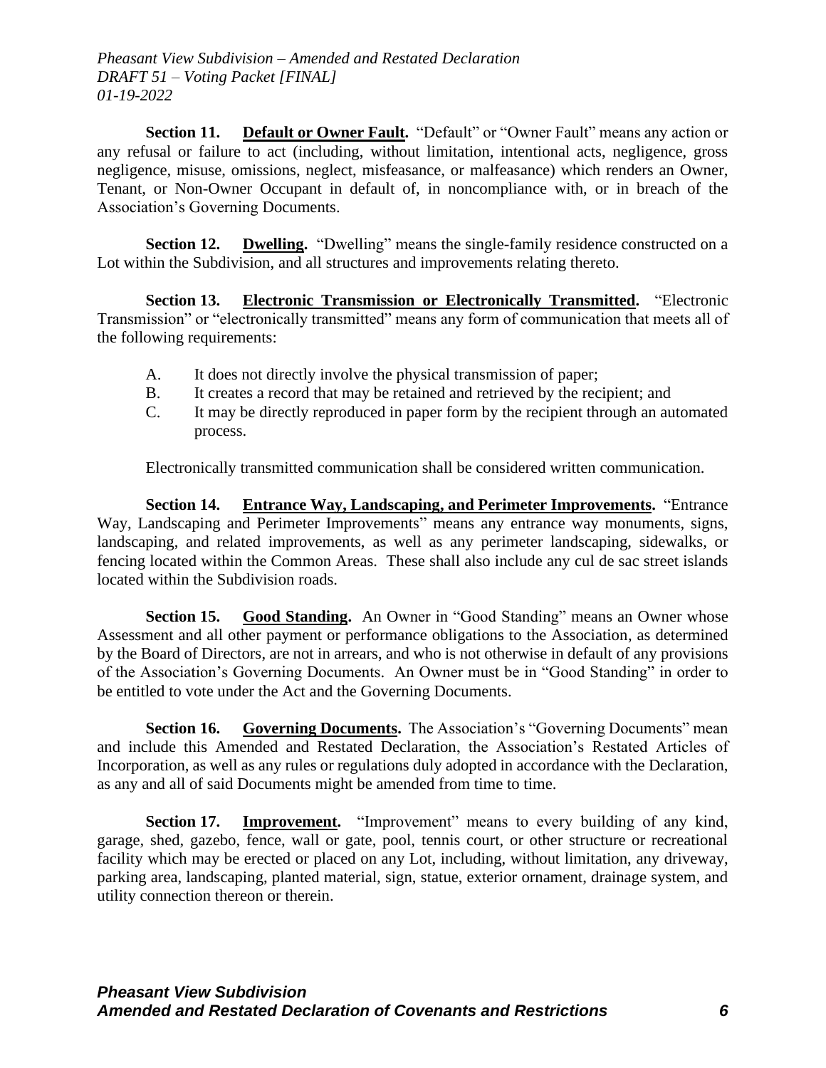**Section 11. Default or Owner Fault.** "Default" or "Owner Fault" means any action or any refusal or failure to act (including, without limitation, intentional acts, negligence, gross negligence, misuse, omissions, neglect, misfeasance, or malfeasance) which renders an Owner, Tenant, or Non-Owner Occupant in default of, in noncompliance with, or in breach of the Association's Governing Documents.

**Section 12. Dwelling.** "Dwelling" means the single-family residence constructed on a Lot within the Subdivision, and all structures and improvements relating thereto.

**Section 13. Electronic Transmission or Electronically Transmitted.** "Electronic Transmission" or "electronically transmitted" means any form of communication that meets all of the following requirements:

A. It does not directly involve the physical transmission of paper;
B. It creates a record that may be retained and retrieved by the recipient; and
C. It may be directly reproduced in paper form by the recipient through an automated process.

Electronically transmitted communication shall be considered written communication.

**Section 14. Entrance Way, Landscaping, and Perimeter Improvements.** "Entrance Way, Landscaping and Perimeter Improvements" means any entrance way monuments, signs, landscaping, and related improvements, as well as any perimeter landscaping, sidewalks, or fencing located within the Common Areas. These shall also include any cul de sac street islands located within the Subdivision roads.

**Section 15. Good Standing.** An Owner in "Good Standing" means an Owner whose Assessment and all other payment or performance obligations to the Association, as determined by the Board of Directors, are not in arrears, and who is not otherwise in default of any provisions of the Association's Governing Documents. An Owner must be in "Good Standing" in order to be entitled to vote under the Act and the Governing Documents.

**Section 16. Governing Documents.** The Association's "Governing Documents" mean and include this Amended and Restated Declaration, the Association's Restated Articles of Incorporation, as well as any rules or regulations duly adopted in accordance with the Declaration, as any and all of said Documents might be amended from time to time.

**Section 17. Improvement.** "Improvement" means to every building of any kind, garage, shed, gazebo, fence, wall or gate, pool, tennis court, or other structure or recreational facility which may be erected or placed on any Lot, including, without limitation, any driveway, parking area, landscaping, planted material, sign, statue, exterior ornament, drainage system, and utility connection thereon or therein.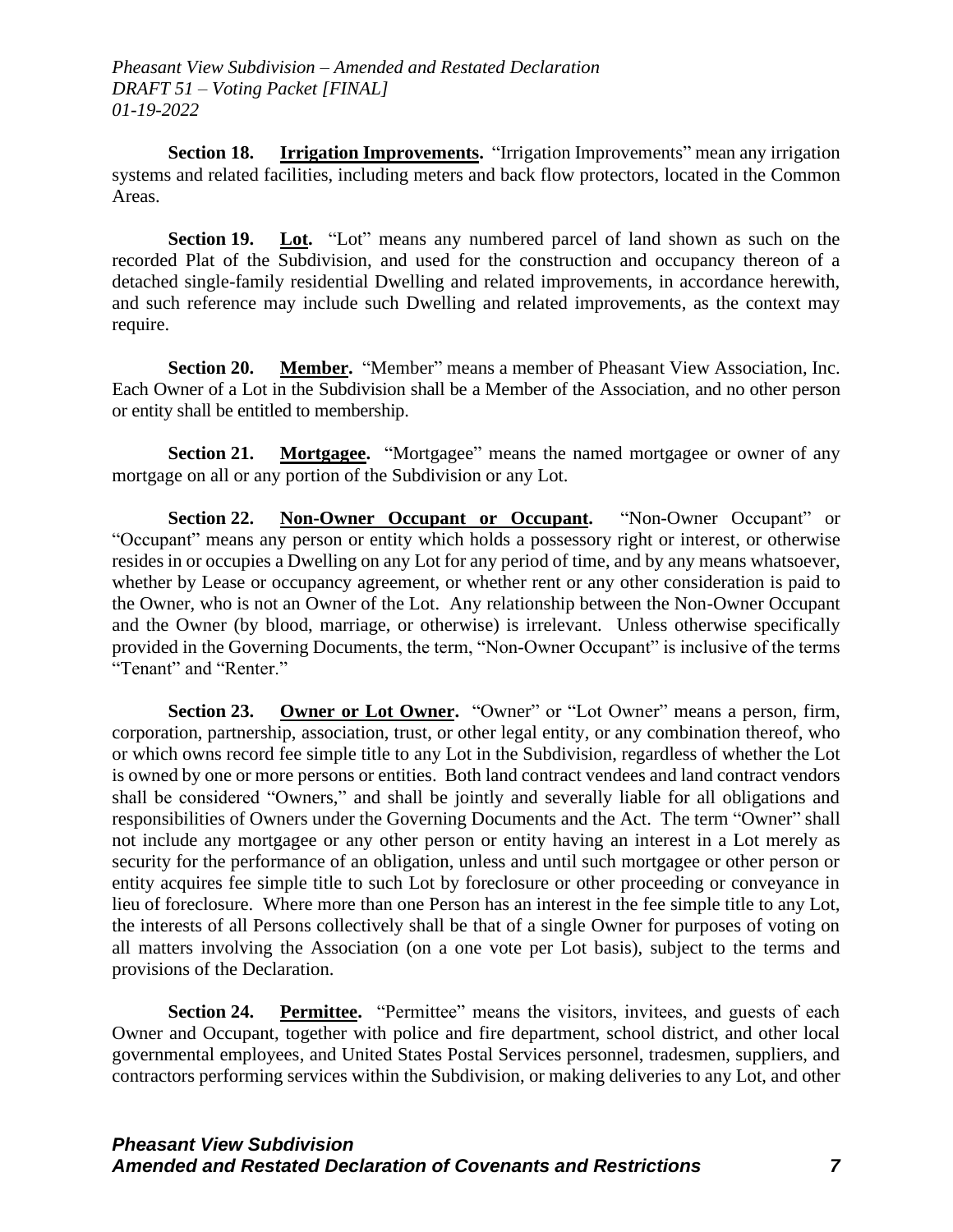**Section 18. Irrigation Improvements.** "Irrigation Improvements" mean any irrigation systems and related facilities, including meters and back flow protectors, located in the Common Areas.

**Section 19. Lot.** "Lot" means any numbered parcel of land shown as such on the recorded Plat of the Subdivision, and used for the construction and occupancy thereon of a detached single-family residential Dwelling and related improvements, in accordance herewith, and such reference may include such Dwelling and related improvements, as the context may require.

**Section 20. Member.** "Member" means a member of Pheasant View Association, Inc. Each Owner of a Lot in the Subdivision shall be a Member of the Association, and no other person or entity shall be entitled to membership.

**Section 21. Mortgagee.** "Mortgagee" means the named mortgagee or owner of any mortgage on all or any portion of the Subdivision or any Lot.

**Section 22. Non-Owner Occupant or Occupant.** "Non-Owner Occupant" or "Occupant" means any person or entity which holds a possessory right or interest, or otherwise resides in or occupies a Dwelling on any Lot for any period of time, and by any means whatsoever, whether by Lease or occupancy agreement, or whether rent or any other consideration is paid to the Owner, who is not an Owner of the Lot. Any relationship between the Non-Owner Occupant and the Owner (by blood, marriage, or otherwise) is irrelevant. Unless otherwise specifically provided in the Governing Documents, the term, "Non-Owner Occupant" is inclusive of the terms "Tenant" and "Renter."

**Section 23. Owner or Lot Owner.** "Owner" or "Lot Owner" means a person, firm, corporation, partnership, association, trust, or other legal entity, or any combination thereof, who or which owns record fee simple title to any Lot in the Subdivision, regardless of whether the Lot is owned by one or more persons or entities. Both land contract vendees and land contract vendors shall be considered "Owners," and shall be jointly and severally liable for all obligations and responsibilities of Owners under the Governing Documents and the Act. The term "Owner" shall not include any mortgagee or any other person or entity having an interest in a Lot merely as security for the performance of an obligation, unless and until such mortgagee or other person or entity acquires fee simple title to such Lot by foreclosure or other proceeding or conveyance in lieu of foreclosure. Where more than one Person has an interest in the fee simple title to any Lot, the interests of all Persons collectively shall be that of a single Owner for purposes of voting on all matters involving the Association (on a one vote per Lot basis), subject to the terms and provisions of the Declaration.

**Section 24. Permittee.** "Permittee" means the visitors, invitees, and guests of each Owner and Occupant, together with police and fire department, school district, and other local governmental employees, and United States Postal Services personnel, tradesmen, suppliers, and contractors performing services within the Subdivision, or making deliveries to any Lot, and other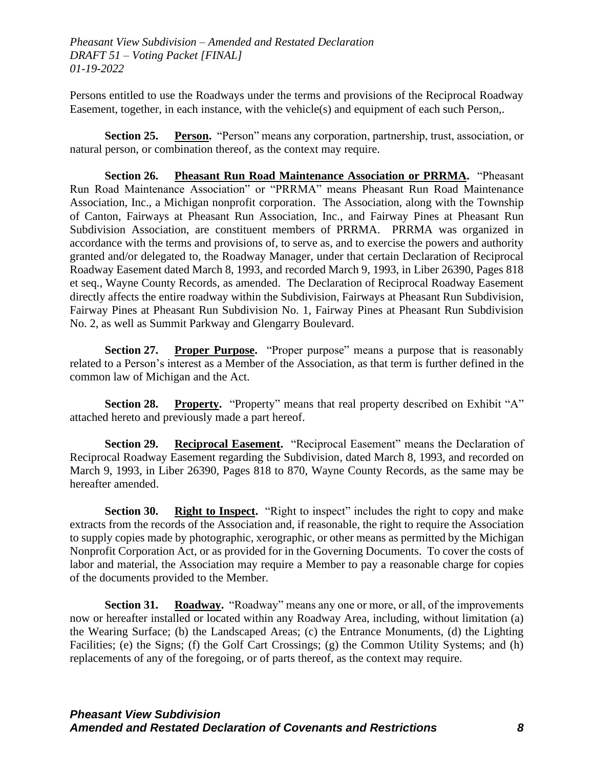Persons entitled to use the Roadways under the terms and provisions of the Reciprocal Roadway Easement, together, in each instance, with the vehicle(s) and equipment of each such Person,.

**Section 25. Person.** "Person" means any corporation, partnership, trust, association, or natural person, or combination thereof, as the context may require.

**Section 26. Pheasant Run Road Maintenance Association or PRRMA.** "Pheasant Run Road Maintenance Association" or "PRRMA" means Pheasant Run Road Maintenance Association, Inc., a Michigan nonprofit corporation. The Association, along with the Township of Canton, Fairways at Pheasant Run Association, Inc., and Fairway Pines at Pheasant Run Subdivision Association, are constituent members of PRRMA. PRRMA was organized in accordance with the terms and provisions of, to serve as, and to exercise the powers and authority granted and/or delegated to, the Roadway Manager, under that certain Declaration of Reciprocal Roadway Easement dated March 8, 1993, and recorded March 9, 1993, in Liber 26390, Pages 818 et seq., Wayne County Records, as amended. The Declaration of Reciprocal Roadway Easement directly affects the entire roadway within the Subdivision, Fairways at Pheasant Run Subdivision, Fairway Pines at Pheasant Run Subdivision No. 1, Fairway Pines at Pheasant Run Subdivision No. 2, as well as Summit Parkway and Glengarry Boulevard.

**Section 27. Proper Purpose.** "Proper purpose" means a purpose that is reasonably related to a Person's interest as a Member of the Association, as that term is further defined in the common law of Michigan and the Act.

**Section 28. Property.** "Property" means that real property described on Exhibit "A" attached hereto and previously made a part hereof.

**Section 29. Reciprocal Easement.** "Reciprocal Easement" means the Declaration of Reciprocal Roadway Easement regarding the Subdivision, dated March 8, 1993, and recorded on March 9, 1993, in Liber 26390, Pages 818 to 870, Wayne County Records, as the same may be hereafter amended.

**Section 30. Right to Inspect.** "Right to inspect" includes the right to copy and make extracts from the records of the Association and, if reasonable, the right to require the Association to supply copies made by photographic, xerographic, or other means as permitted by the Michigan Nonprofit Corporation Act, or as provided for in the Governing Documents. To cover the costs of labor and material, the Association may require a Member to pay a reasonable charge for copies of the documents provided to the Member.

**Section 31. Roadway.** "Roadway" means any one or more, or all, of the improvements now or hereafter installed or located within any Roadway Area, including, without limitation (a) the Wearing Surface; (b) the Landscaped Areas; (c) the Entrance Monuments, (d) the Lighting Facilities; (e) the Signs; (f) the Golf Cart Crossings; (g) the Common Utility Systems; and (h) replacements of any of the foregoing, or of parts thereof, as the context may require.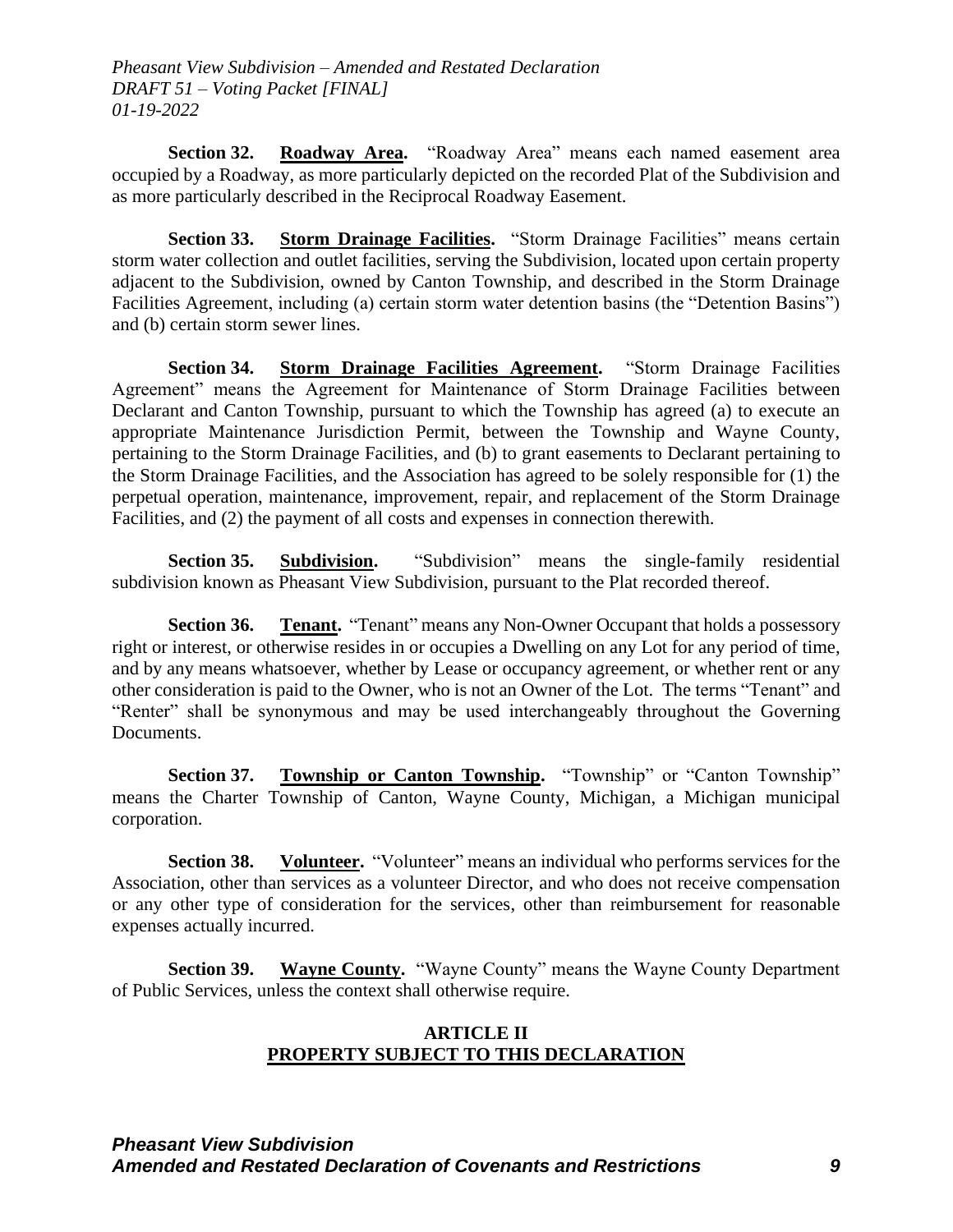**Section 32. Roadway Area.** "Roadway Area" means each named easement area occupied by a Roadway, as more particularly depicted on the recorded Plat of the Subdivision and as more particularly described in the Reciprocal Roadway Easement.

**Section 33. Storm Drainage Facilities.** "Storm Drainage Facilities" means certain storm water collection and outlet facilities, serving the Subdivision, located upon certain property adjacent to the Subdivision, owned by Canton Township, and described in the Storm Drainage Facilities Agreement, including (a) certain storm water detention basins (the "Detention Basins") and (b) certain storm sewer lines.

**Section 34. Storm Drainage Facilities Agreement.** "Storm Drainage Facilities Agreement" means the Agreement for Maintenance of Storm Drainage Facilities between Declarant and Canton Township, pursuant to which the Township has agreed (a) to execute an appropriate Maintenance Jurisdiction Permit, between the Township and Wayne County, pertaining to the Storm Drainage Facilities, and (b) to grant easements to Declarant pertaining to the Storm Drainage Facilities, and the Association has agreed to be solely responsible for (1) the perpetual operation, maintenance, improvement, repair, and replacement of the Storm Drainage Facilities, and (2) the payment of all costs and expenses in connection therewith.

**Section 35. Subdivision.** "Subdivision" means the single-family residential subdivision known as Pheasant View Subdivision, pursuant to the Plat recorded thereof.

**Section 36. Tenant.** "Tenant" means any Non-Owner Occupant that holds a possessory right or interest, or otherwise resides in or occupies a Dwelling on any Lot for any period of time, and by any means whatsoever, whether by Lease or occupancy agreement, or whether rent or any other consideration is paid to the Owner, who is not an Owner of the Lot. The terms "Tenant" and "Renter" shall be synonymous and may be used interchangeably throughout the Governing Documents.

**Section 37. Township or Canton Township.** "Township" or "Canton Township" means the Charter Township of Canton, Wayne County, Michigan, a Michigan municipal corporation.

**Section 38. Volunteer.** "Volunteer" means an individual who performs services for the Association, other than services as a volunteer Director, and who does not receive compensation or any other type of consideration for the services, other than reimbursement for reasonable expenses actually incurred.

**Section 39. Wayne County.** "Wayne County" means the Wayne County Department of Public Services, unless the context shall otherwise require.

## ARTICLE II
## PROPERTY SUBJECT TO THIS DECLARATION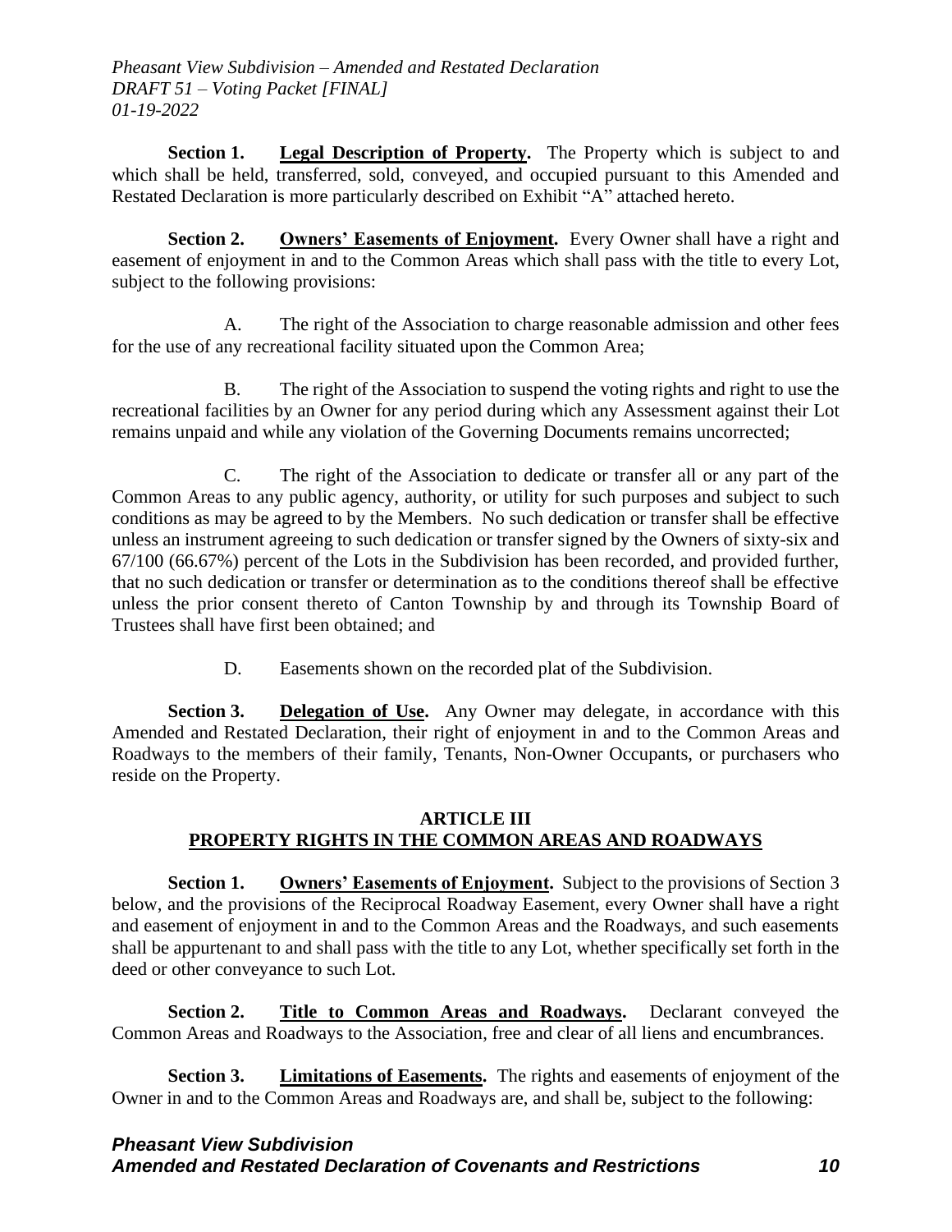**Section 1. Legal Description of Property.** The Property which is subject to and which shall be held, transferred, sold, conveyed, and occupied pursuant to this Amended and Restated Declaration is more particularly described on Exhibit "A" attached hereto.

**Section 2. Owners' Easements of Enjoyment.** Every Owner shall have a right and easement of enjoyment in and to the Common Areas which shall pass with the title to every Lot, subject to the following provisions:

A. The right of the Association to charge reasonable admission and other fees for the use of any recreational facility situated upon the Common Area;

B. The right of the Association to suspend the voting rights and right to use the recreational facilities by an Owner for any period during which any Assessment against their Lot remains unpaid and while any violation of the Governing Documents remains uncorrected;

C. The right of the Association to dedicate or transfer all or any part of the Common Areas to any public agency, authority, or utility for such purposes and subject to such conditions as may be agreed to by the Members. No such dedication or transfer shall be effective unless an instrument agreeing to such dedication or transfer signed by the Owners of sixty-six and 67/100 (66.67%) percent of the Lots in the Subdivision has been recorded, and provided further, that no such dedication or transfer or determination as to the conditions thereof shall be effective unless the prior consent thereto of Canton Township by and through its Township Board of Trustees shall have first been obtained; and

D. Easements shown on the recorded plat of the Subdivision.

**Section 3. Delegation of Use.** Any Owner may delegate, in accordance with this Amended and Restated Declaration, their right of enjoyment in and to the Common Areas and Roadways to the members of their family, Tenants, Non-Owner Occupants, or purchasers who reside on the Property.

## ARTICLE III
## PROPERTY RIGHTS IN THE COMMON AREAS AND ROADWAYS

**Section 1. Owners' Easements of Enjoyment.** Subject to the provisions of Section 3 below, and the provisions of the Reciprocal Roadway Easement, every Owner shall have a right and easement of enjoyment in and to the Common Areas and the Roadways, and such easements shall be appurtenant to and shall pass with the title to any Lot, whether specifically set forth in the deed or other conveyance to such Lot.

**Section 2. Title to Common Areas and Roadways.** Declarant conveyed the Common Areas and Roadways to the Association, free and clear of all liens and encumbrances.

**Section 3. Limitations of Easements.** The rights and easements of enjoyment of the Owner in and to the Common Areas and Roadways are, and shall be, subject to the following: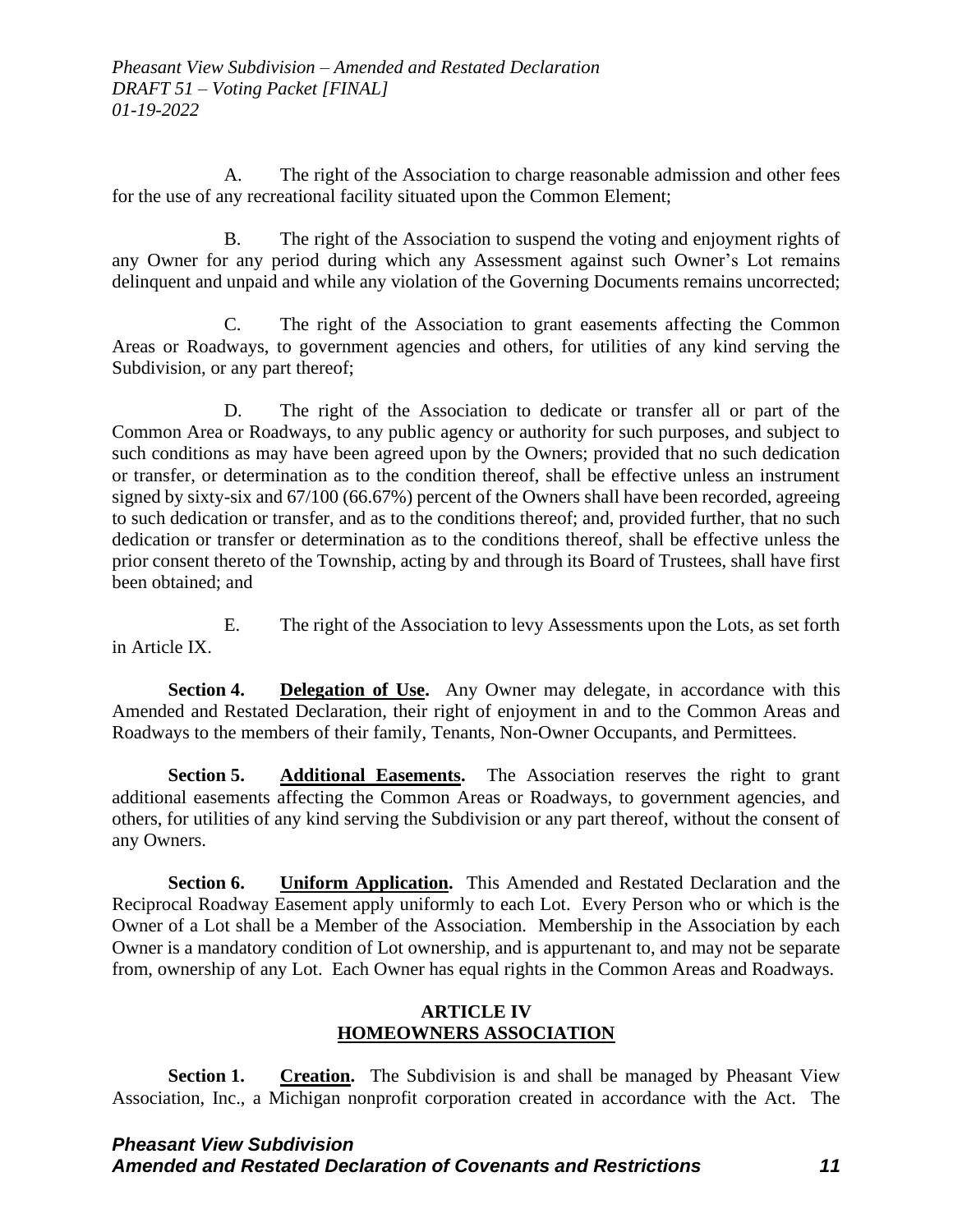A. The right of the Association to charge reasonable admission and other fees for the use of any recreational facility situated upon the Common Element;

B. The right of the Association to suspend the voting and enjoyment rights of any Owner for any period during which any Assessment against such Owner's Lot remains delinquent and unpaid and while any violation of the Governing Documents remains uncorrected;

C. The right of the Association to grant easements affecting the Common Areas or Roadways, to government agencies and others, for utilities of any kind serving the Subdivision, or any part thereof;

D. The right of the Association to dedicate or transfer all or part of the Common Area or Roadways, to any public agency or authority for such purposes, and subject to such conditions as may have been agreed upon by the Owners; provided that no such dedication or transfer, or determination as to the condition thereof, shall be effective unless an instrument signed by sixty-six and 67/100 (66.67%) percent of the Owners shall have been recorded, agreeing to such dedication or transfer, and as to the conditions thereof; and, provided further, that no such dedication or transfer or determination as to the conditions thereof, shall be effective unless the prior consent thereto of the Township, acting by and through its Board of Trustees, shall have first been obtained; and

E. The right of the Association to levy Assessments upon the Lots, as set forth in Article IX.

**Section 4. Delegation of Use.** Any Owner may delegate, in accordance with this Amended and Restated Declaration, their right of enjoyment in and to the Common Areas and Roadways to the members of their family, Tenants, Non-Owner Occupants, and Permittees.

**Section 5. Additional Easements.** The Association reserves the right to grant additional easements affecting the Common Areas or Roadways, to government agencies, and others, for utilities of any kind serving the Subdivision or any part thereof, without the consent of any Owners.

**Section 6. Uniform Application.** This Amended and Restated Declaration and the Reciprocal Roadway Easement apply uniformly to each Lot. Every Person who or which is the Owner of a Lot shall be a Member of the Association. Membership in the Association by each Owner is a mandatory condition of Lot ownership, and is appurtenant to, and may not be separate from, ownership of any Lot. Each Owner has equal rights in the Common Areas and Roadways.

## ARTICLE IV
## HOMEOWNERS ASSOCIATION

**Section 1. Creation.** The Subdivision is and shall be managed by Pheasant View Association, Inc., a Michigan nonprofit corporation created in accordance with the Act. The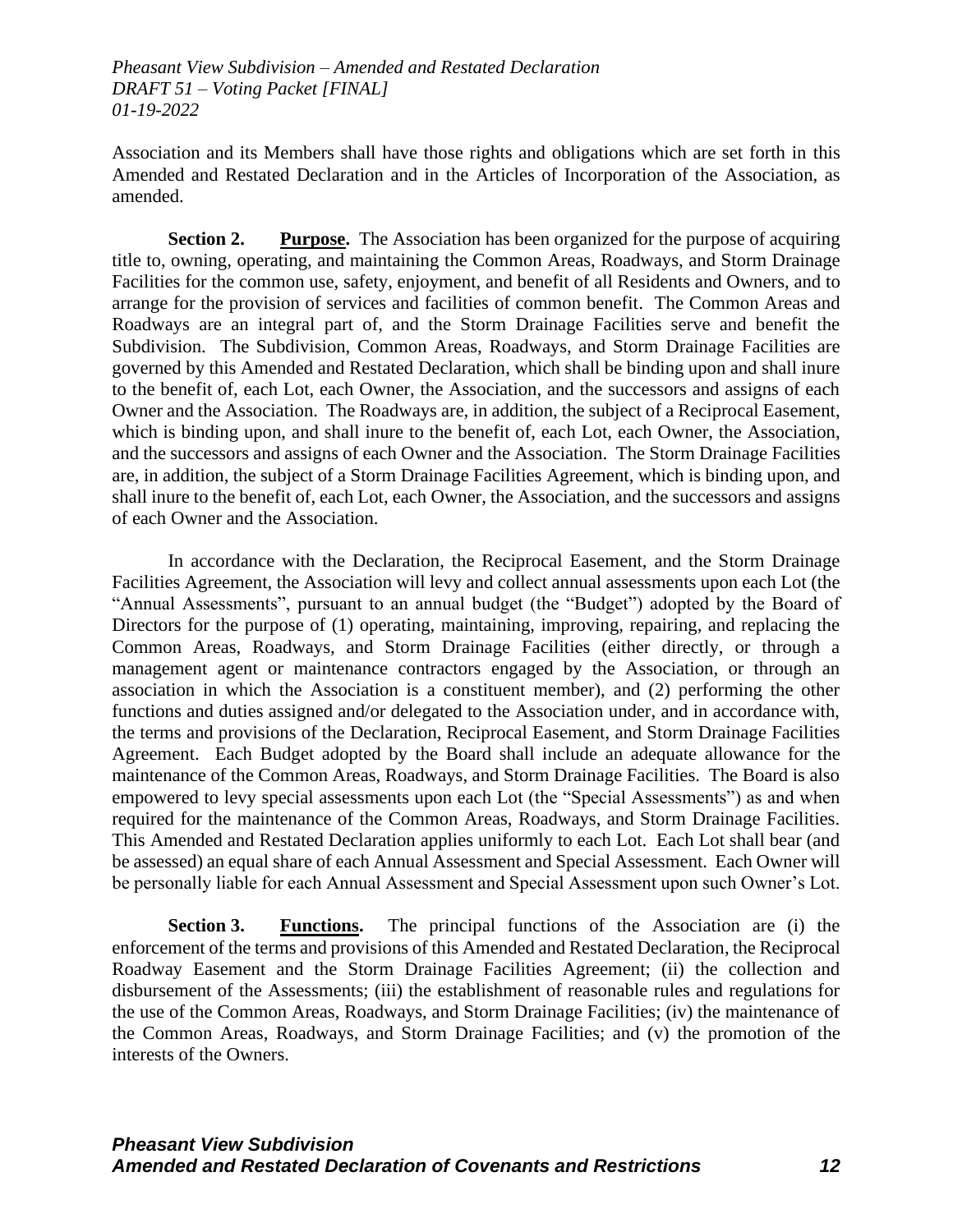Association and its Members shall have those rights and obligations which are set forth in this Amended and Restated Declaration and in the Articles of Incorporation of the Association, as amended.

**Section 2. Purpose.** The Association has been organized for the purpose of acquiring title to, owning, operating, and maintaining the Common Areas, Roadways, and Storm Drainage Facilities for the common use, safety, enjoyment, and benefit of all Residents and Owners, and to arrange for the provision of services and facilities of common benefit. The Common Areas and Roadways are an integral part of, and the Storm Drainage Facilities serve and benefit the Subdivision. The Subdivision, Common Areas, Roadways, and Storm Drainage Facilities are governed by this Amended and Restated Declaration, which shall be binding upon and shall inure to the benefit of, each Lot, each Owner, the Association, and the successors and assigns of each Owner and the Association. The Roadways are, in addition, the subject of a Reciprocal Easement, which is binding upon, and shall inure to the benefit of, each Lot, each Owner, the Association, and the successors and assigns of each Owner and the Association. The Storm Drainage Facilities are, in addition, the subject of a Storm Drainage Facilities Agreement, which is binding upon, and shall inure to the benefit of, each Lot, each Owner, the Association, and the successors and assigns of each Owner and the Association.

In accordance with the Declaration, the Reciprocal Easement, and the Storm Drainage Facilities Agreement, the Association will levy and collect annual assessments upon each Lot (the "Annual Assessments", pursuant to an annual budget (the "Budget") adopted by the Board of Directors for the purpose of (1) operating, maintaining, improving, repairing, and replacing the Common Areas, Roadways, and Storm Drainage Facilities (either directly, or through a management agent or maintenance contractors engaged by the Association, or through an association in which the Association is a constituent member), and (2) performing the other functions and duties assigned and/or delegated to the Association under, and in accordance with, the terms and provisions of the Declaration, Reciprocal Easement, and Storm Drainage Facilities Agreement. Each Budget adopted by the Board shall include an adequate allowance for the maintenance of the Common Areas, Roadways, and Storm Drainage Facilities. The Board is also empowered to levy special assessments upon each Lot (the "Special Assessments") as and when required for the maintenance of the Common Areas, Roadways, and Storm Drainage Facilities. This Amended and Restated Declaration applies uniformly to each Lot. Each Lot shall bear (and be assessed) an equal share of each Annual Assessment and Special Assessment. Each Owner will be personally liable for each Annual Assessment and Special Assessment upon such Owner's Lot.

**Section 3. Functions.** The principal functions of the Association are (i) the enforcement of the terms and provisions of this Amended and Restated Declaration, the Reciprocal Roadway Easement and the Storm Drainage Facilities Agreement; (ii) the collection and disbursement of the Assessments; (iii) the establishment of reasonable rules and regulations for the use of the Common Areas, Roadways, and Storm Drainage Facilities; (iv) the maintenance of the Common Areas, Roadways, and Storm Drainage Facilities; and (v) the promotion of the interests of the Owners.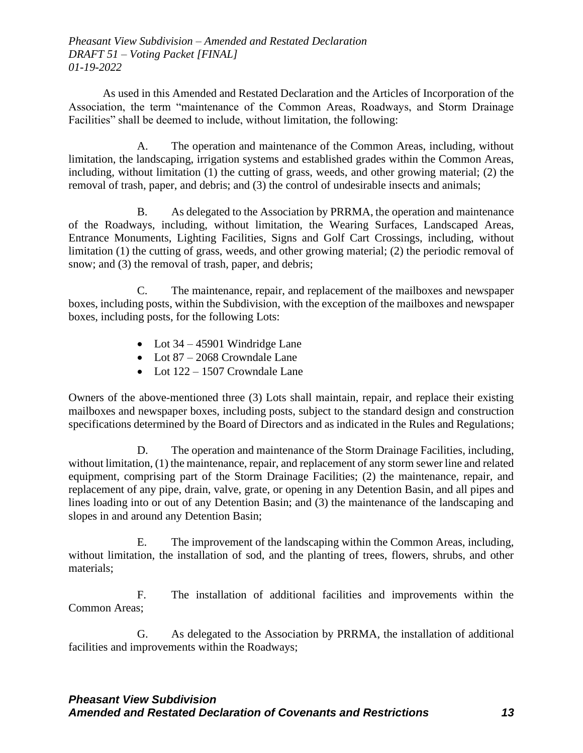As used in this Amended and Restated Declaration and the Articles of Incorporation of the Association, the term "maintenance of the Common Areas, Roadways, and Storm Drainage Facilities" shall be deemed to include, without limitation, the following:

A. The operation and maintenance of the Common Areas, including, without limitation, the landscaping, irrigation systems and established grades within the Common Areas, including, without limitation (1) the cutting of grass, weeds, and other growing material; (2) the removal of trash, paper, and debris; and (3) the control of undesirable insects and animals;

B. As delegated to the Association by PRRMA, the operation and maintenance of the Roadways, including, without limitation, the Wearing Surfaces, Landscaped Areas, Entrance Monuments, Lighting Facilities, Signs and Golf Cart Crossings, including, without limitation (1) the cutting of grass, weeds, and other growing material; (2) the periodic removal of snow; and (3) the removal of trash, paper, and debris;

C. The maintenance, repair, and replacement of the mailboxes and newspaper boxes, including posts, within the Subdivision, with the exception of the mailboxes and newspaper boxes, including posts, for the following Lots:

- Lot 34 – 45901 Windridge Lane
- Lot 87 – 2068 Crowndale Lane
- Lot 122 – 1507 Crowndale Lane

Owners of the above-mentioned three (3) Lots shall maintain, repair, and replace their existing mailboxes and newspaper boxes, including posts, subject to the standard design and construction specifications determined by the Board of Directors and as indicated in the Rules and Regulations;

D. The operation and maintenance of the Storm Drainage Facilities, including, without limitation, (1) the maintenance, repair, and replacement of any storm sewer line and related equipment, comprising part of the Storm Drainage Facilities; (2) the maintenance, repair, and replacement of any pipe, drain, valve, grate, or opening in any Detention Basin, and all pipes and lines loading into or out of any Detention Basin; and (3) the maintenance of the landscaping and slopes in and around any Detention Basin;

E. The improvement of the landscaping within the Common Areas, including, without limitation, the installation of sod, and the planting of trees, flowers, shrubs, and other materials;

F. The installation of additional facilities and improvements within the Common Areas;

G. As delegated to the Association by PRRMA, the installation of additional facilities and improvements within the Roadways;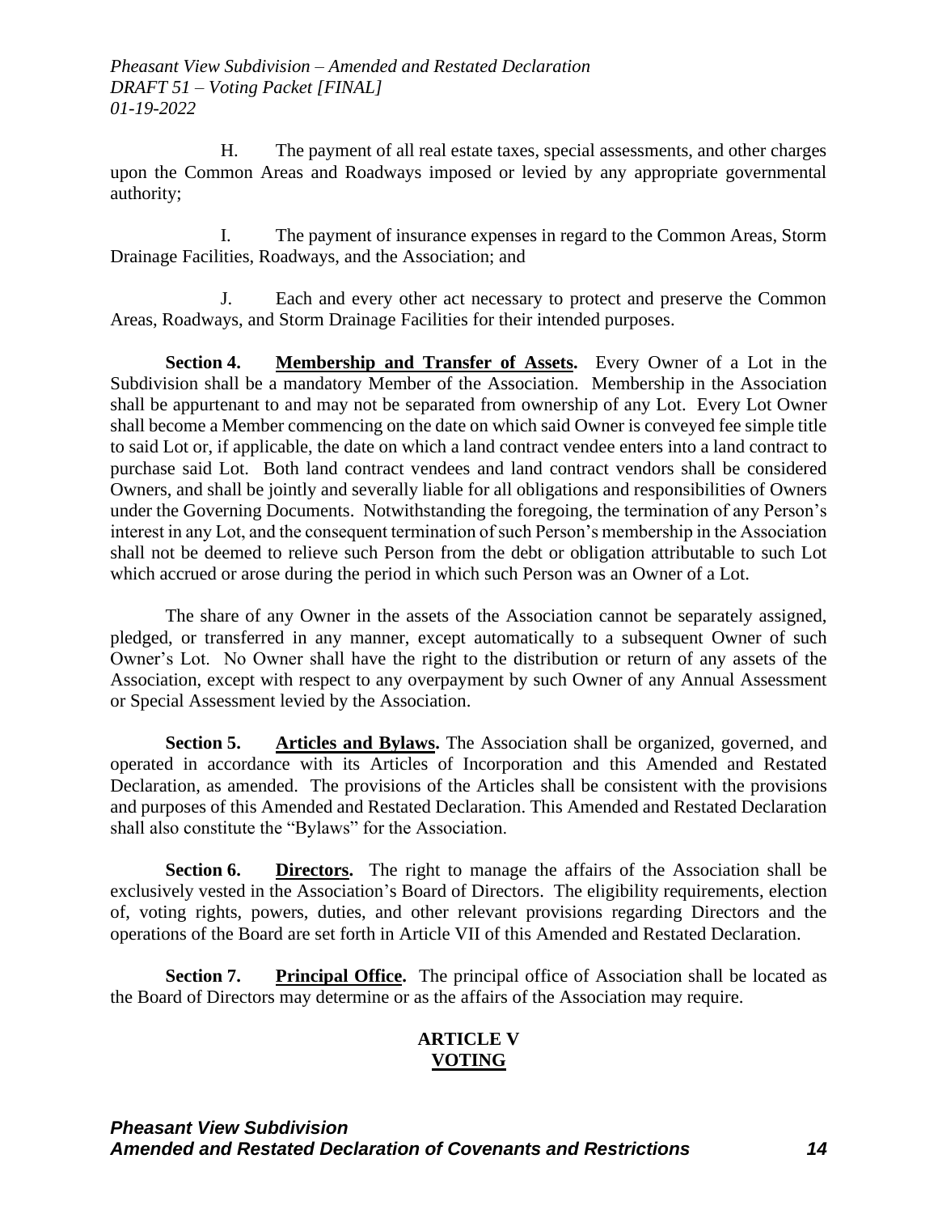H. The payment of all real estate taxes, special assessments, and other charges upon the Common Areas and Roadways imposed or levied by any appropriate governmental authority;

I. The payment of insurance expenses in regard to the Common Areas, Storm Drainage Facilities, Roadways, and the Association; and

J. Each and every other act necessary to protect and preserve the Common Areas, Roadways, and Storm Drainage Facilities for their intended purposes.

**Section 4. Membership and Transfer of Assets.** Every Owner of a Lot in the Subdivision shall be a mandatory Member of the Association. Membership in the Association shall be appurtenant to and may not be separated from ownership of any Lot. Every Lot Owner shall become a Member commencing on the date on which said Owner is conveyed fee simple title to said Lot or, if applicable, the date on which a land contract vendee enters into a land contract to purchase said Lot. Both land contract vendees and land contract vendors shall be considered Owners, and shall be jointly and severally liable for all obligations and responsibilities of Owners under the Governing Documents. Notwithstanding the foregoing, the termination of any Person's interest in any Lot, and the consequent termination of such Person's membership in the Association shall not be deemed to relieve such Person from the debt or obligation attributable to such Lot which accrued or arose during the period in which such Person was an Owner of a Lot.

The share of any Owner in the assets of the Association cannot be separately assigned, pledged, or transferred in any manner, except automatically to a subsequent Owner of such Owner's Lot. No Owner shall have the right to the distribution or return of any assets of the Association, except with respect to any overpayment by such Owner of any Annual Assessment or Special Assessment levied by the Association.

**Section 5. Articles and Bylaws.** The Association shall be organized, governed, and operated in accordance with its Articles of Incorporation and this Amended and Restated Declaration, as amended. The provisions of the Articles shall be consistent with the provisions and purposes of this Amended and Restated Declaration. This Amended and Restated Declaration shall also constitute the "Bylaws" for the Association.

**Section 6. Directors.** The right to manage the affairs of the Association shall be exclusively vested in the Association's Board of Directors. The eligibility requirements, election of, voting rights, powers, duties, and other relevant provisions regarding Directors and the operations of the Board are set forth in Article VII of this Amended and Restated Declaration.

**Section 7. Principal Office.** The principal office of Association shall be located as the Board of Directors may determine or as the affairs of the Association may require.

## ARTICLE V
## VOTING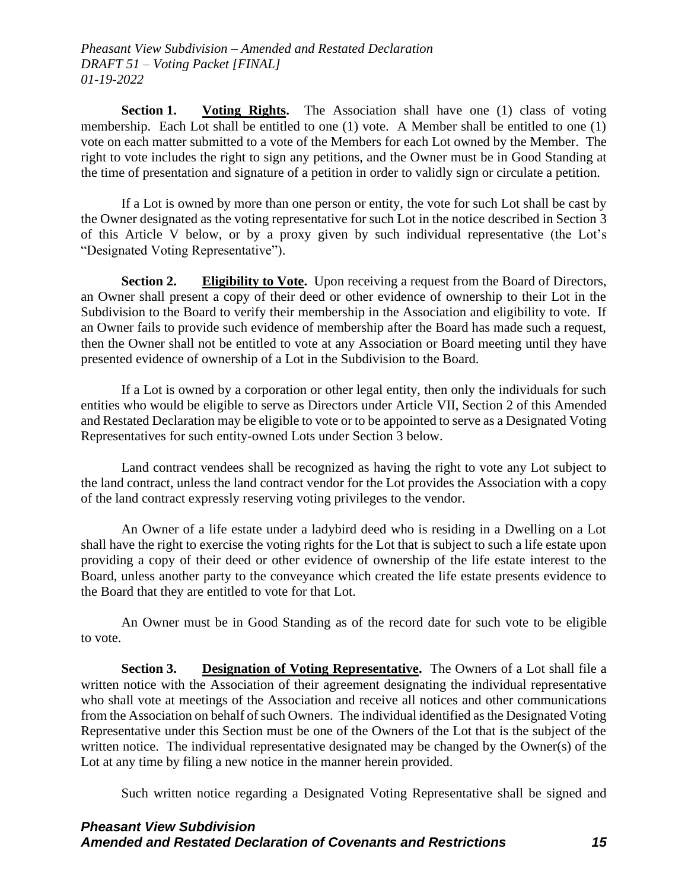**Section 1. Voting Rights.** The Association shall have one (1) class of voting membership. Each Lot shall be entitled to one (1) vote. A Member shall be entitled to one (1) vote on each matter submitted to a vote of the Members for each Lot owned by the Member. The right to vote includes the right to sign any petitions, and the Owner must be in Good Standing at the time of presentation and signature of a petition in order to validly sign or circulate a petition.

If a Lot is owned by more than one person or entity, the vote for such Lot shall be cast by the Owner designated as the voting representative for such Lot in the notice described in Section 3 of this Article V below, or by a proxy given by such individual representative (the Lot's "Designated Voting Representative").

**Section 2. Eligibility to Vote.** Upon receiving a request from the Board of Directors, an Owner shall present a copy of their deed or other evidence of ownership to their Lot in the Subdivision to the Board to verify their membership in the Association and eligibility to vote. If an Owner fails to provide such evidence of membership after the Board has made such a request, then the Owner shall not be entitled to vote at any Association or Board meeting until they have presented evidence of ownership of a Lot in the Subdivision to the Board.

If a Lot is owned by a corporation or other legal entity, then only the individuals for such entities who would be eligible to serve as Directors under Article VII, Section 2 of this Amended and Restated Declaration may be eligible to vote or to be appointed to serve as a Designated Voting Representatives for such entity-owned Lots under Section 3 below.

Land contract vendees shall be recognized as having the right to vote any Lot subject to the land contract, unless the land contract vendor for the Lot provides the Association with a copy of the land contract expressly reserving voting privileges to the vendor.

An Owner of a life estate under a ladybird deed who is residing in a Dwelling on a Lot shall have the right to exercise the voting rights for the Lot that is subject to such a life estate upon providing a copy of their deed or other evidence of ownership of the life estate interest to the Board, unless another party to the conveyance which created the life estate presents evidence to the Board that they are entitled to vote for that Lot.

An Owner must be in Good Standing as of the record date for such vote to be eligible to vote.

**Section 3. Designation of Voting Representative.** The Owners of a Lot shall file a written notice with the Association of their agreement designating the individual representative who shall vote at meetings of the Association and receive all notices and other communications from the Association on behalf of such Owners. The individual identified as the Designated Voting Representative under this Section must be one of the Owners of the Lot that is the subject of the written notice. The individual representative designated may be changed by the Owner(s) of the Lot at any time by filing a new notice in the manner herein provided.

Such written notice regarding a Designated Voting Representative shall be signed and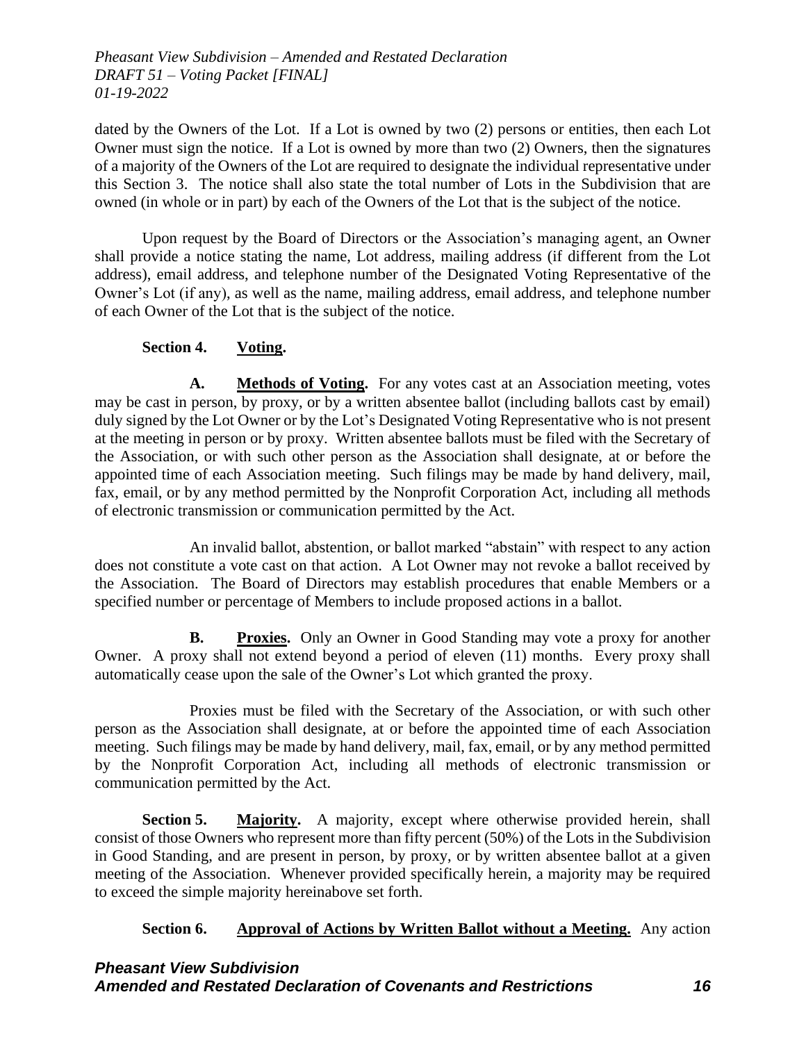dated by the Owners of the Lot. If a Lot is owned by two (2) persons or entities, then each Lot Owner must sign the notice. If a Lot is owned by more than two (2) Owners, then the signatures of a majority of the Owners of the Lot are required to designate the individual representative under this Section 3. The notice shall also state the total number of Lots in the Subdivision that are owned (in whole or in part) by each of the Owners of the Lot that is the subject of the notice.

Upon request by the Board of Directors or the Association's managing agent, an Owner shall provide a notice stating the name, Lot address, mailing address (if different from the Lot address), email address, and telephone number of the Designated Voting Representative of the Owner's Lot (if any), as well as the name, mailing address, email address, and telephone number of each Owner of the Lot that is the subject of the notice.

**Section 4. Voting.**

**A. Methods of Voting.** For any votes cast at an Association meeting, votes may be cast in person, by proxy, or by a written absentee ballot (including ballots cast by email) duly signed by the Lot Owner or by the Lot's Designated Voting Representative who is not present at the meeting in person or by proxy. Written absentee ballots must be filed with the Secretary of the Association, or with such other person as the Association shall designate, at or before the appointed time of each Association meeting. Such filings may be made by hand delivery, mail, fax, email, or by any method permitted by the Nonprofit Corporation Act, including all methods of electronic transmission or communication permitted by the Act.

An invalid ballot, abstention, or ballot marked "abstain" with respect to any action does not constitute a vote cast on that action. A Lot Owner may not revoke a ballot received by the Association. The Board of Directors may establish procedures that enable Members or a specified number or percentage of Members to include proposed actions in a ballot.

**B. Proxies.** Only an Owner in Good Standing may vote a proxy for another Owner. A proxy shall not extend beyond a period of eleven (11) months. Every proxy shall automatically cease upon the sale of the Owner's Lot which granted the proxy.

Proxies must be filed with the Secretary of the Association, or with such other person as the Association shall designate, at or before the appointed time of each Association meeting. Such filings may be made by hand delivery, mail, fax, email, or by any method permitted by the Nonprofit Corporation Act, including all methods of electronic transmission or communication permitted by the Act.

**Section 5. Majority.** A majority, except where otherwise provided herein, shall consist of those Owners who represent more than fifty percent (50%) of the Lots in the Subdivision in Good Standing, and are present in person, by proxy, or by written absentee ballot at a given meeting of the Association. Whenever provided specifically herein, a majority may be required to exceed the simple majority hereinabove set forth.

**Section 6. Approval of Actions by Written Ballot without a Meeting.** Any action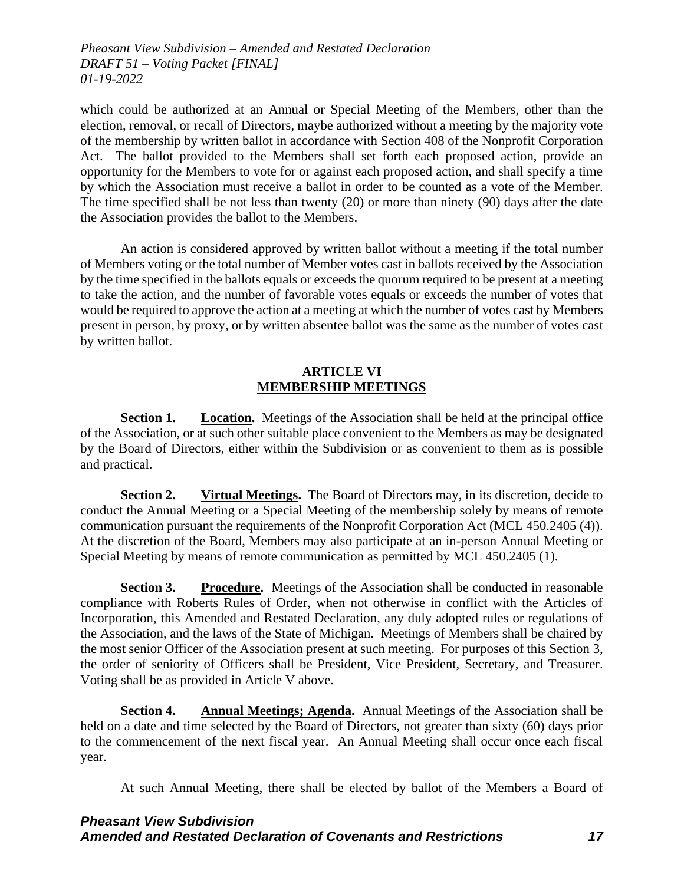which could be authorized at an Annual or Special Meeting of the Members, other than the election, removal, or recall of Directors, maybe authorized without a meeting by the majority vote of the membership by written ballot in accordance with Section 408 of the Nonprofit Corporation Act. The ballot provided to the Members shall set forth each proposed action, provide an opportunity for the Members to vote for or against each proposed action, and shall specify a time by which the Association must receive a ballot in order to be counted as a vote of the Member. The time specified shall be not less than twenty (20) or more than ninety (90) days after the date the Association provides the ballot to the Members.

An action is considered approved by written ballot without a meeting if the total number of Members voting or the total number of Member votes cast in ballots received by the Association by the time specified in the ballots equals or exceeds the quorum required to be present at a meeting to take the action, and the number of favorable votes equals or exceeds the number of votes that would be required to approve the action at a meeting at which the number of votes cast by Members present in person, by proxy, or by written absentee ballot was the same as the number of votes cast by written ballot.

## ARTICLE VI
## MEMBERSHIP MEETINGS

**Section 1. Location.** Meetings of the Association shall be held at the principal office of the Association, or at such other suitable place convenient to the Members as may be designated by the Board of Directors, either within the Subdivision or as convenient to them as is possible and practical.

**Section 2. Virtual Meetings.** The Board of Directors may, in its discretion, decide to conduct the Annual Meeting or a Special Meeting of the membership solely by means of remote communication pursuant the requirements of the Nonprofit Corporation Act (MCL 450.2405 (4)). At the discretion of the Board, Members may also participate at an in-person Annual Meeting or Special Meeting by means of remote communication as permitted by MCL 450.2405 (1).

**Section 3. Procedure.** Meetings of the Association shall be conducted in reasonable compliance with Roberts Rules of Order, when not otherwise in conflict with the Articles of Incorporation, this Amended and Restated Declaration, any duly adopted rules or regulations of the Association, and the laws of the State of Michigan. Meetings of Members shall be chaired by the most senior Officer of the Association present at such meeting. For purposes of this Section 3, the order of seniority of Officers shall be President, Vice President, Secretary, and Treasurer. Voting shall be as provided in Article V above.

**Section 4. Annual Meetings; Agenda.** Annual Meetings of the Association shall be held on a date and time selected by the Board of Directors, not greater than sixty (60) days prior to the commencement of the next fiscal year. An Annual Meeting shall occur once each fiscal year.

At such Annual Meeting, there shall be elected by ballot of the Members a Board of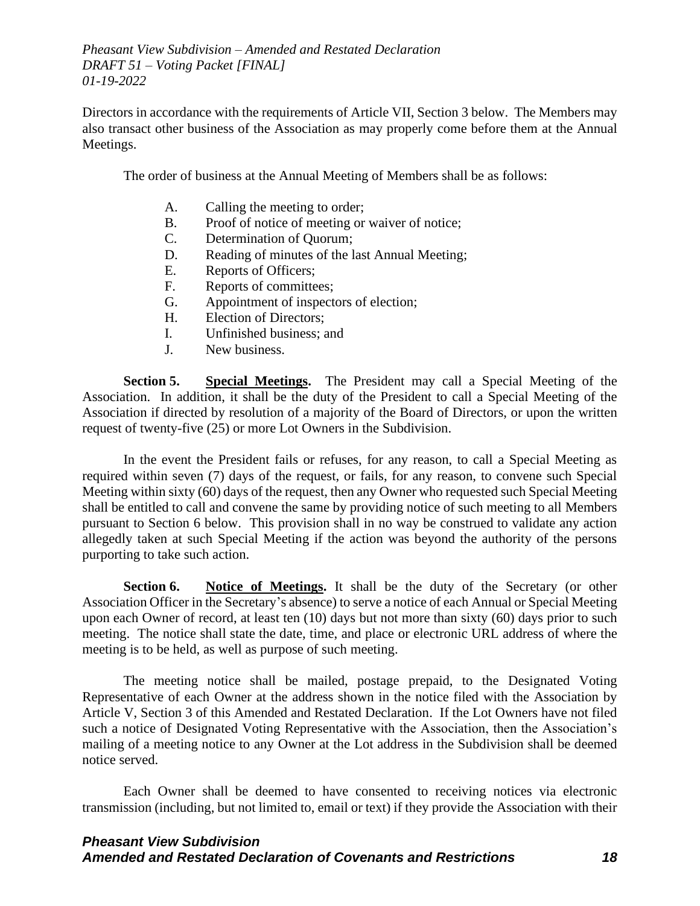Directors in accordance with the requirements of Article VII, Section 3 below. The Members may also transact other business of the Association as may properly come before them at the Annual Meetings.

The order of business at the Annual Meeting of Members shall be as follows:

A. Calling the meeting to order;
B. Proof of notice of meeting or waiver of notice;
C. Determination of Quorum;
D. Reading of minutes of the last Annual Meeting;
E. Reports of Officers;
F. Reports of committees;
G. Appointment of inspectors of election;
H. Election of Directors;
I. Unfinished business; and
J. New business.

**Section 5. Special Meetings.** The President may call a Special Meeting of the Association. In addition, it shall be the duty of the President to call a Special Meeting of the Association if directed by resolution of a majority of the Board of Directors, or upon the written request of twenty-five (25) or more Lot Owners in the Subdivision.

In the event the President fails or refuses, for any reason, to call a Special Meeting as required within seven (7) days of the request, or fails, for any reason, to convene such Special Meeting within sixty (60) days of the request, then any Owner who requested such Special Meeting shall be entitled to call and convene the same by providing notice of such meeting to all Members pursuant to Section 6 below. This provision shall in no way be construed to validate any action allegedly taken at such Special Meeting if the action was beyond the authority of the persons purporting to take such action.

**Section 6. Notice of Meetings.** It shall be the duty of the Secretary (or other Association Officer in the Secretary's absence) to serve a notice of each Annual or Special Meeting upon each Owner of record, at least ten (10) days but not more than sixty (60) days prior to such meeting. The notice shall state the date, time, and place or electronic URL address of where the meeting is to be held, as well as purpose of such meeting.

The meeting notice shall be mailed, postage prepaid, to the Designated Voting Representative of each Owner at the address shown in the notice filed with the Association by Article V, Section 3 of this Amended and Restated Declaration. If the Lot Owners have not filed such a notice of Designated Voting Representative with the Association, then the Association's mailing of a meeting notice to any Owner at the Lot address in the Subdivision shall be deemed notice served.

Each Owner shall be deemed to have consented to receiving notices via electronic transmission (including, but not limited to, email or text) if they provide the Association with their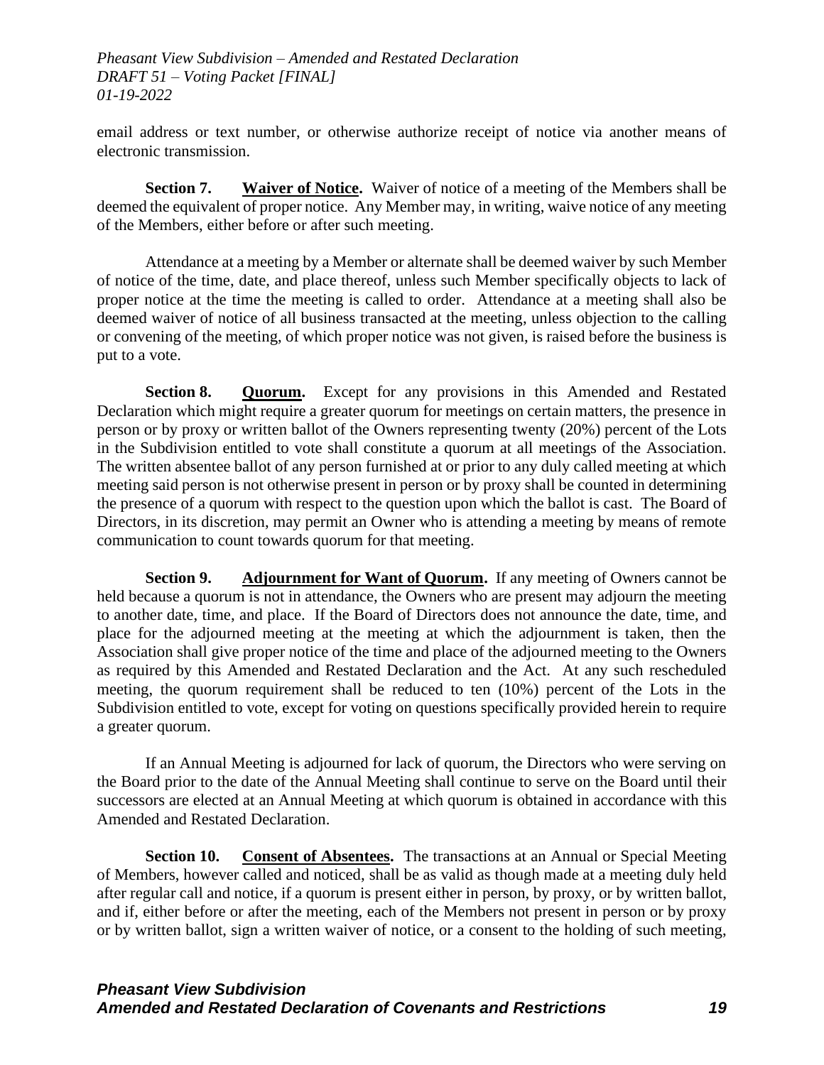email address or text number, or otherwise authorize receipt of notice via another means of electronic transmission.

**Section 7. Waiver of Notice.** Waiver of notice of a meeting of the Members shall be deemed the equivalent of proper notice. Any Member may, in writing, waive notice of any meeting of the Members, either before or after such meeting.

Attendance at a meeting by a Member or alternate shall be deemed waiver by such Member of notice of the time, date, and place thereof, unless such Member specifically objects to lack of proper notice at the time the meeting is called to order. Attendance at a meeting shall also be deemed waiver of notice of all business transacted at the meeting, unless objection to the calling or convening of the meeting, of which proper notice was not given, is raised before the business is put to a vote.

**Section 8. Quorum.** Except for any provisions in this Amended and Restated Declaration which might require a greater quorum for meetings on certain matters, the presence in person or by proxy or written ballot of the Owners representing twenty (20%) percent of the Lots in the Subdivision entitled to vote shall constitute a quorum at all meetings of the Association. The written absentee ballot of any person furnished at or prior to any duly called meeting at which meeting said person is not otherwise present in person or by proxy shall be counted in determining the presence of a quorum with respect to the question upon which the ballot is cast. The Board of Directors, in its discretion, may permit an Owner who is attending a meeting by means of remote communication to count towards quorum for that meeting.

**Section 9. Adjournment for Want of Quorum.** If any meeting of Owners cannot be held because a quorum is not in attendance, the Owners who are present may adjourn the meeting to another date, time, and place. If the Board of Directors does not announce the date, time, and place for the adjourned meeting at the meeting at which the adjournment is taken, then the Association shall give proper notice of the time and place of the adjourned meeting to the Owners as required by this Amended and Restated Declaration and the Act. At any such rescheduled meeting, the quorum requirement shall be reduced to ten (10%) percent of the Lots in the Subdivision entitled to vote, except for voting on questions specifically provided herein to require a greater quorum.

If an Annual Meeting is adjourned for lack of quorum, the Directors who were serving on the Board prior to the date of the Annual Meeting shall continue to serve on the Board until their successors are elected at an Annual Meeting at which quorum is obtained in accordance with this Amended and Restated Declaration.

**Section 10. Consent of Absentees.** The transactions at an Annual or Special Meeting of Members, however called and noticed, shall be as valid as though made at a meeting duly held after regular call and notice, if a quorum is present either in person, by proxy, or by written ballot, and if, either before or after the meeting, each of the Members not present in person or by proxy or by written ballot, sign a written waiver of notice, or a consent to the holding of such meeting,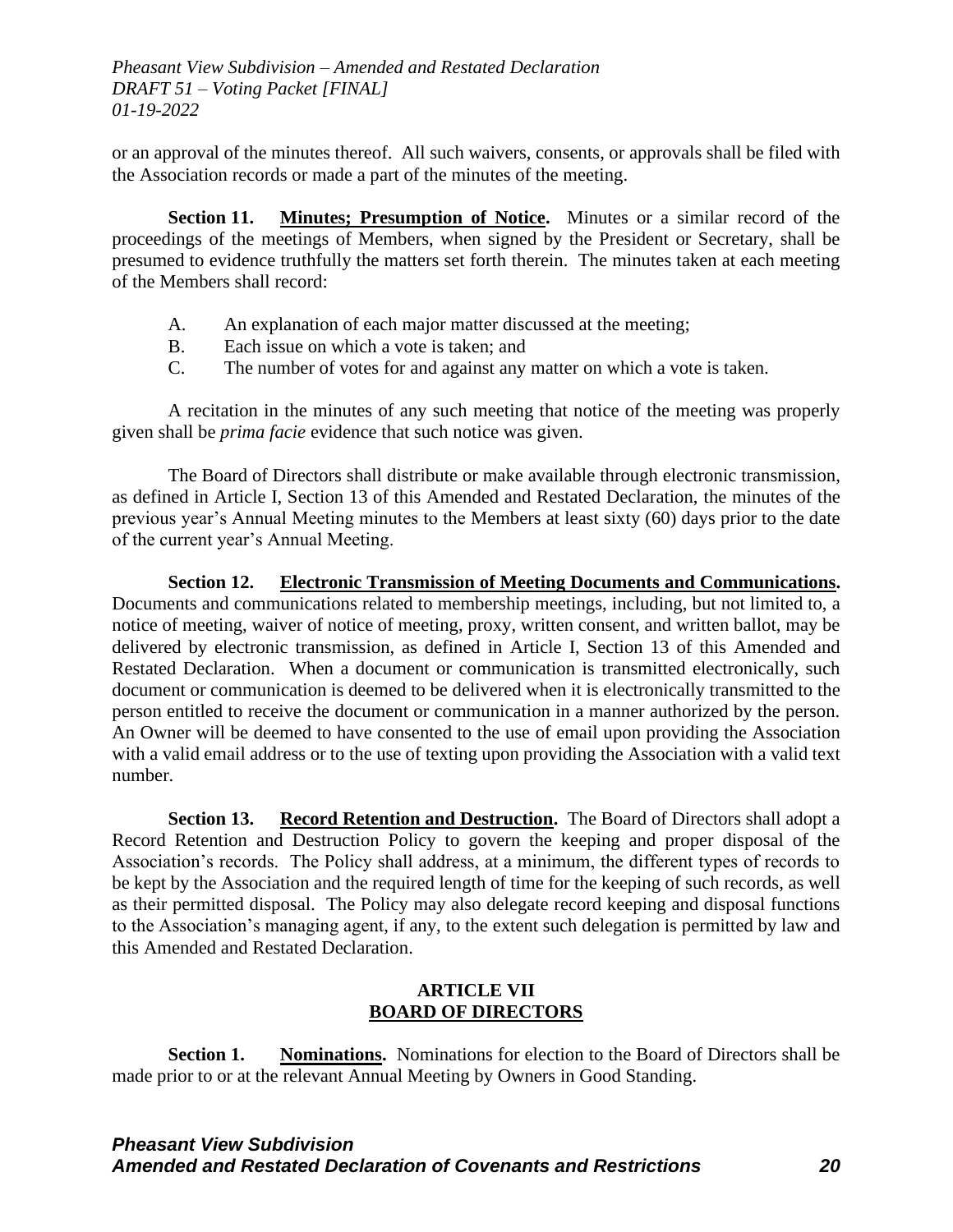or an approval of the minutes thereof. All such waivers, consents, or approvals shall be filed with the Association records or made a part of the minutes of the meeting.

**Section 11. Minutes; Presumption of Notice.** Minutes or a similar record of the proceedings of the meetings of Members, when signed by the President or Secretary, shall be presumed to evidence truthfully the matters set forth therein. The minutes taken at each meeting of the Members shall record:

A. An explanation of each major matter discussed at the meeting;
B. Each issue on which a vote is taken; and
C. The number of votes for and against any matter on which a vote is taken.

A recitation in the minutes of any such meeting that notice of the meeting was properly given shall be *prima facie* evidence that such notice was given.

The Board of Directors shall distribute or make available through electronic transmission, as defined in Article I, Section 13 of this Amended and Restated Declaration, the minutes of the previous year's Annual Meeting minutes to the Members at least sixty (60) days prior to the date of the current year's Annual Meeting.

**Section 12. Electronic Transmission of Meeting Documents and Communications.** Documents and communications related to membership meetings, including, but not limited to, a notice of meeting, waiver of notice of meeting, proxy, written consent, and written ballot, may be delivered by electronic transmission, as defined in Article I, Section 13 of this Amended and Restated Declaration. When a document or communication is transmitted electronically, such document or communication is deemed to be delivered when it is electronically transmitted to the person entitled to receive the document or communication in a manner authorized by the person. An Owner will be deemed to have consented to the use of email upon providing the Association with a valid email address or to the use of texting upon providing the Association with a valid text number.

**Section 13. Record Retention and Destruction.** The Board of Directors shall adopt a Record Retention and Destruction Policy to govern the keeping and proper disposal of the Association's records. The Policy shall address, at a minimum, the different types of records to be kept by the Association and the required length of time for the keeping of such records, as well as their permitted disposal. The Policy may also delegate record keeping and disposal functions to the Association's managing agent, if any, to the extent such delegation is permitted by law and this Amended and Restated Declaration.

## ARTICLE VII
## BOARD OF DIRECTORS

**Section 1. Nominations.** Nominations for election to the Board of Directors shall be made prior to or at the relevant Annual Meeting by Owners in Good Standing.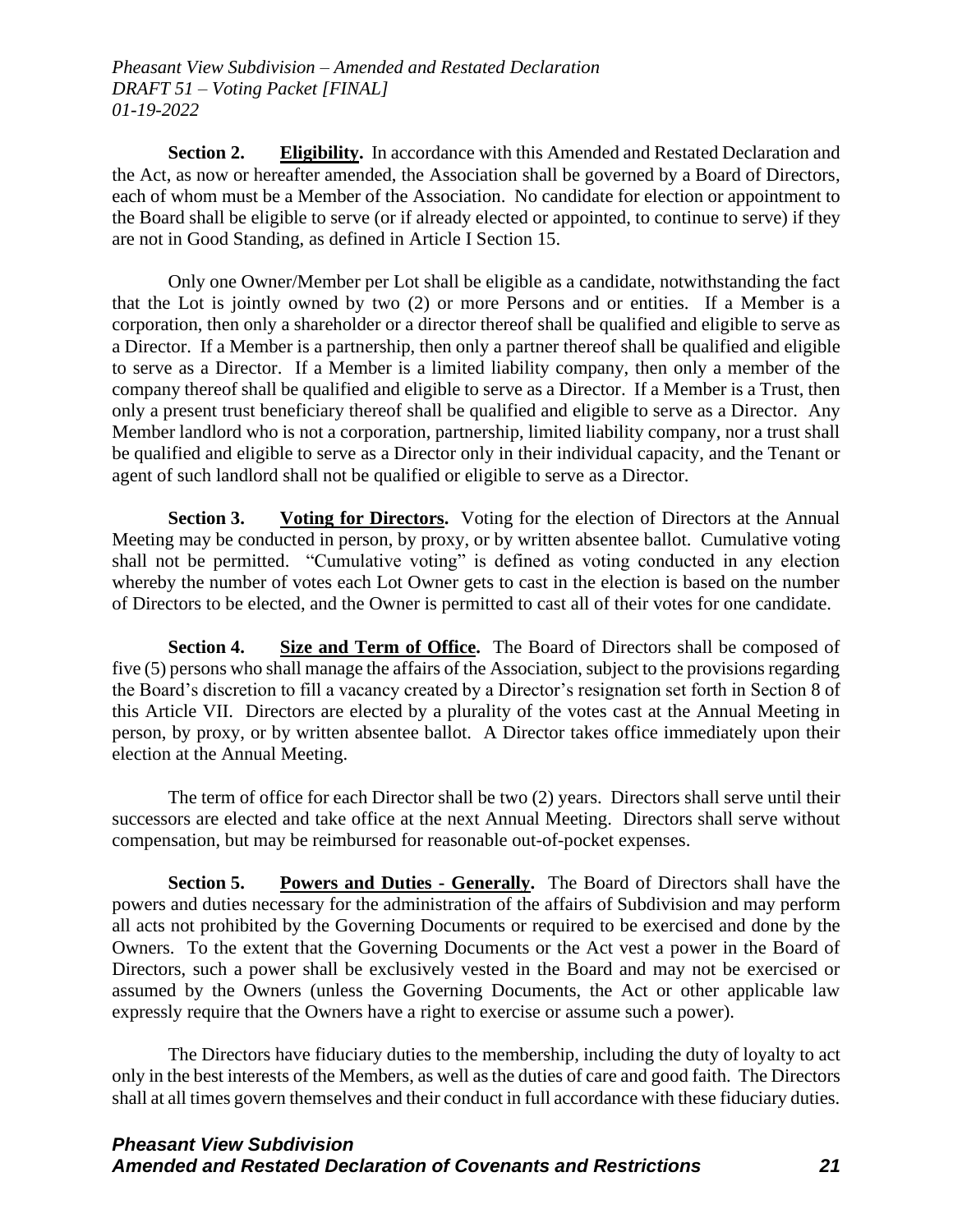**Section 2. Eligibility.** In accordance with this Amended and Restated Declaration and the Act, as now or hereafter amended, the Association shall be governed by a Board of Directors, each of whom must be a Member of the Association. No candidate for election or appointment to the Board shall be eligible to serve (or if already elected or appointed, to continue to serve) if they are not in Good Standing, as defined in Article I Section 15.

Only one Owner/Member per Lot shall be eligible as a candidate, notwithstanding the fact that the Lot is jointly owned by two (2) or more Persons and or entities. If a Member is a corporation, then only a shareholder or a director thereof shall be qualified and eligible to serve as a Director. If a Member is a partnership, then only a partner thereof shall be qualified and eligible to serve as a Director. If a Member is a limited liability company, then only a member of the company thereof shall be qualified and eligible to serve as a Director. If a Member is a Trust, then only a present trust beneficiary thereof shall be qualified and eligible to serve as a Director. Any Member landlord who is not a corporation, partnership, limited liability company, nor a trust shall be qualified and eligible to serve as a Director only in their individual capacity, and the Tenant or agent of such landlord shall not be qualified or eligible to serve as a Director.

**Section 3. Voting for Directors.** Voting for the election of Directors at the Annual Meeting may be conducted in person, by proxy, or by written absentee ballot. Cumulative voting shall not be permitted. "Cumulative voting" is defined as voting conducted in any election whereby the number of votes each Lot Owner gets to cast in the election is based on the number of Directors to be elected, and the Owner is permitted to cast all of their votes for one candidate.

**Section 4. Size and Term of Office.** The Board of Directors shall be composed of five (5) persons who shall manage the affairs of the Association, subject to the provisions regarding the Board's discretion to fill a vacancy created by a Director's resignation set forth in Section 8 of this Article VII. Directors are elected by a plurality of the votes cast at the Annual Meeting in person, by proxy, or by written absentee ballot. A Director takes office immediately upon their election at the Annual Meeting.

The term of office for each Director shall be two (2) years. Directors shall serve until their successors are elected and take office at the next Annual Meeting. Directors shall serve without compensation, but may be reimbursed for reasonable out-of-pocket expenses.

**Section 5. Powers and Duties - Generally.** The Board of Directors shall have the powers and duties necessary for the administration of the affairs of Subdivision and may perform all acts not prohibited by the Governing Documents or required to be exercised and done by the Owners. To the extent that the Governing Documents or the Act vest a power in the Board of Directors, such a power shall be exclusively vested in the Board and may not be exercised or assumed by the Owners (unless the Governing Documents, the Act or other applicable law expressly require that the Owners have a right to exercise or assume such a power).

The Directors have fiduciary duties to the membership, including the duty of loyalty to act only in the best interests of the Members, as well as the duties of care and good faith. The Directors shall at all times govern themselves and their conduct in full accordance with these fiduciary duties.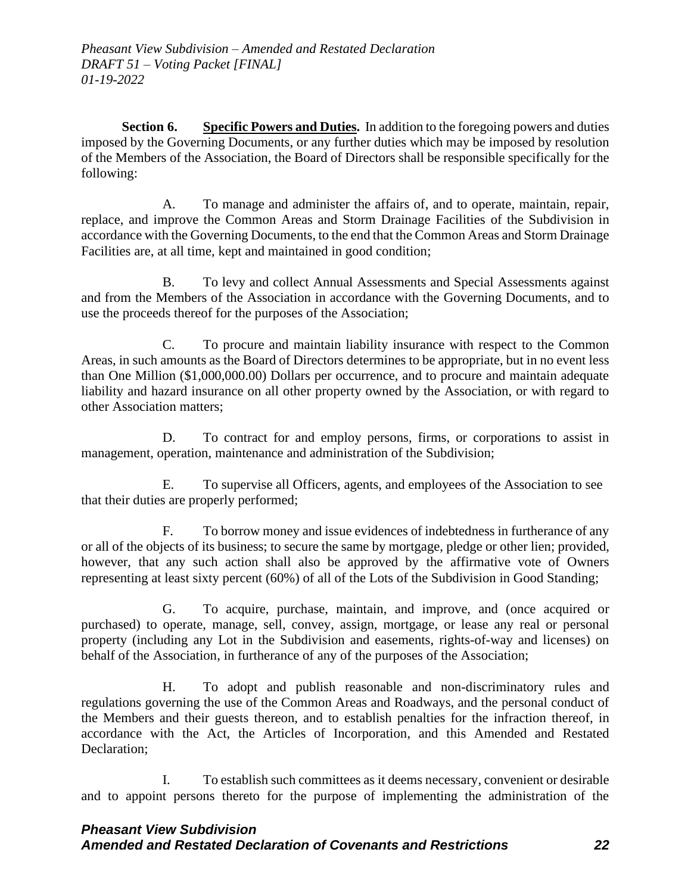**Section 6. <u>Specific Powers and Duties</u>.** In addition to the foregoing powers and duties imposed by the Governing Documents, or any further duties which may be imposed by resolution of the Members of the Association, the Board of Directors shall be responsible specifically for the following:

A. To manage and administer the affairs of, and to operate, maintain, repair, replace, and improve the Common Areas and Storm Drainage Facilities of the Subdivision in accordance with the Governing Documents, to the end that the Common Areas and Storm Drainage Facilities are, at all time, kept and maintained in good condition;

B. To levy and collect Annual Assessments and Special Assessments against and from the Members of the Association in accordance with the Governing Documents, and to use the proceeds thereof for the purposes of the Association;

C. To procure and maintain liability insurance with respect to the Common Areas, in such amounts as the Board of Directors determines to be appropriate, but in no event less than One Million ($1,000,000.00) Dollars per occurrence, and to procure and maintain adequate liability and hazard insurance on all other property owned by the Association, or with regard to other Association matters;

D. To contract for and employ persons, firms, or corporations to assist in management, operation, maintenance and administration of the Subdivision;

E. To supervise all Officers, agents, and employees of the Association to see that their duties are properly performed;

F. To borrow money and issue evidences of indebtedness in furtherance of any or all of the objects of its business; to secure the same by mortgage, pledge or other lien; provided, however, that any such action shall also be approved by the affirmative vote of Owners representing at least sixty percent (60%) of all of the Lots of the Subdivision in Good Standing;

G. To acquire, purchase, maintain, and improve, and (once acquired or purchased) to operate, manage, sell, convey, assign, mortgage, or lease any real or personal property (including any Lot in the Subdivision and easements, rights-of-way and licenses) on behalf of the Association, in furtherance of any of the purposes of the Association;

H. To adopt and publish reasonable and non-discriminatory rules and regulations governing the use of the Common Areas and Roadways, and the personal conduct of the Members and their guests thereon, and to establish penalties for the infraction thereof, in accordance with the Act, the Articles of Incorporation, and this Amended and Restated Declaration;

I. To establish such committees as it deems necessary, convenient or desirable and to appoint persons thereto for the purpose of implementing the administration of the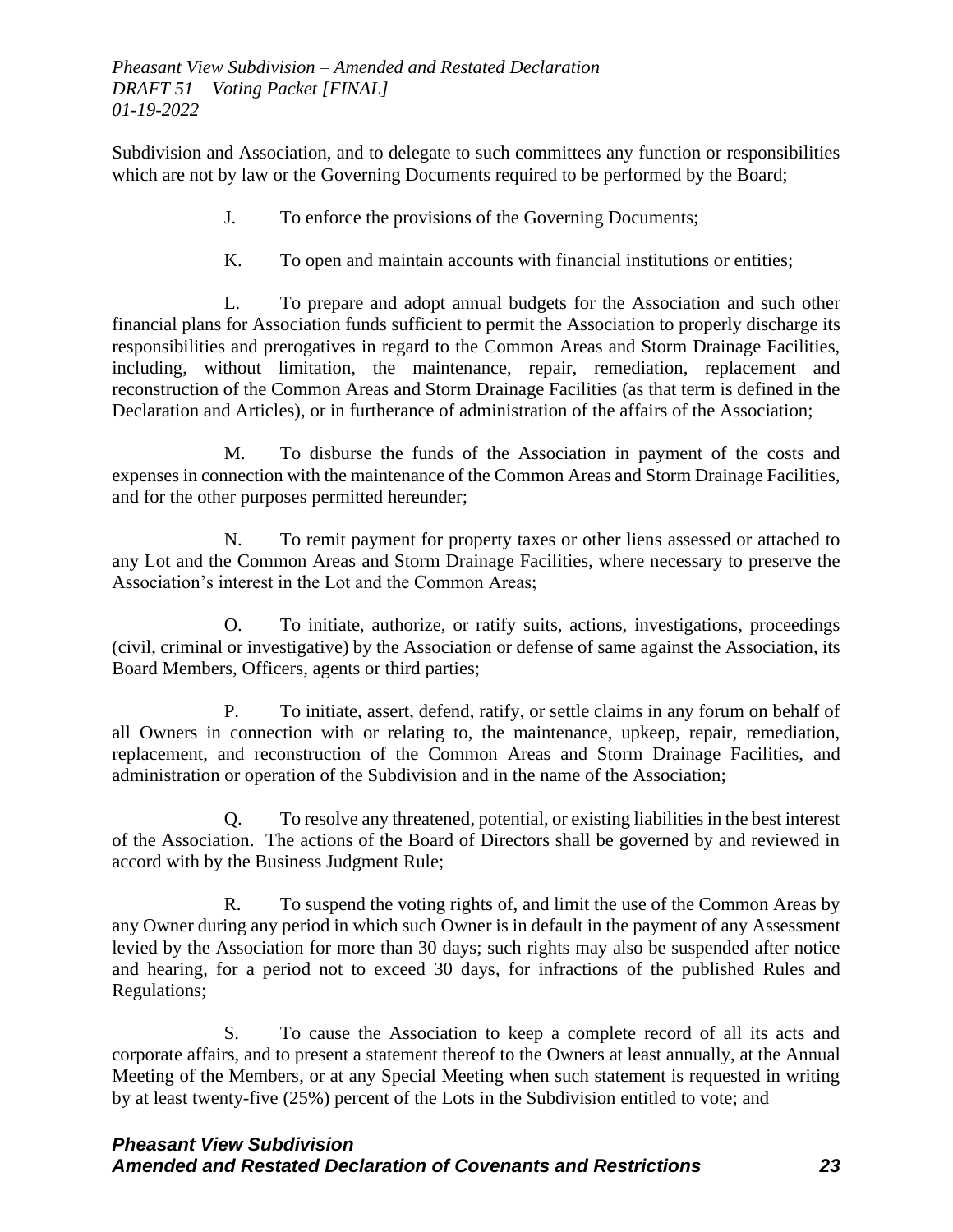Subdivision and Association, and to delegate to such committees any function or responsibilities which are not by law or the Governing Documents required to be performed by the Board;

J. To enforce the provisions of the Governing Documents;

K. To open and maintain accounts with financial institutions or entities;

L. To prepare and adopt annual budgets for the Association and such other financial plans for Association funds sufficient to permit the Association to properly discharge its responsibilities and prerogatives in regard to the Common Areas and Storm Drainage Facilities, including, without limitation, the maintenance, repair, remediation, replacement and reconstruction of the Common Areas and Storm Drainage Facilities (as that term is defined in the Declaration and Articles), or in furtherance of administration of the affairs of the Association;

M. To disburse the funds of the Association in payment of the costs and expenses in connection with the maintenance of the Common Areas and Storm Drainage Facilities, and for the other purposes permitted hereunder;

N. To remit payment for property taxes or other liens assessed or attached to any Lot and the Common Areas and Storm Drainage Facilities, where necessary to preserve the Association's interest in the Lot and the Common Areas;

O. To initiate, authorize, or ratify suits, actions, investigations, proceedings (civil, criminal or investigative) by the Association or defense of same against the Association, its Board Members, Officers, agents or third parties;

P. To initiate, assert, defend, ratify, or settle claims in any forum on behalf of all Owners in connection with or relating to, the maintenance, upkeep, repair, remediation, replacement, and reconstruction of the Common Areas and Storm Drainage Facilities, and administration or operation of the Subdivision and in the name of the Association;

Q. To resolve any threatened, potential, or existing liabilities in the best interest of the Association. The actions of the Board of Directors shall be governed by and reviewed in accord with by the Business Judgment Rule;

R. To suspend the voting rights of, and limit the use of the Common Areas by any Owner during any period in which such Owner is in default in the payment of any Assessment levied by the Association for more than 30 days; such rights may also be suspended after notice and hearing, for a period not to exceed 30 days, for infractions of the published Rules and Regulations;

S. To cause the Association to keep a complete record of all its acts and corporate affairs, and to present a statement thereof to the Owners at least annually, at the Annual Meeting of the Members, or at any Special Meeting when such statement is requested in writing by at least twenty-five (25%) percent of the Lots in the Subdivision entitled to vote; and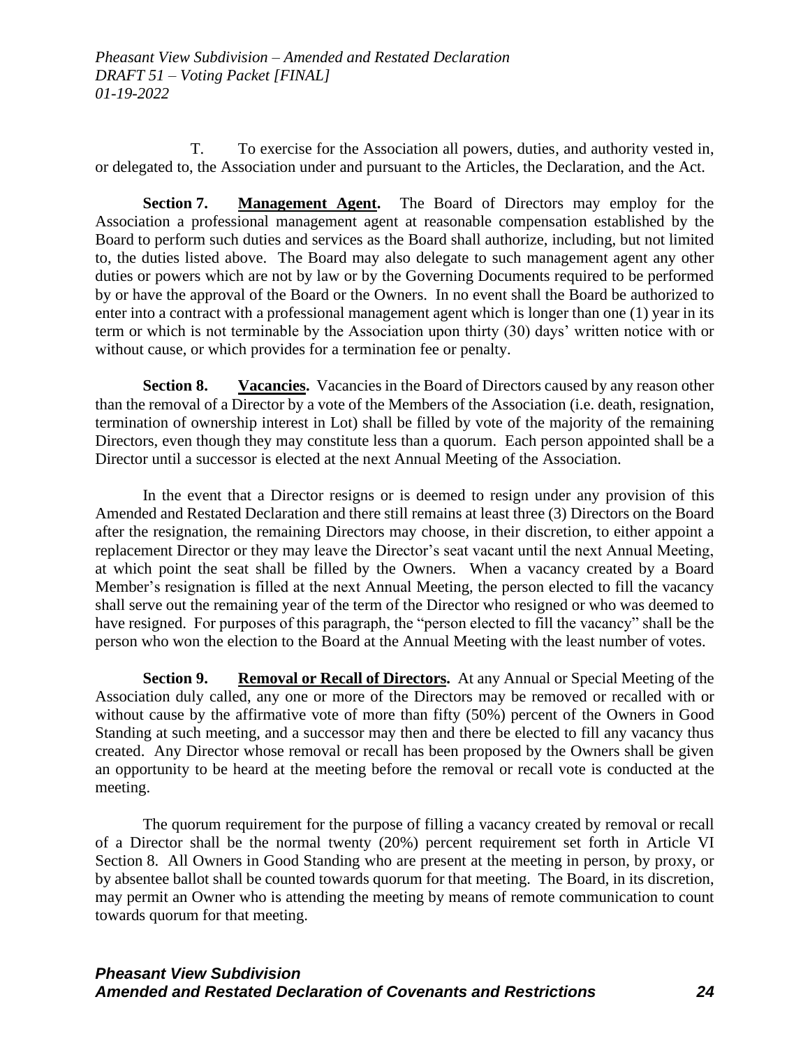T. To exercise for the Association all powers, duties, and authority vested in, or delegated to, the Association under and pursuant to the Articles, the Declaration, and the Act.

**Section 7. Management Agent.** The Board of Directors may employ for the Association a professional management agent at reasonable compensation established by the Board to perform such duties and services as the Board shall authorize, including, but not limited to, the duties listed above. The Board may also delegate to such management agent any other duties or powers which are not by law or by the Governing Documents required to be performed by or have the approval of the Board or the Owners. In no event shall the Board be authorized to enter into a contract with a professional management agent which is longer than one (1) year in its term or which is not terminable by the Association upon thirty (30) days' written notice with or without cause, or which provides for a termination fee or penalty.

**Section 8. Vacancies.** Vacancies in the Board of Directors caused by any reason other than the removal of a Director by a vote of the Members of the Association (i.e. death, resignation, termination of ownership interest in Lot) shall be filled by vote of the majority of the remaining Directors, even though they may constitute less than a quorum. Each person appointed shall be a Director until a successor is elected at the next Annual Meeting of the Association.

In the event that a Director resigns or is deemed to resign under any provision of this Amended and Restated Declaration and there still remains at least three (3) Directors on the Board after the resignation, the remaining Directors may choose, in their discretion, to either appoint a replacement Director or they may leave the Director's seat vacant until the next Annual Meeting, at which point the seat shall be filled by the Owners. When a vacancy created by a Board Member's resignation is filled at the next Annual Meeting, the person elected to fill the vacancy shall serve out the remaining year of the term of the Director who resigned or who was deemed to have resigned. For purposes of this paragraph, the "person elected to fill the vacancy" shall be the person who won the election to the Board at the Annual Meeting with the least number of votes.

**Section 9. Removal or Recall of Directors.** At any Annual or Special Meeting of the Association duly called, any one or more of the Directors may be removed or recalled with or without cause by the affirmative vote of more than fifty (50%) percent of the Owners in Good Standing at such meeting, and a successor may then and there be elected to fill any vacancy thus created. Any Director whose removal or recall has been proposed by the Owners shall be given an opportunity to be heard at the meeting before the removal or recall vote is conducted at the meeting.

The quorum requirement for the purpose of filling a vacancy created by removal or recall of a Director shall be the normal twenty (20%) percent requirement set forth in Article VI Section 8. All Owners in Good Standing who are present at the meeting in person, by proxy, or by absentee ballot shall be counted towards quorum for that meeting. The Board, in its discretion, may permit an Owner who is attending the meeting by means of remote communication to count towards quorum for that meeting.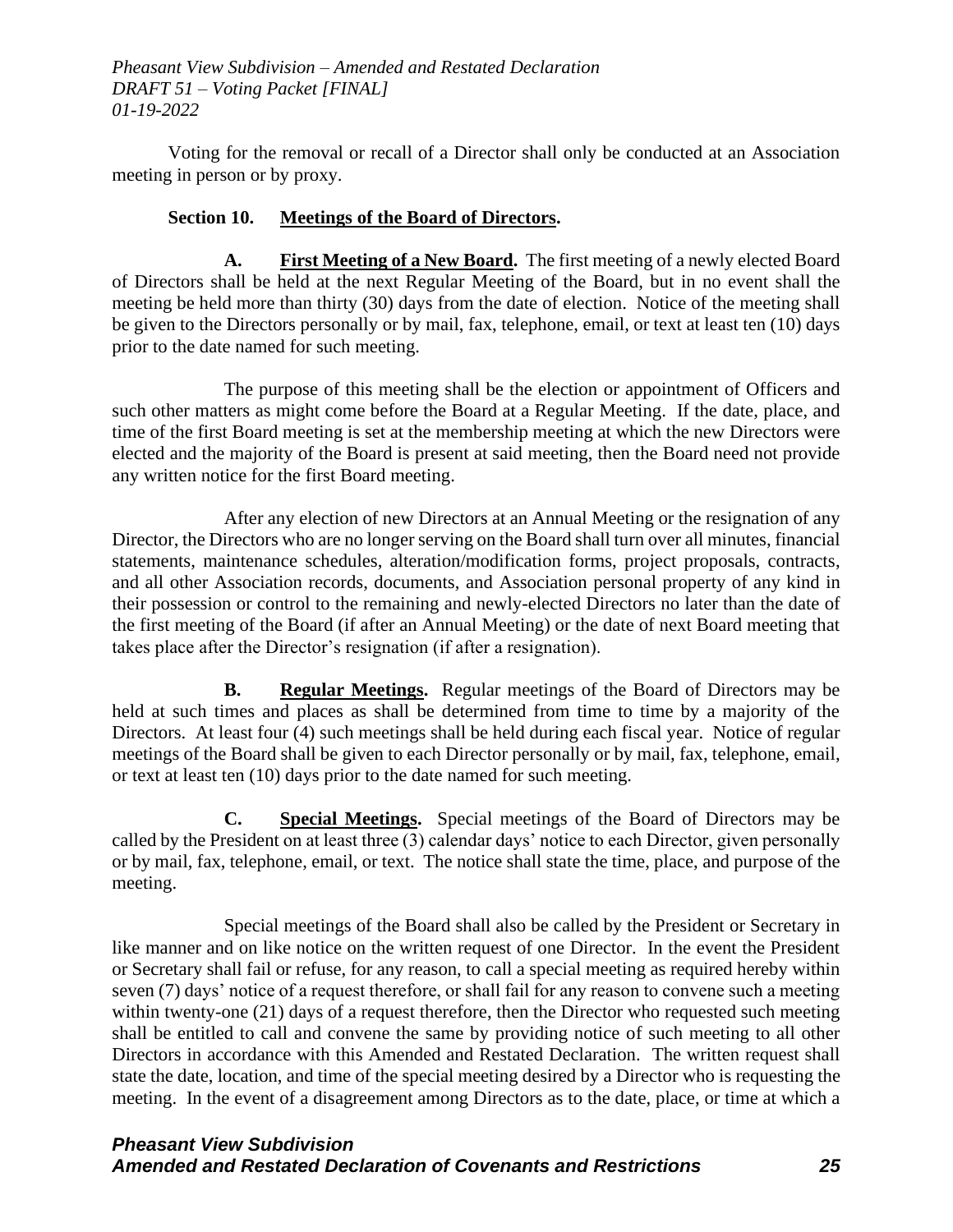Voting for the removal or recall of a Director shall only be conducted at an Association meeting in person or by proxy.

**Section 10. Meetings of the Board of Directors.**

**A. First Meeting of a New Board.** The first meeting of a newly elected Board of Directors shall be held at the next Regular Meeting of the Board, but in no event shall the meeting be held more than thirty (30) days from the date of election. Notice of the meeting shall be given to the Directors personally or by mail, fax, telephone, email, or text at least ten (10) days prior to the date named for such meeting.

The purpose of this meeting shall be the election or appointment of Officers and such other matters as might come before the Board at a Regular Meeting. If the date, place, and time of the first Board meeting is set at the membership meeting at which the new Directors were elected and the majority of the Board is present at said meeting, then the Board need not provide any written notice for the first Board meeting.

After any election of new Directors at an Annual Meeting or the resignation of any Director, the Directors who are no longer serving on the Board shall turn over all minutes, financial statements, maintenance schedules, alteration/modification forms, project proposals, contracts, and all other Association records, documents, and Association personal property of any kind in their possession or control to the remaining and newly-elected Directors no later than the date of the first meeting of the Board (if after an Annual Meeting) or the date of next Board meeting that takes place after the Director's resignation (if after a resignation).

**B. Regular Meetings.** Regular meetings of the Board of Directors may be held at such times and places as shall be determined from time to time by a majority of the Directors. At least four (4) such meetings shall be held during each fiscal year. Notice of regular meetings of the Board shall be given to each Director personally or by mail, fax, telephone, email, or text at least ten (10) days prior to the date named for such meeting.

**C. Special Meetings.** Special meetings of the Board of Directors may be called by the President on at least three (3) calendar days' notice to each Director, given personally or by mail, fax, telephone, email, or text. The notice shall state the time, place, and purpose of the meeting.

Special meetings of the Board shall also be called by the President or Secretary in like manner and on like notice on the written request of one Director. In the event the President or Secretary shall fail or refuse, for any reason, to call a special meeting as required hereby within seven (7) days' notice of a request therefore, or shall fail for any reason to convene such a meeting within twenty-one (21) days of a request therefore, then the Director who requested such meeting shall be entitled to call and convene the same by providing notice of such meeting to all other Directors in accordance with this Amended and Restated Declaration. The written request shall state the date, location, and time of the special meeting desired by a Director who is requesting the meeting. In the event of a disagreement among Directors as to the date, place, or time at which a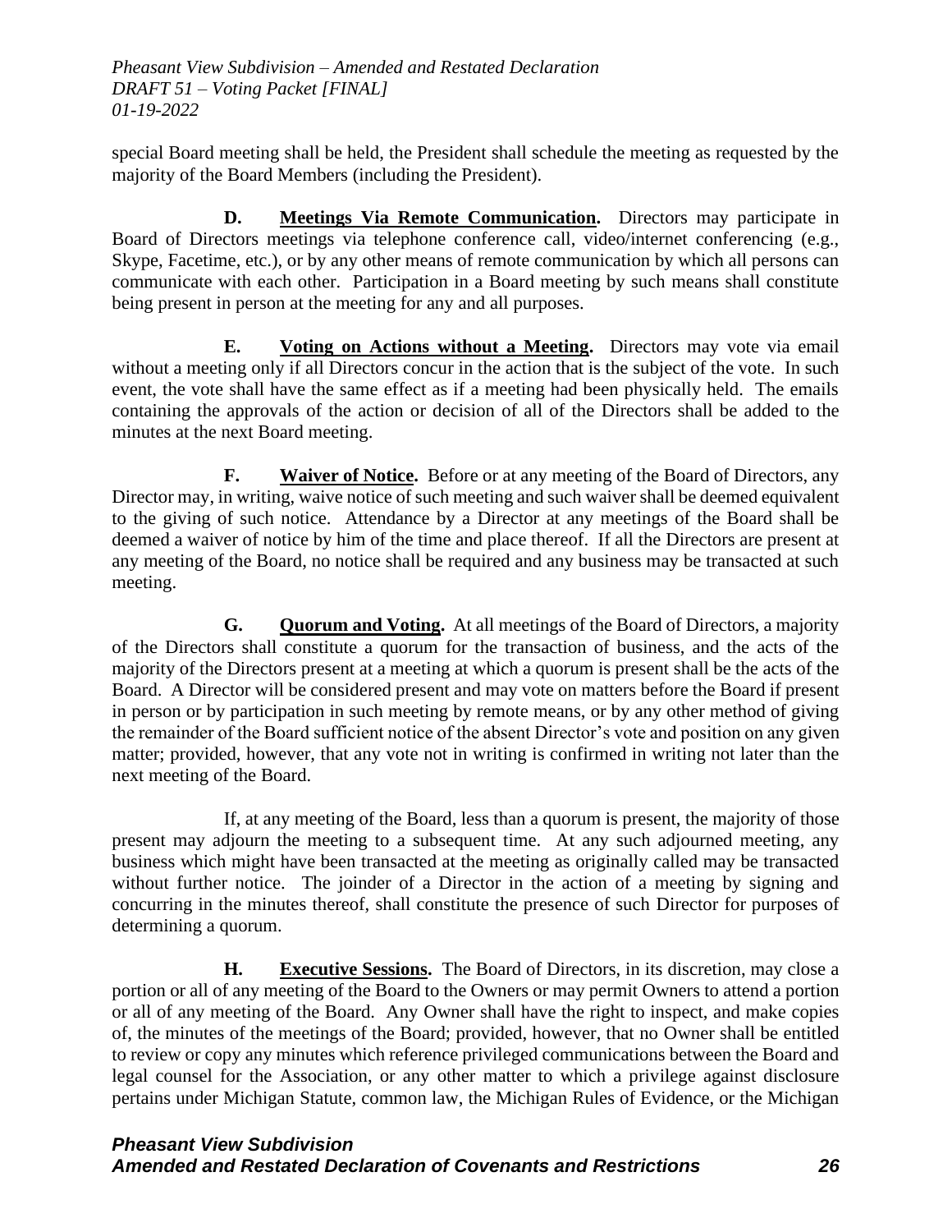special Board meeting shall be held, the President shall schedule the meeting as requested by the majority of the Board Members (including the President).

**D. Meetings Via Remote Communication.** Directors may participate in Board of Directors meetings via telephone conference call, video/internet conferencing (e.g., Skype, Facetime, etc.), or by any other means of remote communication by which all persons can communicate with each other. Participation in a Board meeting by such means shall constitute being present in person at the meeting for any and all purposes.

**E. Voting on Actions without a Meeting.** Directors may vote via email without a meeting only if all Directors concur in the action that is the subject of the vote. In such event, the vote shall have the same effect as if a meeting had been physically held. The emails containing the approvals of the action or decision of all of the Directors shall be added to the minutes at the next Board meeting.

**F. Waiver of Notice.** Before or at any meeting of the Board of Directors, any Director may, in writing, waive notice of such meeting and such waiver shall be deemed equivalent to the giving of such notice. Attendance by a Director at any meetings of the Board shall be deemed a waiver of notice by him of the time and place thereof. If all the Directors are present at any meeting of the Board, no notice shall be required and any business may be transacted at such meeting.

**G. Quorum and Voting.** At all meetings of the Board of Directors, a majority of the Directors shall constitute a quorum for the transaction of business, and the acts of the majority of the Directors present at a meeting at which a quorum is present shall be the acts of the Board. A Director will be considered present and may vote on matters before the Board if present in person or by participation in such meeting by remote means, or by any other method of giving the remainder of the Board sufficient notice of the absent Director's vote and position on any given matter; provided, however, that any vote not in writing is confirmed in writing not later than the next meeting of the Board.

If, at any meeting of the Board, less than a quorum is present, the majority of those present may adjourn the meeting to a subsequent time. At any such adjourned meeting, any business which might have been transacted at the meeting as originally called may be transacted without further notice. The joinder of a Director in the action of a meeting by signing and concurring in the minutes thereof, shall constitute the presence of such Director for purposes of determining a quorum.

**H. Executive Sessions.** The Board of Directors, in its discretion, may close a portion or all of any meeting of the Board to the Owners or may permit Owners to attend a portion or all of any meeting of the Board. Any Owner shall have the right to inspect, and make copies of, the minutes of the meetings of the Board; provided, however, that no Owner shall be entitled to review or copy any minutes which reference privileged communications between the Board and legal counsel for the Association, or any other matter to which a privilege against disclosure pertains under Michigan Statute, common law, the Michigan Rules of Evidence, or the Michigan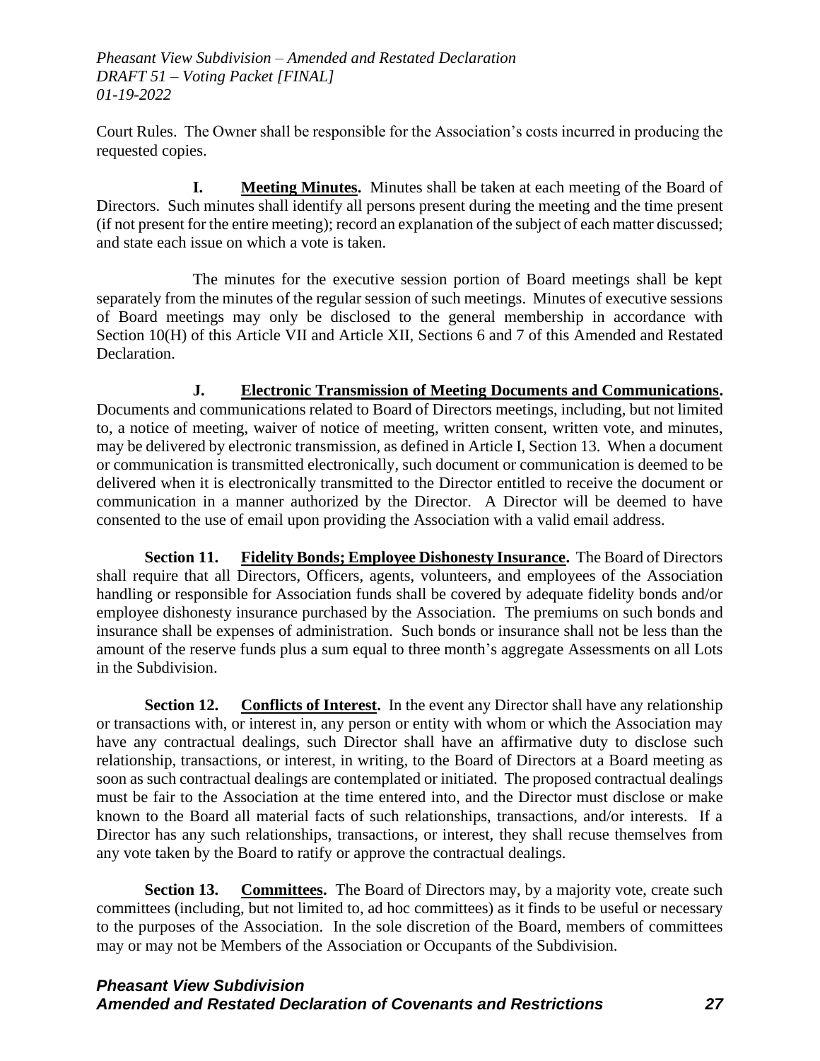Court Rules. The Owner shall be responsible for the Association's costs incurred in producing the requested copies.

**I. Meeting Minutes.** Minutes shall be taken at each meeting of the Board of Directors. Such minutes shall identify all persons present during the meeting and the time present (if not present for the entire meeting); record an explanation of the subject of each matter discussed; and state each issue on which a vote is taken.

The minutes for the executive session portion of Board meetings shall be kept separately from the minutes of the regular session of such meetings. Minutes of executive sessions of Board meetings may only be disclosed to the general membership in accordance with Section 10(H) of this Article VII and Article XII, Sections 6 and 7 of this Amended and Restated Declaration.

**J. Electronic Transmission of Meeting Documents and Communications.** Documents and communications related to Board of Directors meetings, including, but not limited to, a notice of meeting, waiver of notice of meeting, written consent, written vote, and minutes, may be delivered by electronic transmission, as defined in Article I, Section 13. When a document or communication is transmitted electronically, such document or communication is deemed to be delivered when it is electronically transmitted to the Director entitled to receive the document or communication in a manner authorized by the Director. A Director will be deemed to have consented to the use of email upon providing the Association with a valid email address.

**Section 11. Fidelity Bonds; Employee Dishonesty Insurance.** The Board of Directors shall require that all Directors, Officers, agents, volunteers, and employees of the Association handling or responsible for Association funds shall be covered by adequate fidelity bonds and/or employee dishonesty insurance purchased by the Association. The premiums on such bonds and insurance shall be expenses of administration. Such bonds or insurance shall not be less than the amount of the reserve funds plus a sum equal to three month's aggregate Assessments on all Lots in the Subdivision.

**Section 12. Conflicts of Interest.** In the event any Director shall have any relationship or transactions with, or interest in, any person or entity with whom or which the Association may have any contractual dealings, such Director shall have an affirmative duty to disclose such relationship, transactions, or interest, in writing, to the Board of Directors at a Board meeting as soon as such contractual dealings are contemplated or initiated. The proposed contractual dealings must be fair to the Association at the time entered into, and the Director must disclose or make known to the Board all material facts of such relationships, transactions, and/or interests. If a Director has any such relationships, transactions, or interest, they shall recuse themselves from any vote taken by the Board to ratify or approve the contractual dealings.

**Section 13. Committees.** The Board of Directors may, by a majority vote, create such committees (including, but not limited to, ad hoc committees) as it finds to be useful or necessary to the purposes of the Association. In the sole discretion of the Board, members of committees may or may not be Members of the Association or Occupants of the Subdivision.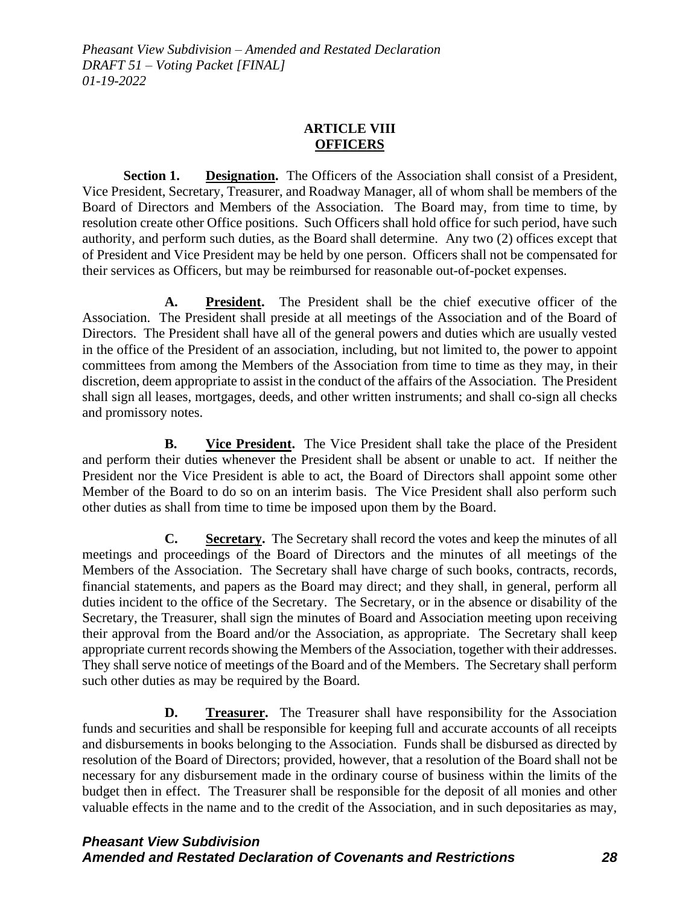## ARTICLE VIII
## <u>OFFICERS</u>

**Section 1. <u>Designation</u>.** The Officers of the Association shall consist of a President, Vice President, Secretary, Treasurer, and Roadway Manager, all of whom shall be members of the Board of Directors and Members of the Association. The Board may, from time to time, by resolution create other Office positions. Such Officers shall hold office for such period, have such authority, and perform such duties, as the Board shall determine. Any two (2) offices except that of President and Vice President may be held by one person. Officers shall not be compensated for their services as Officers, but may be reimbursed for reasonable out-of-pocket expenses.

**A. <u>President</u>.** The President shall be the chief executive officer of the Association. The President shall preside at all meetings of the Association and of the Board of Directors. The President shall have all of the general powers and duties which are usually vested in the office of the President of an association, including, but not limited to, the power to appoint committees from among the Members of the Association from time to time as they may, in their discretion, deem appropriate to assist in the conduct of the affairs of the Association. The President shall sign all leases, mortgages, deeds, and other written instruments; and shall co-sign all checks and promissory notes.

**B. <u>Vice President</u>.** The Vice President shall take the place of the President and perform their duties whenever the President shall be absent or unable to act. If neither the President nor the Vice President is able to act, the Board of Directors shall appoint some other Member of the Board to do so on an interim basis. The Vice President shall also perform such other duties as shall from time to time be imposed upon them by the Board.

**C. <u>Secretary</u>.** The Secretary shall record the votes and keep the minutes of all meetings and proceedings of the Board of Directors and the minutes of all meetings of the Members of the Association. The Secretary shall have charge of such books, contracts, records, financial statements, and papers as the Board may direct; and they shall, in general, perform all duties incident to the office of the Secretary. The Secretary, or in the absence or disability of the Secretary, the Treasurer, shall sign the minutes of Board and Association meeting upon receiving their approval from the Board and/or the Association, as appropriate. The Secretary shall keep appropriate current records showing the Members of the Association, together with their addresses. They shall serve notice of meetings of the Board and of the Members. The Secretary shall perform such other duties as may be required by the Board.

**D. <u>Treasurer</u>.** The Treasurer shall have responsibility for the Association funds and securities and shall be responsible for keeping full and accurate accounts of all receipts and disbursements in books belonging to the Association. Funds shall be disbursed as directed by resolution of the Board of Directors; provided, however, that a resolution of the Board shall not be necessary for any disbursement made in the ordinary course of business within the limits of the budget then in effect. The Treasurer shall be responsible for the deposit of all monies and other valuable effects in the name and to the credit of the Association, and in such depositaries as may,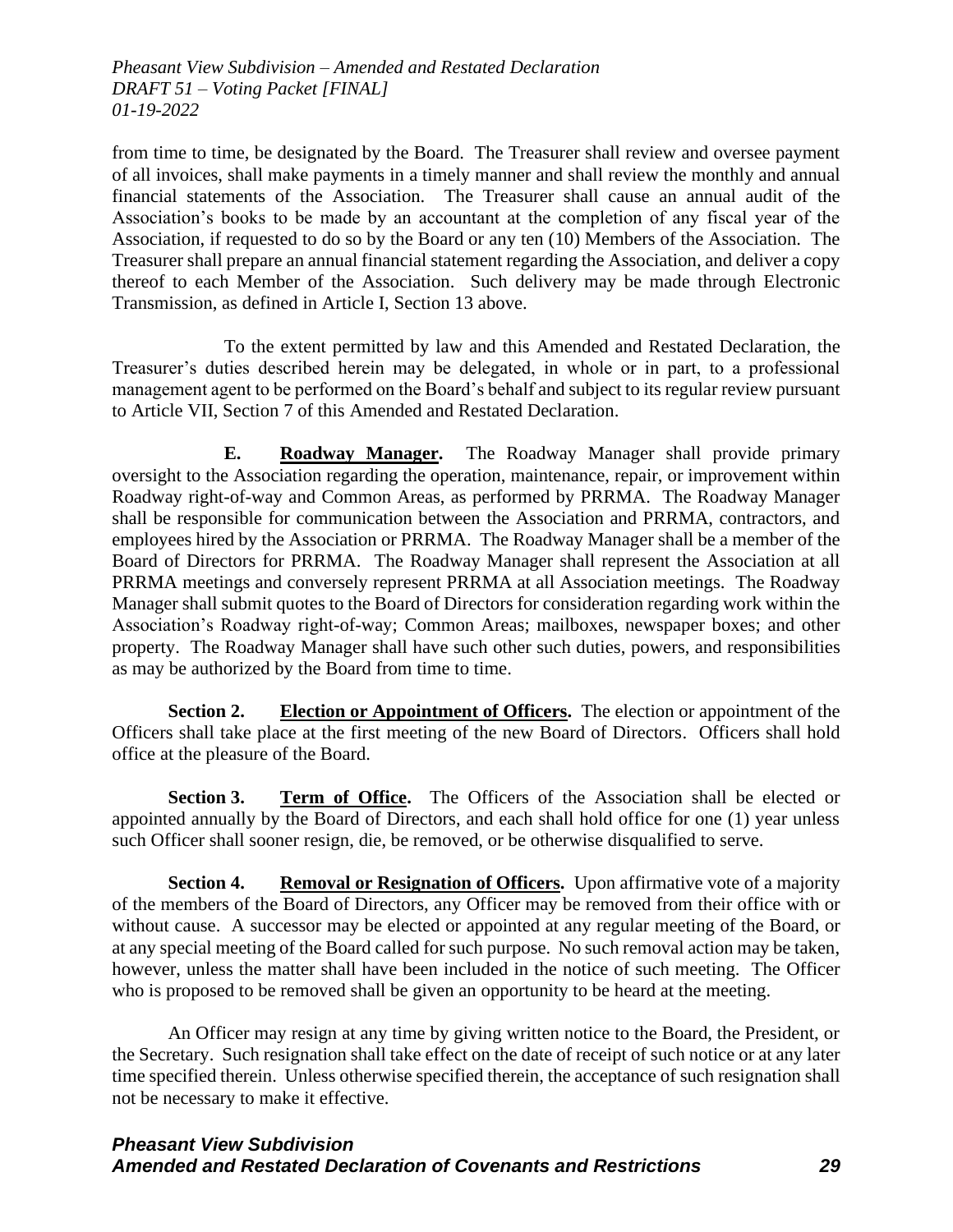from time to time, be designated by the Board. The Treasurer shall review and oversee payment of all invoices, shall make payments in a timely manner and shall review the monthly and annual financial statements of the Association. The Treasurer shall cause an annual audit of the Association's books to be made by an accountant at the completion of any fiscal year of the Association, if requested to do so by the Board or any ten (10) Members of the Association. The Treasurer shall prepare an annual financial statement regarding the Association, and deliver a copy thereof to each Member of the Association. Such delivery may be made through Electronic Transmission, as defined in Article I, Section 13 above.

To the extent permitted by law and this Amended and Restated Declaration, the Treasurer's duties described herein may be delegated, in whole or in part, to a professional management agent to be performed on the Board's behalf and subject to its regular review pursuant to Article VII, Section 7 of this Amended and Restated Declaration.

**E. <u>Roadway Manager</u>.** The Roadway Manager shall provide primary oversight to the Association regarding the operation, maintenance, repair, or improvement within Roadway right-of-way and Common Areas, as performed by PRRMA. The Roadway Manager shall be responsible for communication between the Association and PRRMA, contractors, and employees hired by the Association or PRRMA. The Roadway Manager shall be a member of the Board of Directors for PRRMA. The Roadway Manager shall represent the Association at all PRRMA meetings and conversely represent PRRMA at all Association meetings. The Roadway Manager shall submit quotes to the Board of Directors for consideration regarding work within the Association's Roadway right-of-way; Common Areas; mailboxes, newspaper boxes; and other property. The Roadway Manager shall have such other such duties, powers, and responsibilities as may be authorized by the Board from time to time.

**Section 2. <u>Election or Appointment of Officers</u>.** The election or appointment of the Officers shall take place at the first meeting of the new Board of Directors. Officers shall hold office at the pleasure of the Board.

**Section 3. <u>Term of Office</u>.** The Officers of the Association shall be elected or appointed annually by the Board of Directors, and each shall hold office for one (1) year unless such Officer shall sooner resign, die, be removed, or be otherwise disqualified to serve.

**Section 4. <u>Removal or Resignation of Officers</u>.** Upon affirmative vote of a majority of the members of the Board of Directors, any Officer may be removed from their office with or without cause. A successor may be elected or appointed at any regular meeting of the Board, or at any special meeting of the Board called for such purpose. No such removal action may be taken, however, unless the matter shall have been included in the notice of such meeting. The Officer who is proposed to be removed shall be given an opportunity to be heard at the meeting.

An Officer may resign at any time by giving written notice to the Board, the President, or the Secretary. Such resignation shall take effect on the date of receipt of such notice or at any later time specified therein. Unless otherwise specified therein, the acceptance of such resignation shall not be necessary to make it effective.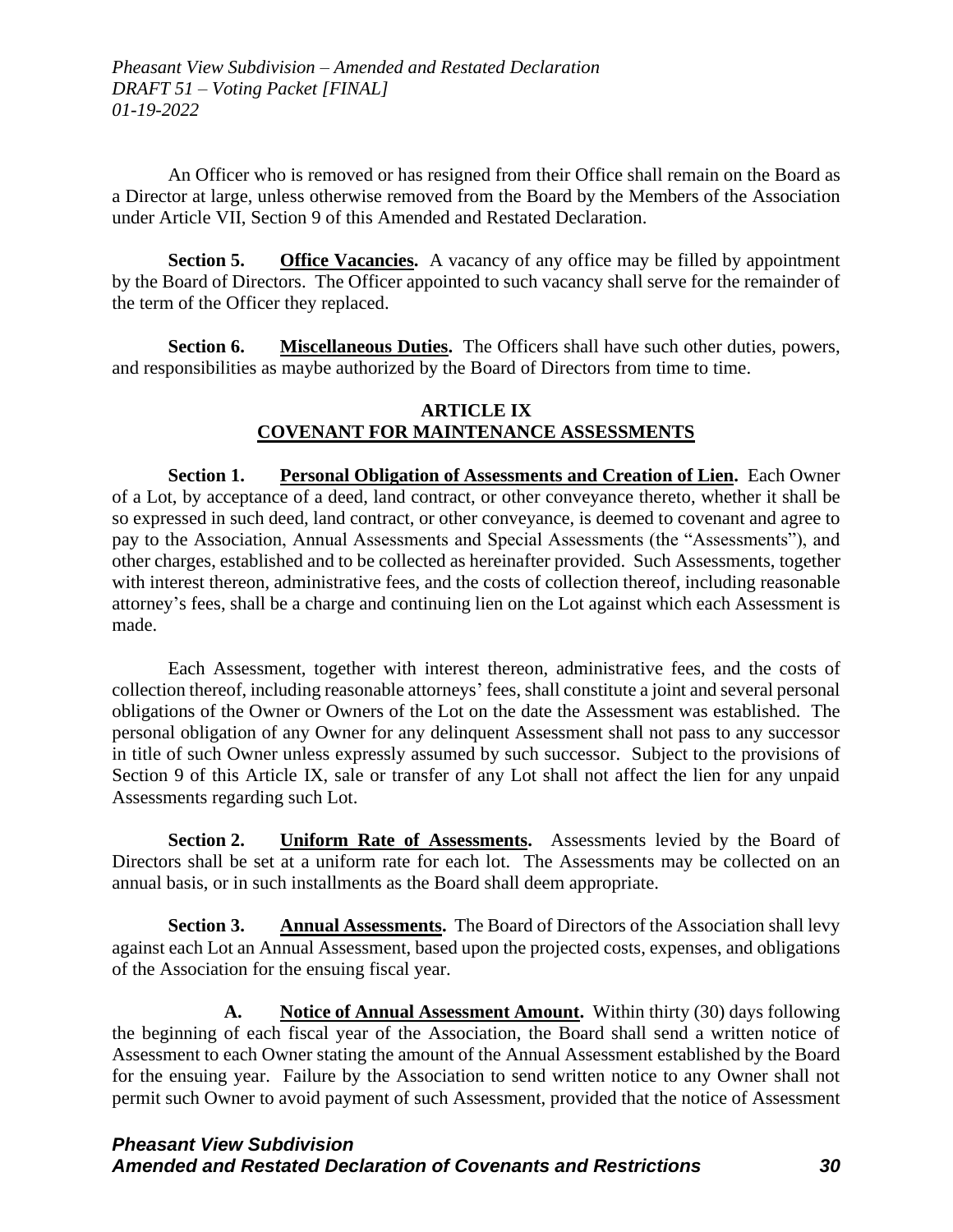An Officer who is removed or has resigned from their Office shall remain on the Board as a Director at large, unless otherwise removed from the Board by the Members of the Association under Article VII, Section 9 of this Amended and Restated Declaration.

**Section 5. Office Vacancies.** A vacancy of any office may be filled by appointment by the Board of Directors. The Officer appointed to such vacancy shall serve for the remainder of the term of the Officer they replaced.

**Section 6. Miscellaneous Duties.** The Officers shall have such other duties, powers, and responsibilities as maybe authorized by the Board of Directors from time to time.

## ARTICLE IX
## COVENANT FOR MAINTENANCE ASSESSMENTS

**Section 1. Personal Obligation of Assessments and Creation of Lien.** Each Owner of a Lot, by acceptance of a deed, land contract, or other conveyance thereto, whether it shall be so expressed in such deed, land contract, or other conveyance, is deemed to covenant and agree to pay to the Association, Annual Assessments and Special Assessments (the "Assessments"), and other charges, established and to be collected as hereinafter provided. Such Assessments, together with interest thereon, administrative fees, and the costs of collection thereof, including reasonable attorney's fees, shall be a charge and continuing lien on the Lot against which each Assessment is made.

Each Assessment, together with interest thereon, administrative fees, and the costs of collection thereof, including reasonable attorneys' fees, shall constitute a joint and several personal obligations of the Owner or Owners of the Lot on the date the Assessment was established. The personal obligation of any Owner for any delinquent Assessment shall not pass to any successor in title of such Owner unless expressly assumed by such successor. Subject to the provisions of Section 9 of this Article IX, sale or transfer of any Lot shall not affect the lien for any unpaid Assessments regarding such Lot.

**Section 2. Uniform Rate of Assessments.** Assessments levied by the Board of Directors shall be set at a uniform rate for each lot. The Assessments may be collected on an annual basis, or in such installments as the Board shall deem appropriate.

**Section 3. Annual Assessments.** The Board of Directors of the Association shall levy against each Lot an Annual Assessment, based upon the projected costs, expenses, and obligations of the Association for the ensuing fiscal year.

**A. Notice of Annual Assessment Amount.** Within thirty (30) days following the beginning of each fiscal year of the Association, the Board shall send a written notice of Assessment to each Owner stating the amount of the Annual Assessment established by the Board for the ensuing year. Failure by the Association to send written notice to any Owner shall not permit such Owner to avoid payment of such Assessment, provided that the notice of Assessment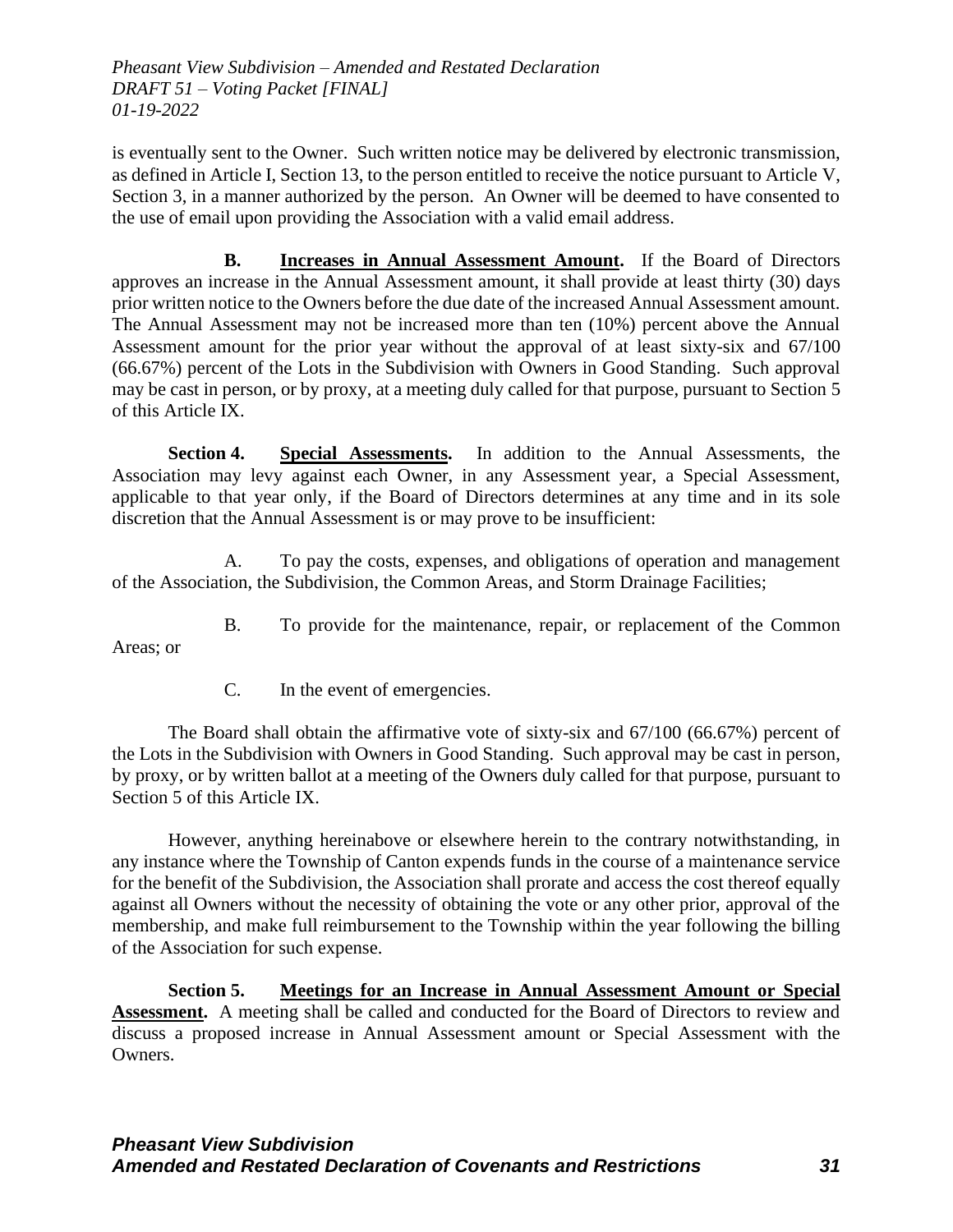is eventually sent to the Owner. Such written notice may be delivered by electronic transmission, as defined in Article I, Section 13, to the person entitled to receive the notice pursuant to Article V, Section 3, in a manner authorized by the person. An Owner will be deemed to have consented to the use of email upon providing the Association with a valid email address.

**B. <u>Increases in Annual Assessment Amount</u>.** If the Board of Directors approves an increase in the Annual Assessment amount, it shall provide at least thirty (30) days prior written notice to the Owners before the due date of the increased Annual Assessment amount. The Annual Assessment may not be increased more than ten (10%) percent above the Annual Assessment amount for the prior year without the approval of at least sixty-six and 67/100 (66.67%) percent of the Lots in the Subdivision with Owners in Good Standing. Such approval may be cast in person, or by proxy, at a meeting duly called for that purpose, pursuant to Section 5 of this Article IX.

**Section 4. <u>Special Assessments</u>.** In addition to the Annual Assessments, the Association may levy against each Owner, in any Assessment year, a Special Assessment, applicable to that year only, if the Board of Directors determines at any time and in its sole discretion that the Annual Assessment is or may prove to be insufficient:

A. To pay the costs, expenses, and obligations of operation and management of the Association, the Subdivision, the Common Areas, and Storm Drainage Facilities;

B. To provide for the maintenance, repair, or replacement of the Common Areas; or

C. In the event of emergencies.

The Board shall obtain the affirmative vote of sixty-six and 67/100 (66.67%) percent of the Lots in the Subdivision with Owners in Good Standing. Such approval may be cast in person, by proxy, or by written ballot at a meeting of the Owners duly called for that purpose, pursuant to Section 5 of this Article IX.

However, anything hereinabove or elsewhere herein to the contrary notwithstanding, in any instance where the Township of Canton expends funds in the course of a maintenance service for the benefit of the Subdivision, the Association shall prorate and access the cost thereof equally against all Owners without the necessity of obtaining the vote or any other prior, approval of the membership, and make full reimbursement to the Township within the year following the billing of the Association for such expense.

**Section 5. <u>Meetings for an Increase in Annual Assessment Amount or Special Assessment</u>.** A meeting shall be called and conducted for the Board of Directors to review and discuss a proposed increase in Annual Assessment amount or Special Assessment with the Owners.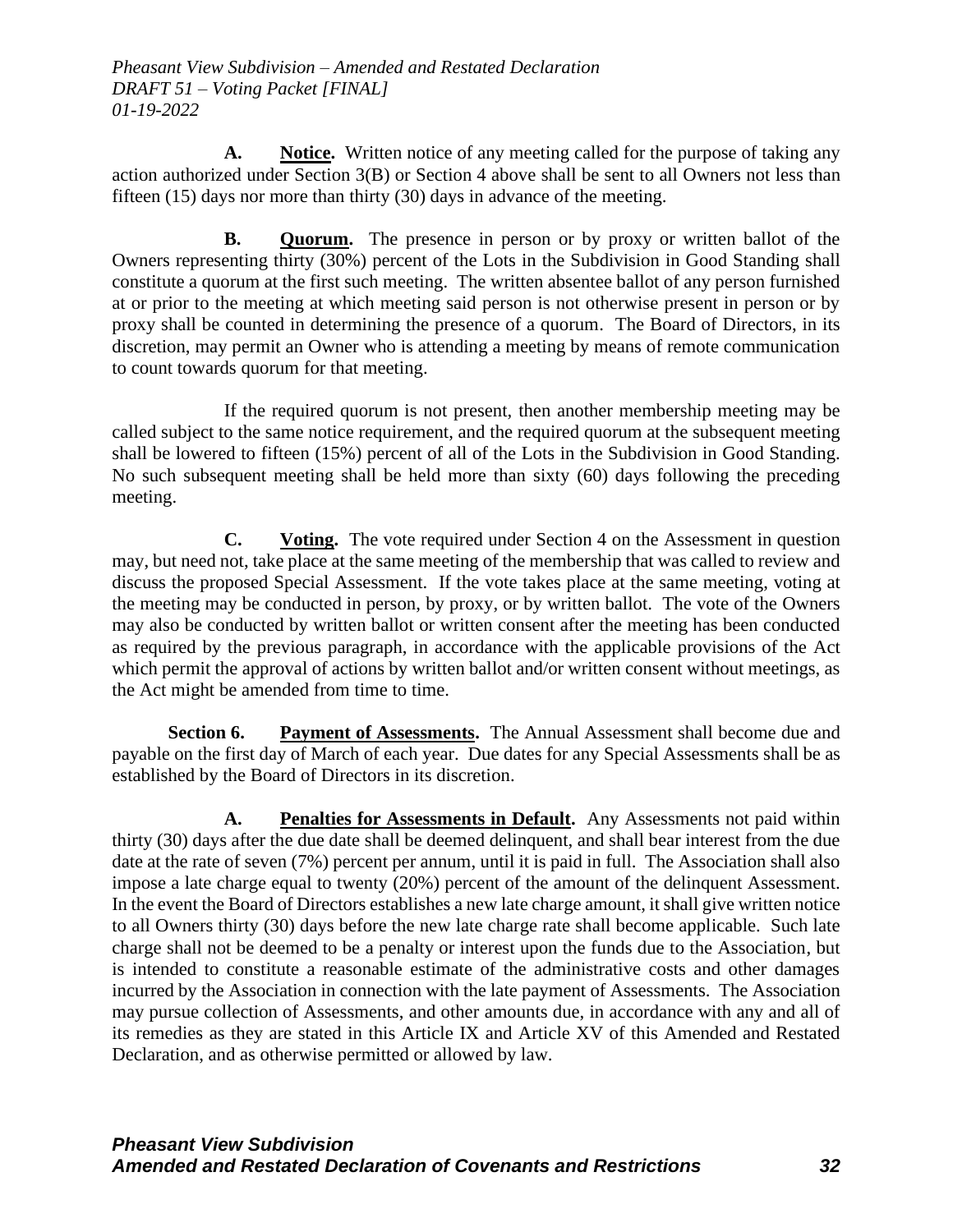**A. Notice.** Written notice of any meeting called for the purpose of taking any action authorized under Section 3(B) or Section 4 above shall be sent to all Owners not less than fifteen (15) days nor more than thirty (30) days in advance of the meeting.

**B. Quorum.** The presence in person or by proxy or written ballot of the Owners representing thirty (30%) percent of the Lots in the Subdivision in Good Standing shall constitute a quorum at the first such meeting. The written absentee ballot of any person furnished at or prior to the meeting at which meeting said person is not otherwise present in person or by proxy shall be counted in determining the presence of a quorum. The Board of Directors, in its discretion, may permit an Owner who is attending a meeting by means of remote communication to count towards quorum for that meeting.

If the required quorum is not present, then another membership meeting may be called subject to the same notice requirement, and the required quorum at the subsequent meeting shall be lowered to fifteen (15%) percent of all of the Lots in the Subdivision in Good Standing. No such subsequent meeting shall be held more than sixty (60) days following the preceding meeting.

**C. Voting.** The vote required under Section 4 on the Assessment in question may, but need not, take place at the same meeting of the membership that was called to review and discuss the proposed Special Assessment. If the vote takes place at the same meeting, voting at the meeting may be conducted in person, by proxy, or by written ballot. The vote of the Owners may also be conducted by written ballot or written consent after the meeting has been conducted as required by the previous paragraph, in accordance with the applicable provisions of the Act which permit the approval of actions by written ballot and/or written consent without meetings, as the Act might be amended from time to time.

**Section 6. Payment of Assessments.** The Annual Assessment shall become due and payable on the first day of March of each year. Due dates for any Special Assessments shall be as established by the Board of Directors in its discretion.

**A. Penalties for Assessments in Default.** Any Assessments not paid within thirty (30) days after the due date shall be deemed delinquent, and shall bear interest from the due date at the rate of seven (7%) percent per annum, until it is paid in full. The Association shall also impose a late charge equal to twenty (20%) percent of the amount of the delinquent Assessment. In the event the Board of Directors establishes a new late charge amount, it shall give written notice to all Owners thirty (30) days before the new late charge rate shall become applicable. Such late charge shall not be deemed to be a penalty or interest upon the funds due to the Association, but is intended to constitute a reasonable estimate of the administrative costs and other damages incurred by the Association in connection with the late payment of Assessments. The Association may pursue collection of Assessments, and other amounts due, in accordance with any and all of its remedies as they are stated in this Article IX and Article XV of this Amended and Restated Declaration, and as otherwise permitted or allowed by law.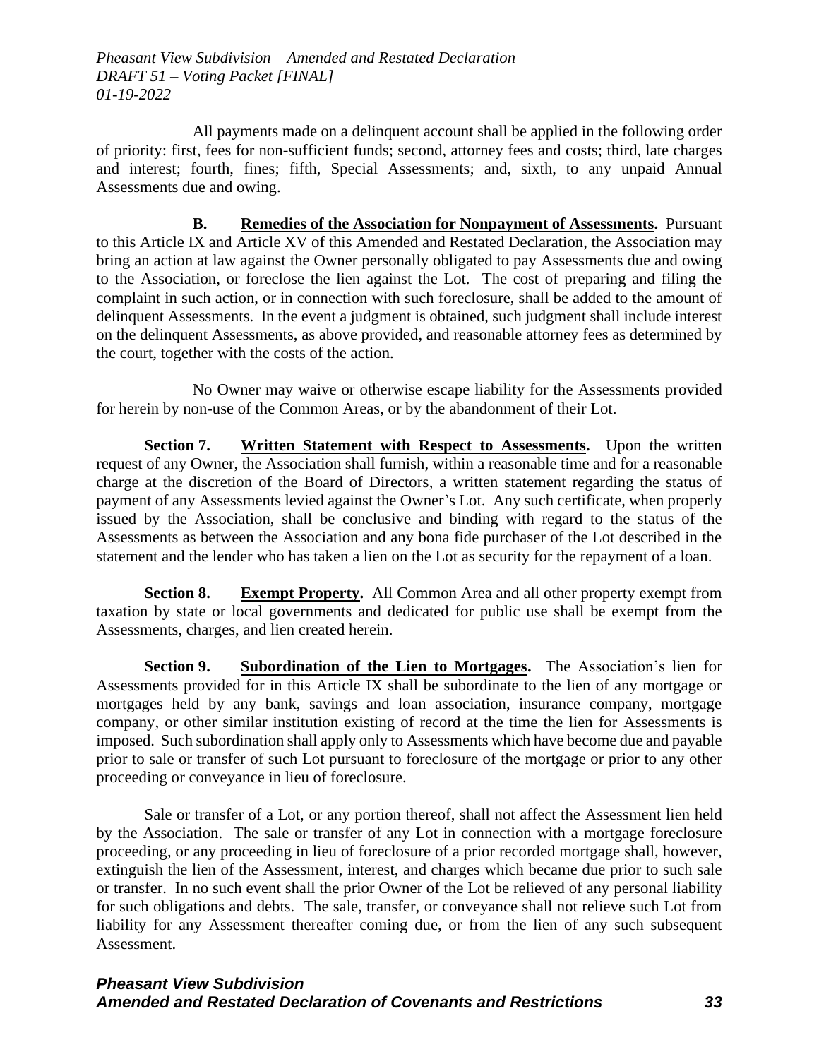All payments made on a delinquent account shall be applied in the following order of priority: first, fees for non-sufficient funds; second, attorney fees and costs; third, late charges and interest; fourth, fines; fifth, Special Assessments; and, sixth, to any unpaid Annual Assessments due and owing.

**B. Remedies of the Association for Nonpayment of Assessments.** Pursuant to this Article IX and Article XV of this Amended and Restated Declaration, the Association may bring an action at law against the Owner personally obligated to pay Assessments due and owing to the Association, or foreclose the lien against the Lot. The cost of preparing and filing the complaint in such action, or in connection with such foreclosure, shall be added to the amount of delinquent Assessments. In the event a judgment is obtained, such judgment shall include interest on the delinquent Assessments, as above provided, and reasonable attorney fees as determined by the court, together with the costs of the action.

No Owner may waive or otherwise escape liability for the Assessments provided for herein by non-use of the Common Areas, or by the abandonment of their Lot.

**Section 7. Written Statement with Respect to Assessments.** Upon the written request of any Owner, the Association shall furnish, within a reasonable time and for a reasonable charge at the discretion of the Board of Directors, a written statement regarding the status of payment of any Assessments levied against the Owner's Lot. Any such certificate, when properly issued by the Association, shall be conclusive and binding with regard to the status of the Assessments as between the Association and any bona fide purchaser of the Lot described in the statement and the lender who has taken a lien on the Lot as security for the repayment of a loan.

**Section 8. Exempt Property.** All Common Area and all other property exempt from taxation by state or local governments and dedicated for public use shall be exempt from the Assessments, charges, and lien created herein.

**Section 9. Subordination of the Lien to Mortgages.** The Association's lien for Assessments provided for in this Article IX shall be subordinate to the lien of any mortgage or mortgages held by any bank, savings and loan association, insurance company, mortgage company, or other similar institution existing of record at the time the lien for Assessments is imposed. Such subordination shall apply only to Assessments which have become due and payable prior to sale or transfer of such Lot pursuant to foreclosure of the mortgage or prior to any other proceeding or conveyance in lieu of foreclosure.

Sale or transfer of a Lot, or any portion thereof, shall not affect the Assessment lien held by the Association. The sale or transfer of any Lot in connection with a mortgage foreclosure proceeding, or any proceeding in lieu of foreclosure of a prior recorded mortgage shall, however, extinguish the lien of the Assessment, interest, and charges which became due prior to such sale or transfer. In no such event shall the prior Owner of the Lot be relieved of any personal liability for such obligations and debts. The sale, transfer, or conveyance shall not relieve such Lot from liability for any Assessment thereafter coming due, or from the lien of any such subsequent Assessment.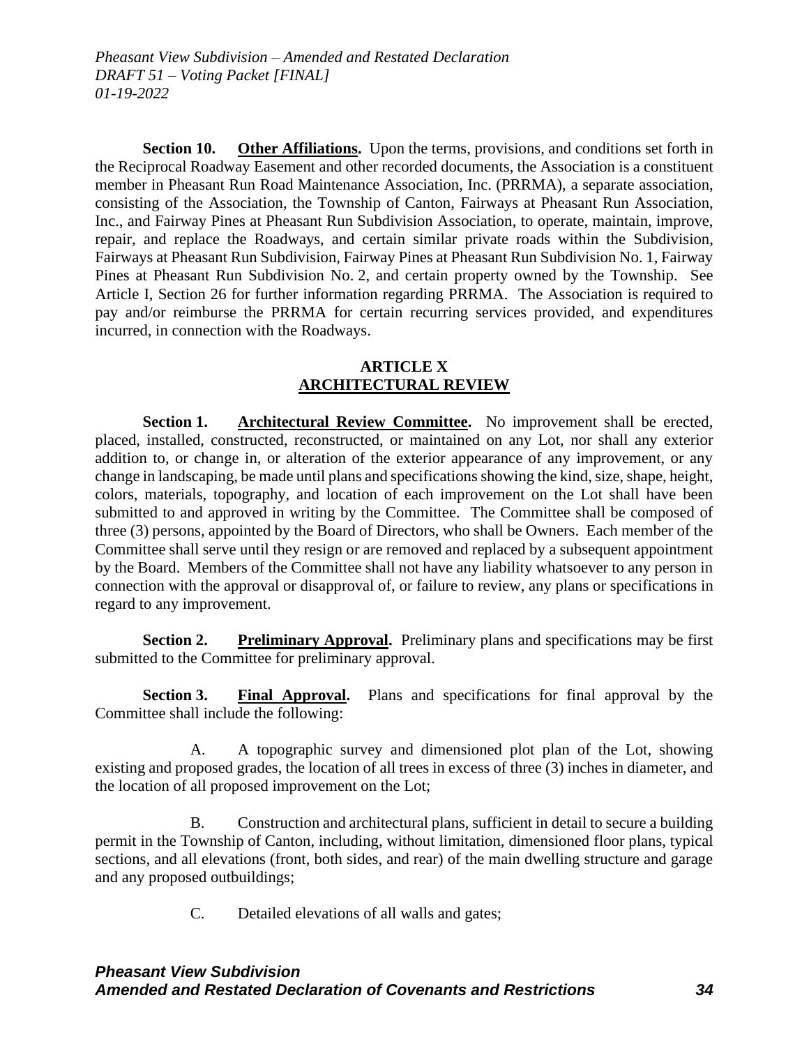**Section 10. Other Affiliations.** Upon the terms, provisions, and conditions set forth in the Reciprocal Roadway Easement and other recorded documents, the Association is a constituent member in Pheasant Run Road Maintenance Association, Inc. (PRRMA), a separate association, consisting of the Association, the Township of Canton, Fairways at Pheasant Run Association, Inc., and Fairway Pines at Pheasant Run Subdivision Association, to operate, maintain, improve, repair, and replace the Roadways, and certain similar private roads within the Subdivision, Fairways at Pheasant Run Subdivision, Fairway Pines at Pheasant Run Subdivision No. 1, Fairway Pines at Pheasant Run Subdivision No. 2, and certain property owned by the Township. See Article I, Section 26 for further information regarding PRRMA. The Association is required to pay and/or reimburse the PRRMA for certain recurring services provided, and expenditures incurred, in connection with the Roadways.

## ARTICLE X
## ARCHITECTURAL REVIEW

**Section 1. Architectural Review Committee.** No improvement shall be erected, placed, installed, constructed, reconstructed, or maintained on any Lot, nor shall any exterior addition to, or change in, or alteration of the exterior appearance of any improvement, or any change in landscaping, be made until plans and specifications showing the kind, size, shape, height, colors, materials, topography, and location of each improvement on the Lot shall have been submitted to and approved in writing by the Committee. The Committee shall be composed of three (3) persons, appointed by the Board of Directors, who shall be Owners. Each member of the Committee shall serve until they resign or are removed and replaced by a subsequent appointment by the Board. Members of the Committee shall not have any liability whatsoever to any person in connection with the approval or disapproval of, or failure to review, any plans or specifications in regard to any improvement.

**Section 2. Preliminary Approval.** Preliminary plans and specifications may be first submitted to the Committee for preliminary approval.

**Section 3. Final Approval.** Plans and specifications for final approval by the Committee shall include the following:

A. A topographic survey and dimensioned plot plan of the Lot, showing existing and proposed grades, the location of all trees in excess of three (3) inches in diameter, and the location of all proposed improvement on the Lot;

B. Construction and architectural plans, sufficient in detail to secure a building permit in the Township of Canton, including, without limitation, dimensioned floor plans, typical sections, and all elevations (front, both sides, and rear) of the main dwelling structure and garage and any proposed outbuildings;

C. Detailed elevations of all walls and gates;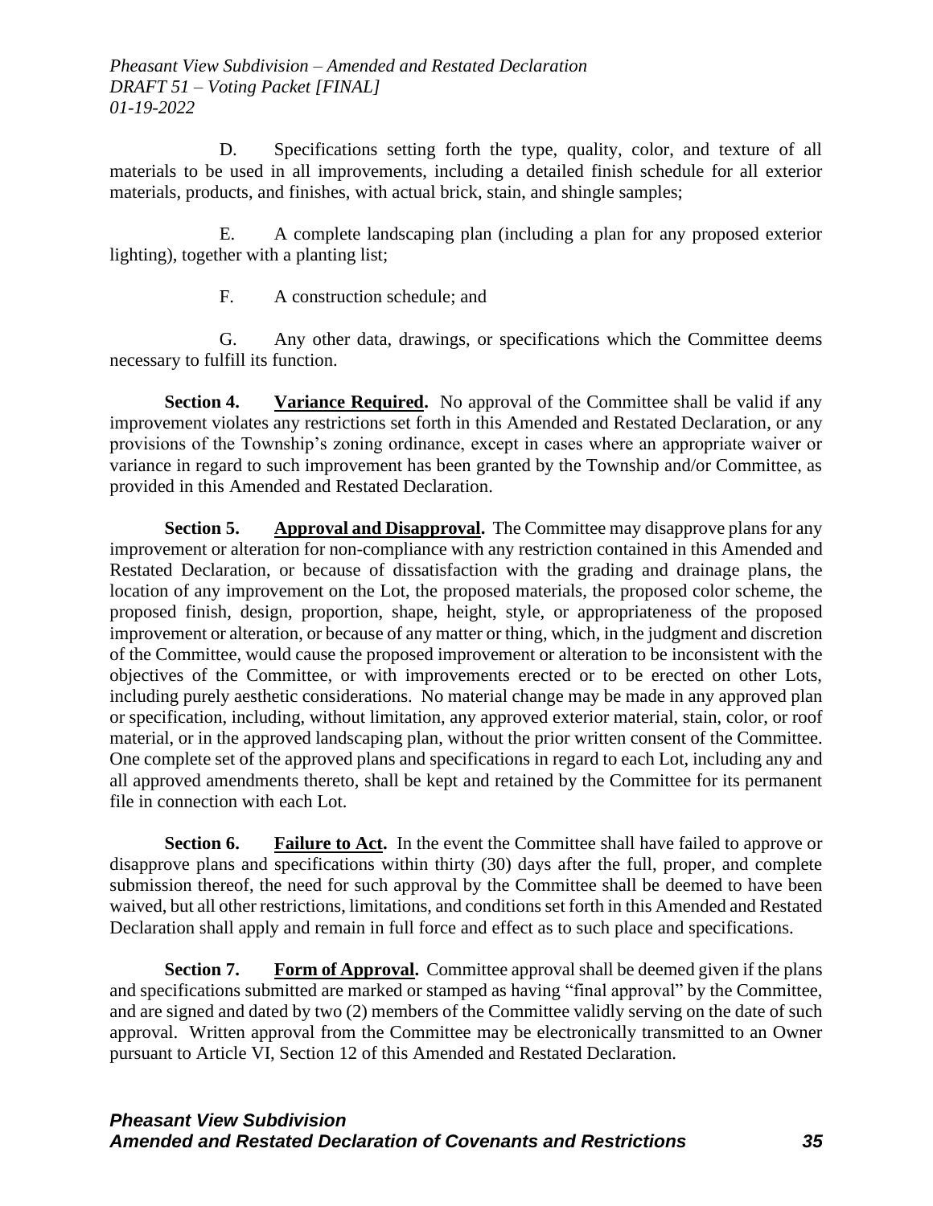D. Specifications setting forth the type, quality, color, and texture of all materials to be used in all improvements, including a detailed finish schedule for all exterior materials, products, and finishes, with actual brick, stain, and shingle samples;

E. A complete landscaping plan (including a plan for any proposed exterior lighting), together with a planting list;

F. A construction schedule; and

G. Any other data, drawings, or specifications which the Committee deems necessary to fulfill its function.

**Section 4. Variance Required.** No approval of the Committee shall be valid if any improvement violates any restrictions set forth in this Amended and Restated Declaration, or any provisions of the Township's zoning ordinance, except in cases where an appropriate waiver or variance in regard to such improvement has been granted by the Township and/or Committee, as provided in this Amended and Restated Declaration.

**Section 5. Approval and Disapproval.** The Committee may disapprove plans for any improvement or alteration for non-compliance with any restriction contained in this Amended and Restated Declaration, or because of dissatisfaction with the grading and drainage plans, the location of any improvement on the Lot, the proposed materials, the proposed color scheme, the proposed finish, design, proportion, shape, height, style, or appropriateness of the proposed improvement or alteration, or because of any matter or thing, which, in the judgment and discretion of the Committee, would cause the proposed improvement or alteration to be inconsistent with the objectives of the Committee, or with improvements erected or to be erected on other Lots, including purely aesthetic considerations. No material change may be made in any approved plan or specification, including, without limitation, any approved exterior material, stain, color, or roof material, or in the approved landscaping plan, without the prior written consent of the Committee. One complete set of the approved plans and specifications in regard to each Lot, including any and all approved amendments thereto, shall be kept and retained by the Committee for its permanent file in connection with each Lot.

**Section 6. Failure to Act.** In the event the Committee shall have failed to approve or disapprove plans and specifications within thirty (30) days after the full, proper, and complete submission thereof, the need for such approval by the Committee shall be deemed to have been waived, but all other restrictions, limitations, and conditions set forth in this Amended and Restated Declaration shall apply and remain in full force and effect as to such place and specifications.

**Section 7. Form of Approval.** Committee approval shall be deemed given if the plans and specifications submitted are marked or stamped as having "final approval" by the Committee, and are signed and dated by two (2) members of the Committee validly serving on the date of such approval. Written approval from the Committee may be electronically transmitted to an Owner pursuant to Article VI, Section 12 of this Amended and Restated Declaration.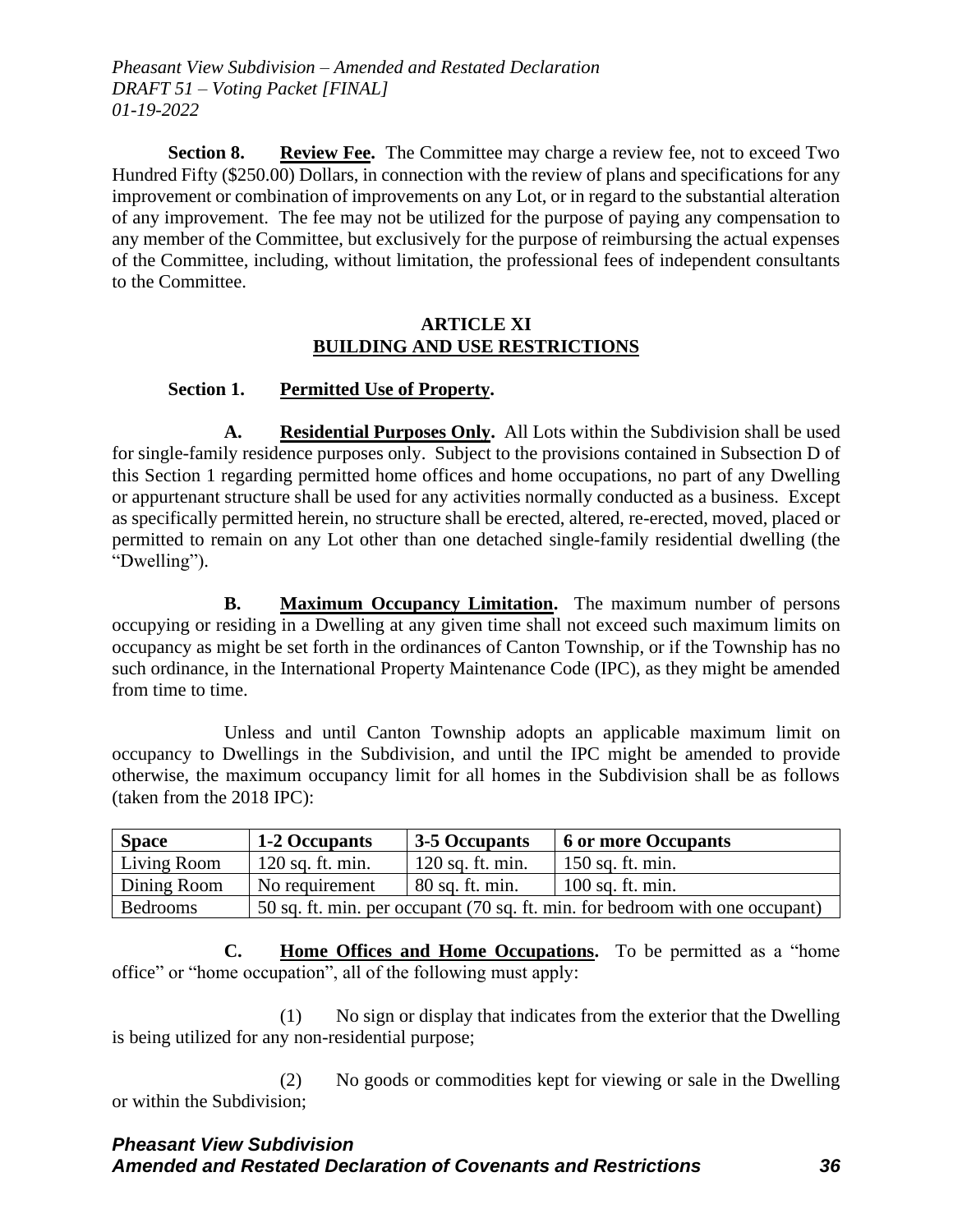**Section 8. Review Fee.** The Committee may charge a review fee, not to exceed Two Hundred Fifty ($250.00) Dollars, in connection with the review of plans and specifications for any improvement or combination of improvements on any Lot, or in regard to the substantial alteration of any improvement. The fee may not be utilized for the purpose of paying any compensation to any member of the Committee, but exclusively for the purpose of reimbursing the actual expenses of the Committee, including, without limitation, the professional fees of independent consultants to the Committee.

## ARTICLE XI
## BUILDING AND USE RESTRICTIONS

**Section 1. Permitted Use of Property.**

**A. Residential Purposes Only.** All Lots within the Subdivision shall be used for single-family residence purposes only. Subject to the provisions contained in Subsection D of this Section 1 regarding permitted home offices and home occupations, no part of any Dwelling or appurtenant structure shall be used for any activities normally conducted as a business. Except as specifically permitted herein, no structure shall be erected, altered, re-erected, moved, placed or permitted to remain on any Lot other than one detached single-family residential dwelling (the "Dwelling").

**B. Maximum Occupancy Limitation.** The maximum number of persons occupying or residing in a Dwelling at any given time shall not exceed such maximum limits on occupancy as might be set forth in the ordinances of Canton Township, or if the Township has no such ordinance, in the International Property Maintenance Code (IPC), as they might be amended from time to time.

Unless and until Canton Township adopts an applicable maximum limit on occupancy to Dwellings in the Subdivision, and until the IPC might be amended to provide otherwise, the maximum occupancy limit for all homes in the Subdivision shall be as follows (taken from the 2018 IPC):

| Space | 1-2 Occupants | 3-5 Occupants | 6 or more Occupants |
|---|---|---|---|
| Living Room | 120 sq. ft. min. | 120 sq. ft. min. | 150 sq. ft. min. |
| Dining Room | No requirement | 80 sq. ft. min. | 100 sq. ft. min. |
| Bedrooms | 50 sq. ft. min. per occupant (70 sq. ft. min. for bedroom with one occupant) | | |

**C. Home Offices and Home Occupations.** To be permitted as a "home office" or "home occupation", all of the following must apply:

(1) No sign or display that indicates from the exterior that the Dwelling is being utilized for any non-residential purpose;

(2) No goods or commodities kept for viewing or sale in the Dwelling or within the Subdivision;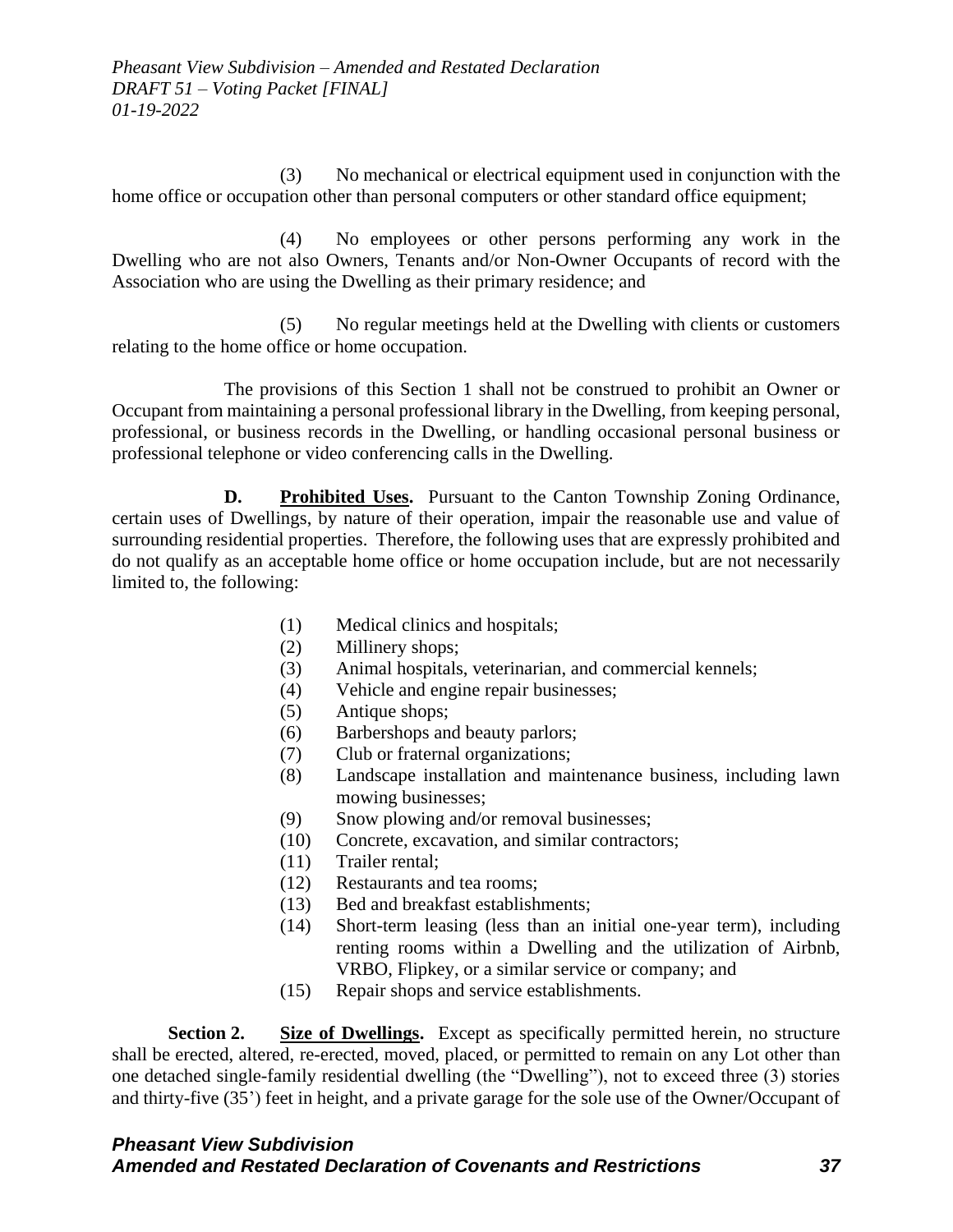(3) No mechanical or electrical equipment used in conjunction with the home office or occupation other than personal computers or other standard office equipment;

(4) No employees or other persons performing any work in the Dwelling who are not also Owners, Tenants and/or Non-Owner Occupants of record with the Association who are using the Dwelling as their primary residence; and

(5) No regular meetings held at the Dwelling with clients or customers relating to the home office or home occupation.

The provisions of this Section 1 shall not be construed to prohibit an Owner or Occupant from maintaining a personal professional library in the Dwelling, from keeping personal, professional, or business records in the Dwelling, or handling occasional personal business or professional telephone or video conferencing calls in the Dwelling.

**D. Prohibited Uses.** Pursuant to the Canton Township Zoning Ordinance, certain uses of Dwellings, by nature of their operation, impair the reasonable use and value of surrounding residential properties. Therefore, the following uses that are expressly prohibited and do not qualify as an acceptable home office or home occupation include, but are not necessarily limited to, the following:

(1) Medical clinics and hospitals;
(2) Millinery shops;
(3) Animal hospitals, veterinarian, and commercial kennels;
(4) Vehicle and engine repair businesses;
(5) Antique shops;
(6) Barbershops and beauty parlors;
(7) Club or fraternal organizations;
(8) Landscape installation and maintenance business, including lawn mowing businesses;
(9) Snow plowing and/or removal businesses;
(10) Concrete, excavation, and similar contractors;
(11) Trailer rental;
(12) Restaurants and tea rooms;
(13) Bed and breakfast establishments;
(14) Short-term leasing (less than an initial one-year term), including renting rooms within a Dwelling and the utilization of Airbnb, VRBO, Flipkey, or a similar service or company; and
(15) Repair shops and service establishments.

**Section 2. Size of Dwellings.** Except as specifically permitted herein, no structure shall be erected, altered, re-erected, moved, placed, or permitted to remain on any Lot other than one detached single-family residential dwelling (the "Dwelling"), not to exceed three (3) stories and thirty-five (35') feet in height, and a private garage for the sole use of the Owner/Occupant of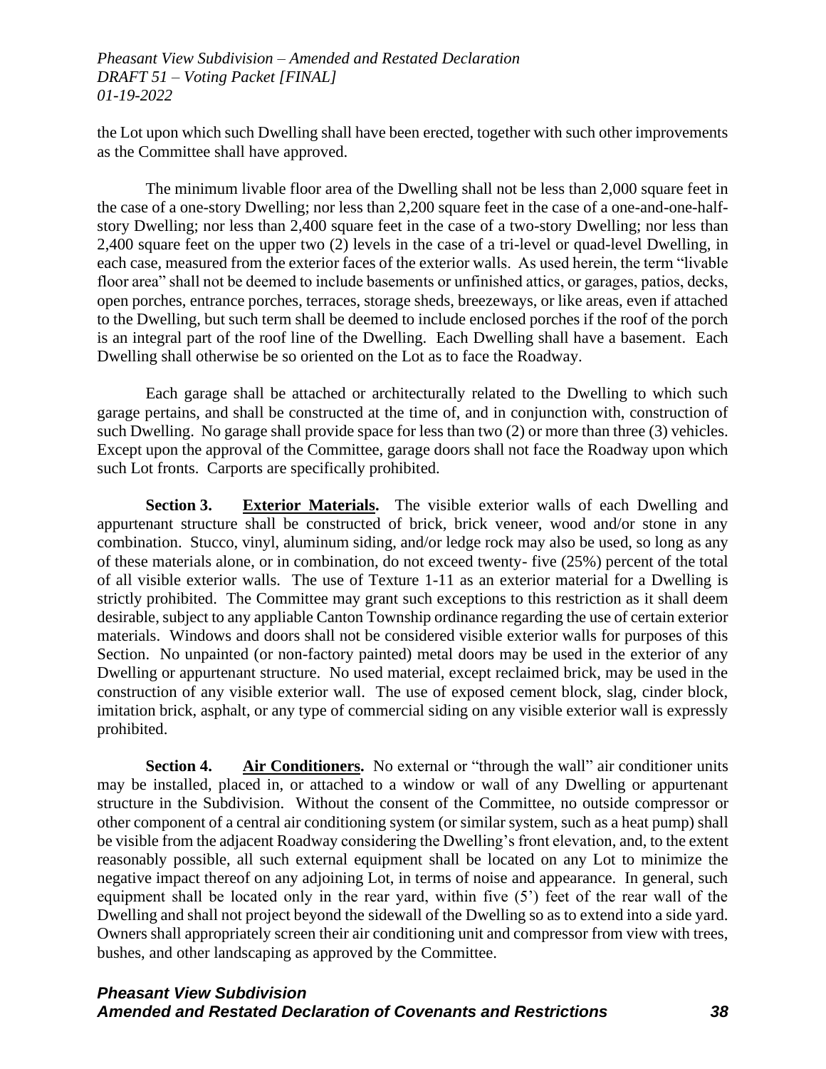the Lot upon which such Dwelling shall have been erected, together with such other improvements as the Committee shall have approved.

The minimum livable floor area of the Dwelling shall not be less than 2,000 square feet in the case of a one-story Dwelling; nor less than 2,200 square feet in the case of a one-and-one-half-story Dwelling; nor less than 2,400 square feet in the case of a two-story Dwelling; nor less than 2,400 square feet on the upper two (2) levels in the case of a tri-level or quad-level Dwelling, in each case, measured from the exterior faces of the exterior walls. As used herein, the term "livable floor area" shall not be deemed to include basements or unfinished attics, or garages, patios, decks, open porches, entrance porches, terraces, storage sheds, breezeways, or like areas, even if attached to the Dwelling, but such term shall be deemed to include enclosed porches if the roof of the porch is an integral part of the roof line of the Dwelling. Each Dwelling shall have a basement. Each Dwelling shall otherwise be so oriented on the Lot as to face the Roadway.

Each garage shall be attached or architecturally related to the Dwelling to which such garage pertains, and shall be constructed at the time of, and in conjunction with, construction of such Dwelling. No garage shall provide space for less than two (2) or more than three (3) vehicles. Except upon the approval of the Committee, garage doors shall not face the Roadway upon which such Lot fronts. Carports are specifically prohibited.

**Section 3.** **<u>Exterior Materials</u>.** The visible exterior walls of each Dwelling and appurtenant structure shall be constructed of brick, brick veneer, wood and/or stone in any combination. Stucco, vinyl, aluminum siding, and/or ledge rock may also be used, so long as any of these materials alone, or in combination, do not exceed twenty- five (25%) percent of the total of all visible exterior walls. The use of Texture 1-11 as an exterior material for a Dwelling is strictly prohibited. The Committee may grant such exceptions to this restriction as it shall deem desirable, subject to any appliable Canton Township ordinance regarding the use of certain exterior materials. Windows and doors shall not be considered visible exterior walls for purposes of this Section. No unpainted (or non-factory painted) metal doors may be used in the exterior of any Dwelling or appurtenant structure. No used material, except reclaimed brick, may be used in the construction of any visible exterior wall. The use of exposed cement block, slag, cinder block, imitation brick, asphalt, or any type of commercial siding on any visible exterior wall is expressly prohibited.

**Section 4.** **<u>Air Conditioners</u>.** No external or "through the wall" air conditioner units may be installed, placed in, or attached to a window or wall of any Dwelling or appurtenant structure in the Subdivision. Without the consent of the Committee, no outside compressor or other component of a central air conditioning system (or similar system, such as a heat pump) shall be visible from the adjacent Roadway considering the Dwelling's front elevation, and, to the extent reasonably possible, all such external equipment shall be located on any Lot to minimize the negative impact thereof on any adjoining Lot, in terms of noise and appearance. In general, such equipment shall be located only in the rear yard, within five (5') feet of the rear wall of the Dwelling and shall not project beyond the sidewall of the Dwelling so as to extend into a side yard. Owners shall appropriately screen their air conditioning unit and compressor from view with trees, bushes, and other landscaping as approved by the Committee.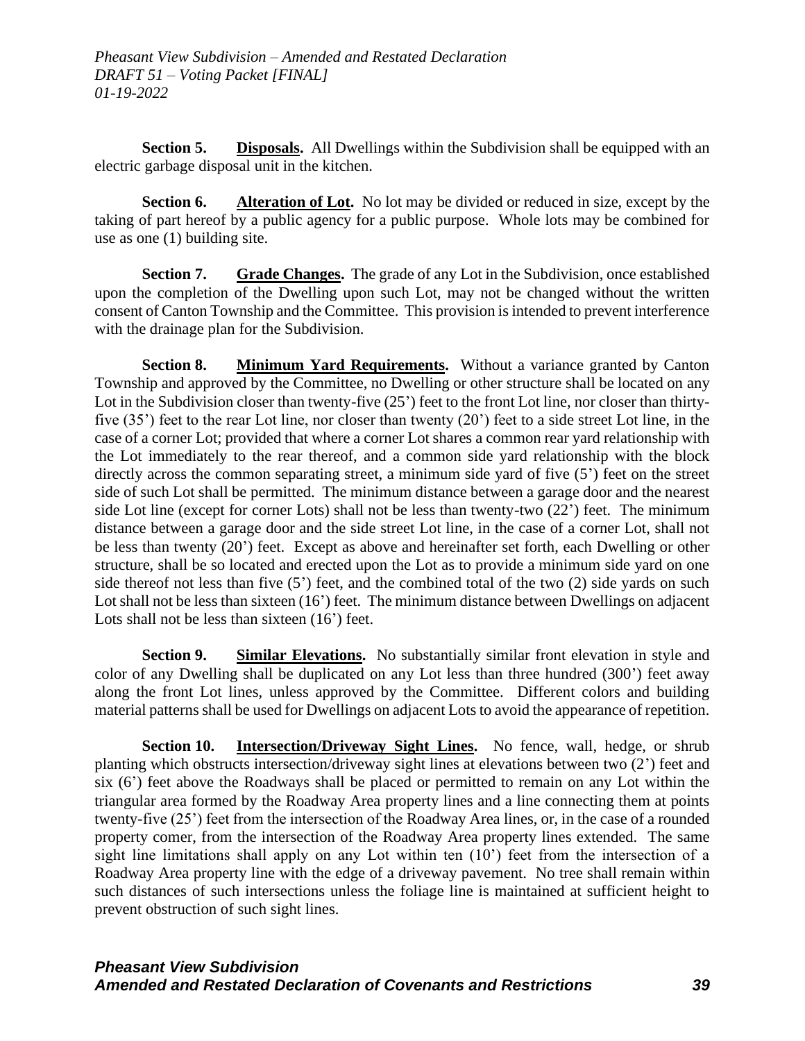**Section 5.** **Disposals.** All Dwellings within the Subdivision shall be equipped with an electric garbage disposal unit in the kitchen.

**Section 6.** **Alteration of Lot.** No lot may be divided or reduced in size, except by the taking of part hereof by a public agency for a public purpose. Whole lots may be combined for use as one (1) building site.

**Section 7.** **Grade Changes.** The grade of any Lot in the Subdivision, once established upon the completion of the Dwelling upon such Lot, may not be changed without the written consent of Canton Township and the Committee. This provision is intended to prevent interference with the drainage plan for the Subdivision.

**Section 8.** **Minimum Yard Requirements.** Without a variance granted by Canton Township and approved by the Committee, no Dwelling or other structure shall be located on any Lot in the Subdivision closer than twenty-five (25') feet to the front Lot line, nor closer than thirty-five (35') feet to the rear Lot line, nor closer than twenty (20') feet to a side street Lot line, in the case of a corner Lot; provided that where a corner Lot shares a common rear yard relationship with the Lot immediately to the rear thereof, and a common side yard relationship with the block directly across the common separating street, a minimum side yard of five (5') feet on the street side of such Lot shall be permitted. The minimum distance between a garage door and the nearest side Lot line (except for corner Lots) shall not be less than twenty-two (22') feet. The minimum distance between a garage door and the side street Lot line, in the case of a corner Lot, shall not be less than twenty (20') feet. Except as above and hereinafter set forth, each Dwelling or other structure, shall be so located and erected upon the Lot as to provide a minimum side yard on one side thereof not less than five (5') feet, and the combined total of the two (2) side yards on such Lot shall not be less than sixteen (16') feet. The minimum distance between Dwellings on adjacent Lots shall not be less than sixteen (16') feet.

**Section 9.** **Similar Elevations.** No substantially similar front elevation in style and color of any Dwelling shall be duplicated on any Lot less than three hundred (300') feet away along the front Lot lines, unless approved by the Committee. Different colors and building material patterns shall be used for Dwellings on adjacent Lots to avoid the appearance of repetition.

**Section 10.** **Intersection/Driveway Sight Lines.** No fence, wall, hedge, or shrub planting which obstructs intersection/driveway sight lines at elevations between two (2') feet and six (6') feet above the Roadways shall be placed or permitted to remain on any Lot within the triangular area formed by the Roadway Area property lines and a line connecting them at points twenty-five (25') feet from the intersection of the Roadway Area lines, or, in the case of a rounded property comer, from the intersection of the Roadway Area property lines extended. The same sight line limitations shall apply on any Lot within ten (10') feet from the intersection of a Roadway Area property line with the edge of a driveway pavement. No tree shall remain within such distances of such intersections unless the foliage line is maintained at sufficient height to prevent obstruction of such sight lines.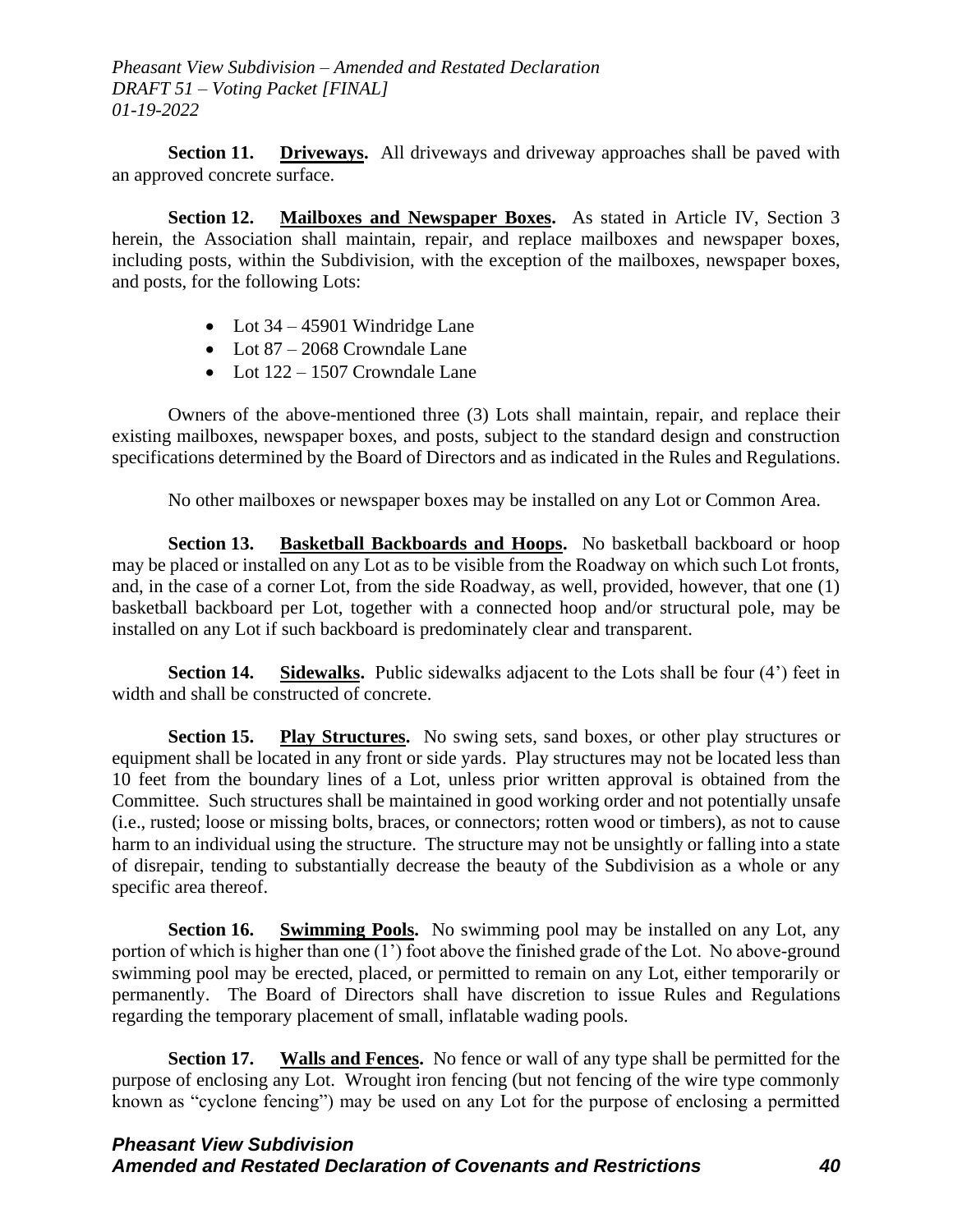**Section 11. Driveways.** All driveways and driveway approaches shall be paved with an approved concrete surface.

**Section 12. Mailboxes and Newspaper Boxes.** As stated in Article IV, Section 3 herein, the Association shall maintain, repair, and replace mailboxes and newspaper boxes, including posts, within the Subdivision, with the exception of the mailboxes, newspaper boxes, and posts, for the following Lots:

- Lot 34 – 45901 Windridge Lane
- Lot 87 – 2068 Crowndale Lane
- Lot 122 – 1507 Crowndale Lane

Owners of the above-mentioned three (3) Lots shall maintain, repair, and replace their existing mailboxes, newspaper boxes, and posts, subject to the standard design and construction specifications determined by the Board of Directors and as indicated in the Rules and Regulations.

No other mailboxes or newspaper boxes may be installed on any Lot or Common Area.

**Section 13. Basketball Backboards and Hoops.** No basketball backboard or hoop may be placed or installed on any Lot as to be visible from the Roadway on which such Lot fronts, and, in the case of a corner Lot, from the side Roadway, as well, provided, however, that one (1) basketball backboard per Lot, together with a connected hoop and/or structural pole, may be installed on any Lot if such backboard is predominately clear and transparent.

**Section 14. Sidewalks.** Public sidewalks adjacent to the Lots shall be four (4') feet in width and shall be constructed of concrete.

**Section 15. Play Structures.** No swing sets, sand boxes, or other play structures or equipment shall be located in any front or side yards. Play structures may not be located less than 10 feet from the boundary lines of a Lot, unless prior written approval is obtained from the Committee. Such structures shall be maintained in good working order and not potentially unsafe (i.e., rusted; loose or missing bolts, braces, or connectors; rotten wood or timbers), as not to cause harm to an individual using the structure. The structure may not be unsightly or falling into a state of disrepair, tending to substantially decrease the beauty of the Subdivision as a whole or any specific area thereof.

**Section 16. Swimming Pools.** No swimming pool may be installed on any Lot, any portion of which is higher than one (1') foot above the finished grade of the Lot. No above-ground swimming pool may be erected, placed, or permitted to remain on any Lot, either temporarily or permanently. The Board of Directors shall have discretion to issue Rules and Regulations regarding the temporary placement of small, inflatable wading pools.

**Section 17. Walls and Fences.** No fence or wall of any type shall be permitted for the purpose of enclosing any Lot. Wrought iron fencing (but not fencing of the wire type commonly known as "cyclone fencing") may be used on any Lot for the purpose of enclosing a permitted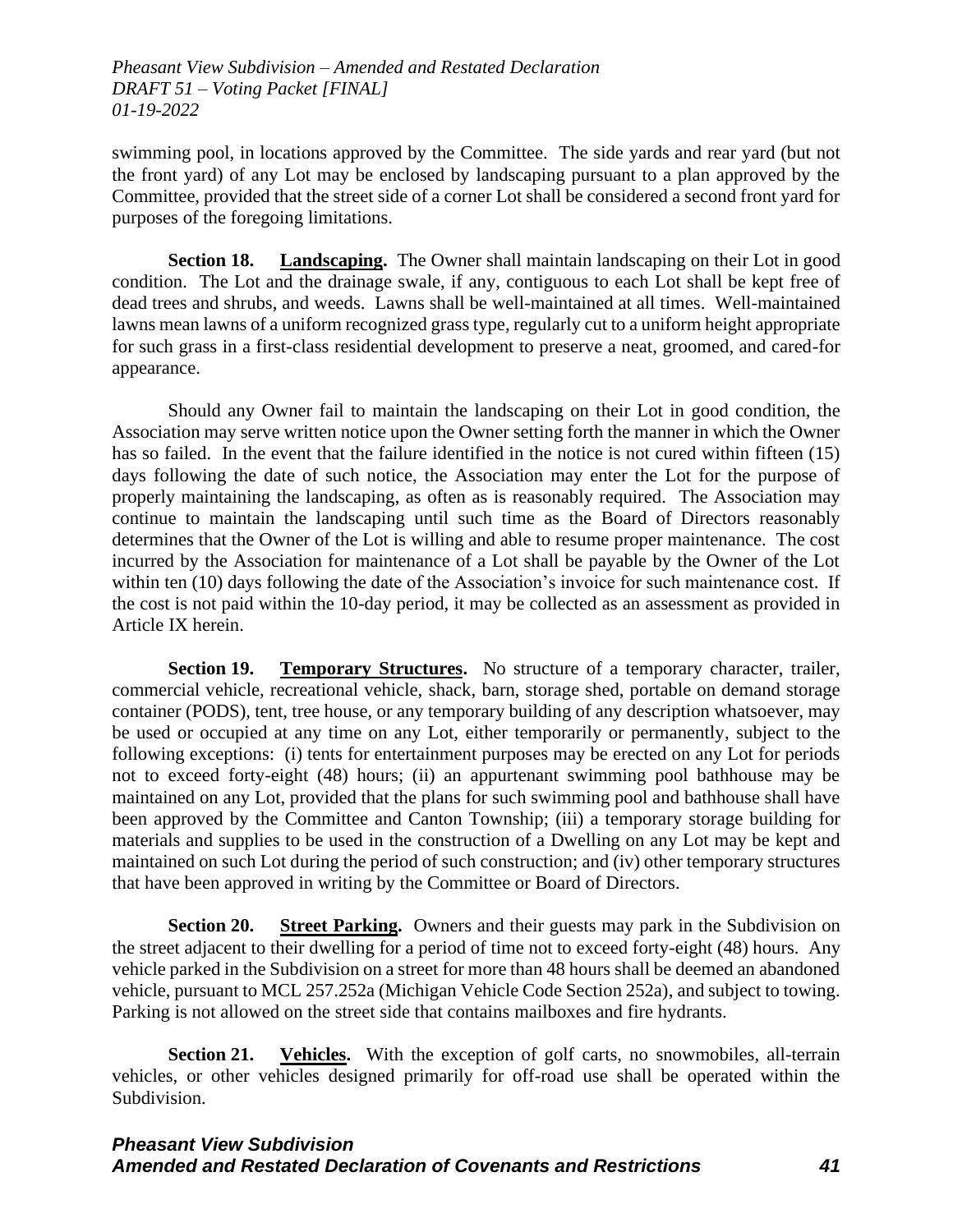swimming pool, in locations approved by the Committee. The side yards and rear yard (but not the front yard) of any Lot may be enclosed by landscaping pursuant to a plan approved by the Committee, provided that the street side of a corner Lot shall be considered a second front yard for purposes of the foregoing limitations.

**Section 18. <u>Landscaping</u>.** The Owner shall maintain landscaping on their Lot in good condition. The Lot and the drainage swale, if any, contiguous to each Lot shall be kept free of dead trees and shrubs, and weeds. Lawns shall be well-maintained at all times. Well-maintained lawns mean lawns of a uniform recognized grass type, regularly cut to a uniform height appropriate for such grass in a first-class residential development to preserve a neat, groomed, and cared-for appearance.

Should any Owner fail to maintain the landscaping on their Lot in good condition, the Association may serve written notice upon the Owner setting forth the manner in which the Owner has so failed. In the event that the failure identified in the notice is not cured within fifteen (15) days following the date of such notice, the Association may enter the Lot for the purpose of properly maintaining the landscaping, as often as is reasonably required. The Association may continue to maintain the landscaping until such time as the Board of Directors reasonably determines that the Owner of the Lot is willing and able to resume proper maintenance. The cost incurred by the Association for maintenance of a Lot shall be payable by the Owner of the Lot within ten (10) days following the date of the Association's invoice for such maintenance cost. If the cost is not paid within the 10-day period, it may be collected as an assessment as provided in Article IX herein.

**Section 19. <u>Temporary Structures</u>.** No structure of a temporary character, trailer, commercial vehicle, recreational vehicle, shack, barn, storage shed, portable on demand storage container (PODS), tent, tree house, or any temporary building of any description whatsoever, may be used or occupied at any time on any Lot, either temporarily or permanently, subject to the following exceptions: (i) tents for entertainment purposes may be erected on any Lot for periods not to exceed forty-eight (48) hours; (ii) an appurtenant swimming pool bathhouse may be maintained on any Lot, provided that the plans for such swimming pool and bathhouse shall have been approved by the Committee and Canton Township; (iii) a temporary storage building for materials and supplies to be used in the construction of a Dwelling on any Lot may be kept and maintained on such Lot during the period of such construction; and (iv) other temporary structures that have been approved in writing by the Committee or Board of Directors.

**Section 20. <u>Street Parking</u>.** Owners and their guests may park in the Subdivision on the street adjacent to their dwelling for a period of time not to exceed forty-eight (48) hours. Any vehicle parked in the Subdivision on a street for more than 48 hours shall be deemed an abandoned vehicle, pursuant to MCL 257.252a (Michigan Vehicle Code Section 252a), and subject to towing. Parking is not allowed on the street side that contains mailboxes and fire hydrants.

**Section 21. <u>Vehicles</u>.** With the exception of golf carts, no snowmobiles, all-terrain vehicles, or other vehicles designed primarily for off-road use shall be operated within the Subdivision.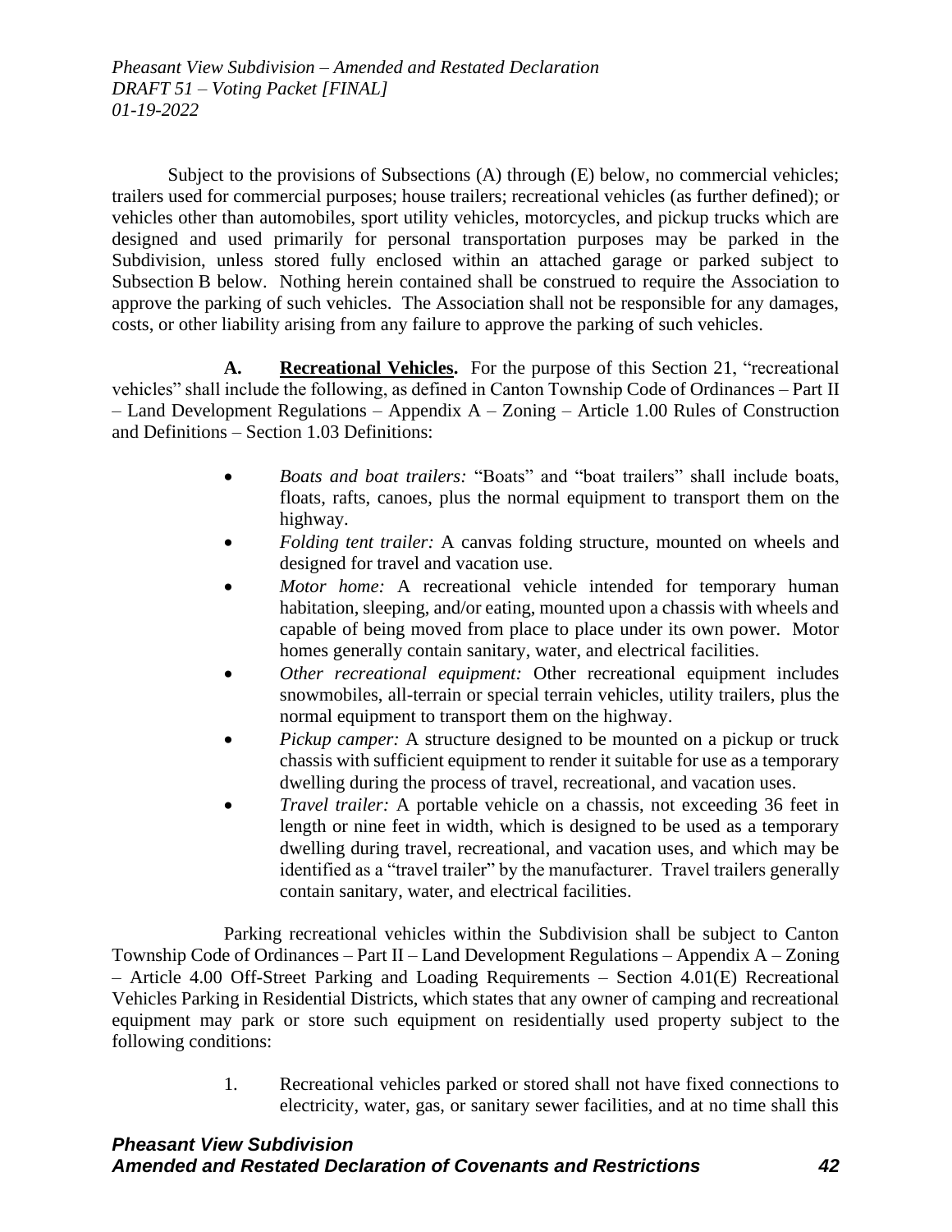Subject to the provisions of Subsections (A) through (E) below, no commercial vehicles; trailers used for commercial purposes; house trailers; recreational vehicles (as further defined); or vehicles other than automobiles, sport utility vehicles, motorcycles, and pickup trucks which are designed and used primarily for personal transportation purposes may be parked in the Subdivision, unless stored fully enclosed within an attached garage or parked subject to Subsection B below. Nothing herein contained shall be construed to require the Association to approve the parking of such vehicles. The Association shall not be responsible for any damages, costs, or other liability arising from any failure to approve the parking of such vehicles.

**A. Recreational Vehicles.** For the purpose of this Section 21, "recreational vehicles" shall include the following, as defined in Canton Township Code of Ordinances – Part II – Land Development Regulations – Appendix A – Zoning – Article 1.00 Rules of Construction and Definitions – Section 1.03 Definitions:

- *Boats and boat trailers:* "Boats" and "boat trailers" shall include boats, floats, rafts, canoes, plus the normal equipment to transport them on the highway.
- *Folding tent trailer:* A canvas folding structure, mounted on wheels and designed for travel and vacation use.
- *Motor home:* A recreational vehicle intended for temporary human habitation, sleeping, and/or eating, mounted upon a chassis with wheels and capable of being moved from place to place under its own power. Motor homes generally contain sanitary, water, and electrical facilities.
- *Other recreational equipment:* Other recreational equipment includes snowmobiles, all-terrain or special terrain vehicles, utility trailers, plus the normal equipment to transport them on the highway.
- *Pickup camper:* A structure designed to be mounted on a pickup or truck chassis with sufficient equipment to render it suitable for use as a temporary dwelling during the process of travel, recreational, and vacation uses.
- *Travel trailer:* A portable vehicle on a chassis, not exceeding 36 feet in length or nine feet in width, which is designed to be used as a temporary dwelling during travel, recreational, and vacation uses, and which may be identified as a "travel trailer" by the manufacturer. Travel trailers generally contain sanitary, water, and electrical facilities.

Parking recreational vehicles within the Subdivision shall be subject to Canton Township Code of Ordinances – Part II – Land Development Regulations – Appendix A – Zoning – Article 4.00 Off-Street Parking and Loading Requirements – Section 4.01(E) Recreational Vehicles Parking in Residential Districts, which states that any owner of camping and recreational equipment may park or store such equipment on residentially used property subject to the following conditions:

1. Recreational vehicles parked or stored shall not have fixed connections to electricity, water, gas, or sanitary sewer facilities, and at no time shall this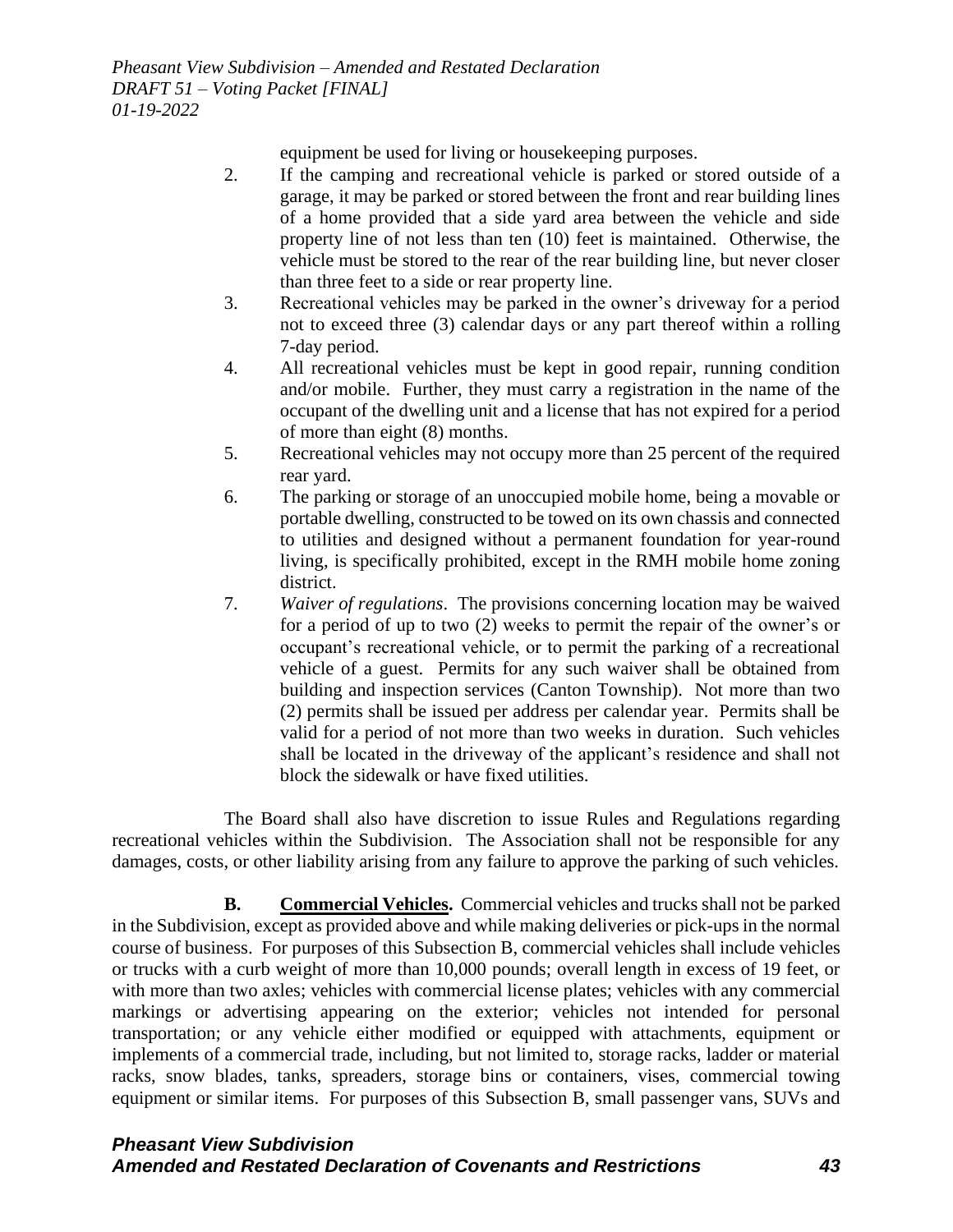equipment be used for living or housekeeping purposes.

2. If the camping and recreational vehicle is parked or stored outside of a garage, it may be parked or stored between the front and rear building lines of a home provided that a side yard area between the vehicle and side property line of not less than ten (10) feet is maintained. Otherwise, the vehicle must be stored to the rear of the rear building line, but never closer than three feet to a side or rear property line.
3. Recreational vehicles may be parked in the owner's driveway for a period not to exceed three (3) calendar days or any part thereof within a rolling 7-day period.
4. All recreational vehicles must be kept in good repair, running condition and/or mobile. Further, they must carry a registration in the name of the occupant of the dwelling unit and a license that has not expired for a period of more than eight (8) months.
5. Recreational vehicles may not occupy more than 25 percent of the required rear yard.
6. The parking or storage of an unoccupied mobile home, being a movable or portable dwelling, constructed to be towed on its own chassis and connected to utilities and designed without a permanent foundation for year-round living, is specifically prohibited, except in the RMH mobile home zoning district.
7. *Waiver of regulations*. The provisions concerning location may be waived for a period of up to two (2) weeks to permit the repair of the owner's or occupant's recreational vehicle, or to permit the parking of a recreational vehicle of a guest. Permits for any such waiver shall be obtained from building and inspection services (Canton Township). Not more than two (2) permits shall be issued per address per calendar year. Permits shall be valid for a period of not more than two weeks in duration. Such vehicles shall be located in the driveway of the applicant's residence and shall not block the sidewalk or have fixed utilities.

The Board shall also have discretion to issue Rules and Regulations regarding recreational vehicles within the Subdivision. The Association shall not be responsible for any damages, costs, or other liability arising from any failure to approve the parking of such vehicles.

**B. Commercial Vehicles.** Commercial vehicles and trucks shall not be parked in the Subdivision, except as provided above and while making deliveries or pick-ups in the normal course of business. For purposes of this Subsection B, commercial vehicles shall include vehicles or trucks with a curb weight of more than 10,000 pounds; overall length in excess of 19 feet, or with more than two axles; vehicles with commercial license plates; vehicles with any commercial markings or advertising appearing on the exterior; vehicles not intended for personal transportation; or any vehicle either modified or equipped with attachments, equipment or implements of a commercial trade, including, but not limited to, storage racks, ladder or material racks, snow blades, tanks, spreaders, storage bins or containers, vises, commercial towing equipment or similar items. For purposes of this Subsection B, small passenger vans, SUVs and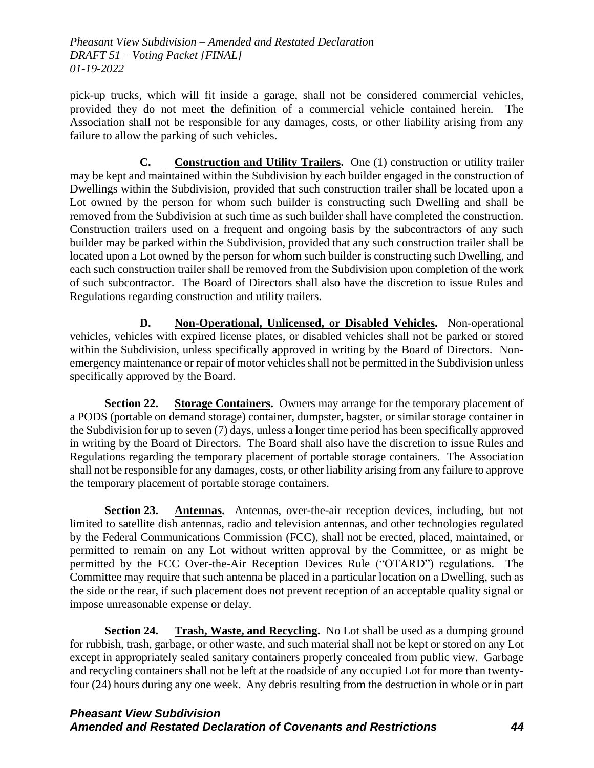pick-up trucks, which will fit inside a garage, shall not be considered commercial vehicles, provided they do not meet the definition of a commercial vehicle contained herein. The Association shall not be responsible for any damages, costs, or other liability arising from any failure to allow the parking of such vehicles.

**C. Construction and Utility Trailers.** One (1) construction or utility trailer may be kept and maintained within the Subdivision by each builder engaged in the construction of Dwellings within the Subdivision, provided that such construction trailer shall be located upon a Lot owned by the person for whom such builder is constructing such Dwelling and shall be removed from the Subdivision at such time as such builder shall have completed the construction. Construction trailers used on a frequent and ongoing basis by the subcontractors of any such builder may be parked within the Subdivision, provided that any such construction trailer shall be located upon a Lot owned by the person for whom such builder is constructing such Dwelling, and each such construction trailer shall be removed from the Subdivision upon completion of the work of such subcontractor. The Board of Directors shall also have the discretion to issue Rules and Regulations regarding construction and utility trailers.

**D. Non-Operational, Unlicensed, or Disabled Vehicles.** Non-operational vehicles, vehicles with expired license plates, or disabled vehicles shall not be parked or stored within the Subdivision, unless specifically approved in writing by the Board of Directors. Non-emergency maintenance or repair of motor vehicles shall not be permitted in the Subdivision unless specifically approved by the Board.

**Section 22. Storage Containers.** Owners may arrange for the temporary placement of a PODS (portable on demand storage) container, dumpster, bagster, or similar storage container in the Subdivision for up to seven (7) days, unless a longer time period has been specifically approved in writing by the Board of Directors. The Board shall also have the discretion to issue Rules and Regulations regarding the temporary placement of portable storage containers. The Association shall not be responsible for any damages, costs, or other liability arising from any failure to approve the temporary placement of portable storage containers.

**Section 23. Antennas.** Antennas, over-the-air reception devices, including, but not limited to satellite dish antennas, radio and television antennas, and other technologies regulated by the Federal Communications Commission (FCC), shall not be erected, placed, maintained, or permitted to remain on any Lot without written approval by the Committee, or as might be permitted by the FCC Over-the-Air Reception Devices Rule ("OTARD") regulations. The Committee may require that such antenna be placed in a particular location on a Dwelling, such as the side or the rear, if such placement does not prevent reception of an acceptable quality signal or impose unreasonable expense or delay.

**Section 24. Trash, Waste, and Recycling.** No Lot shall be used as a dumping ground for rubbish, trash, garbage, or other waste, and such material shall not be kept or stored on any Lot except in appropriately sealed sanitary containers properly concealed from public view. Garbage and recycling containers shall not be left at the roadside of any occupied Lot for more than twenty-four (24) hours during any one week. Any debris resulting from the destruction in whole or in part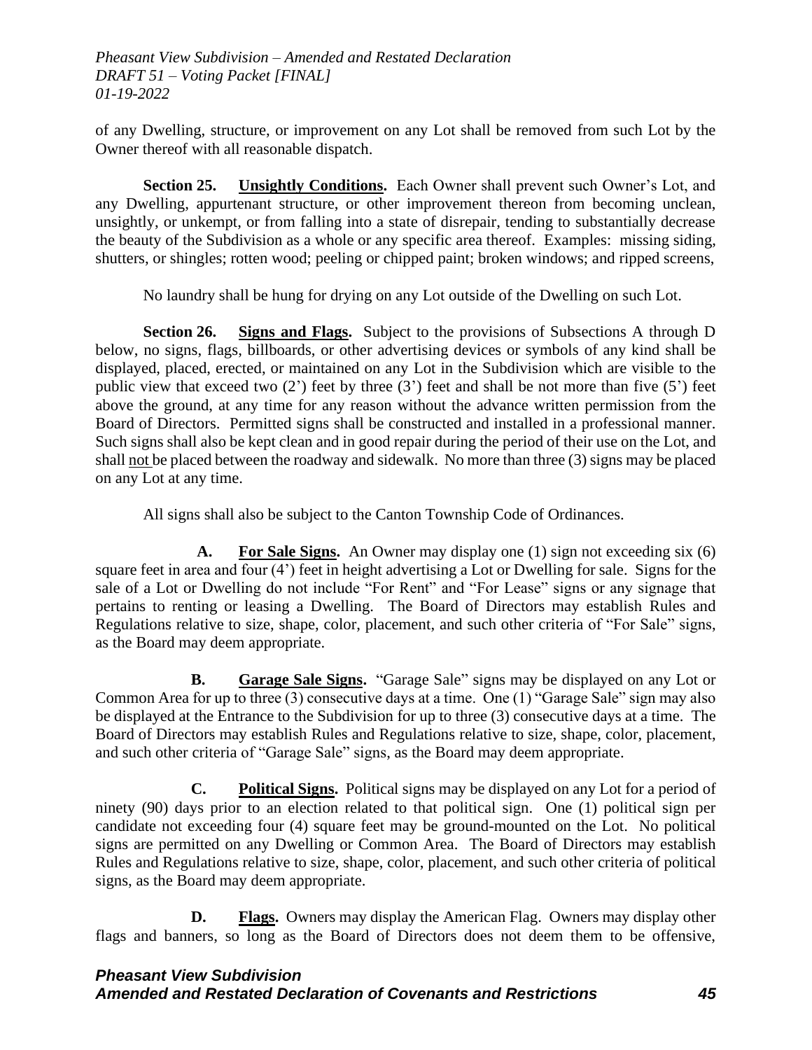of any Dwelling, structure, or improvement on any Lot shall be removed from such Lot by the Owner thereof with all reasonable dispatch.

**Section 25. Unsightly Conditions.** Each Owner shall prevent such Owner's Lot, and any Dwelling, appurtenant structure, or other improvement thereon from becoming unclean, unsightly, or unkempt, or from falling into a state of disrepair, tending to substantially decrease the beauty of the Subdivision as a whole or any specific area thereof. Examples: missing siding, shutters, or shingles; rotten wood; peeling or chipped paint; broken windows; and ripped screens,

No laundry shall be hung for drying on any Lot outside of the Dwelling on such Lot.

**Section 26. Signs and Flags.** Subject to the provisions of Subsections A through D below, no signs, flags, billboards, or other advertising devices or symbols of any kind shall be displayed, placed, erected, or maintained on any Lot in the Subdivision which are visible to the public view that exceed two (2') feet by three (3') feet and shall be not more than five (5') feet above the ground, at any time for any reason without the advance written permission from the Board of Directors. Permitted signs shall be constructed and installed in a professional manner. Such signs shall also be kept clean and in good repair during the period of their use on the Lot, and shall not be placed between the roadway and sidewalk. No more than three (3) signs may be placed on any Lot at any time.

All signs shall also be subject to the Canton Township Code of Ordinances.

**A. For Sale Signs.** An Owner may display one (1) sign not exceeding six (6) square feet in area and four (4') feet in height advertising a Lot or Dwelling for sale. Signs for the sale of a Lot or Dwelling do not include "For Rent" and "For Lease" signs or any signage that pertains to renting or leasing a Dwelling. The Board of Directors may establish Rules and Regulations relative to size, shape, color, placement, and such other criteria of "For Sale" signs, as the Board may deem appropriate.

**B. Garage Sale Signs.** "Garage Sale" signs may be displayed on any Lot or Common Area for up to three (3) consecutive days at a time. One (1) "Garage Sale" sign may also be displayed at the Entrance to the Subdivision for up to three (3) consecutive days at a time. The Board of Directors may establish Rules and Regulations relative to size, shape, color, placement, and such other criteria of "Garage Sale" signs, as the Board may deem appropriate.

**C. Political Signs.** Political signs may be displayed on any Lot for a period of ninety (90) days prior to an election related to that political sign. One (1) political sign per candidate not exceeding four (4) square feet may be ground-mounted on the Lot. No political signs are permitted on any Dwelling or Common Area. The Board of Directors may establish Rules and Regulations relative to size, shape, color, placement, and such other criteria of political signs, as the Board may deem appropriate.

**D. Flags.** Owners may display the American Flag. Owners may display other flags and banners, so long as the Board of Directors does not deem them to be offensive,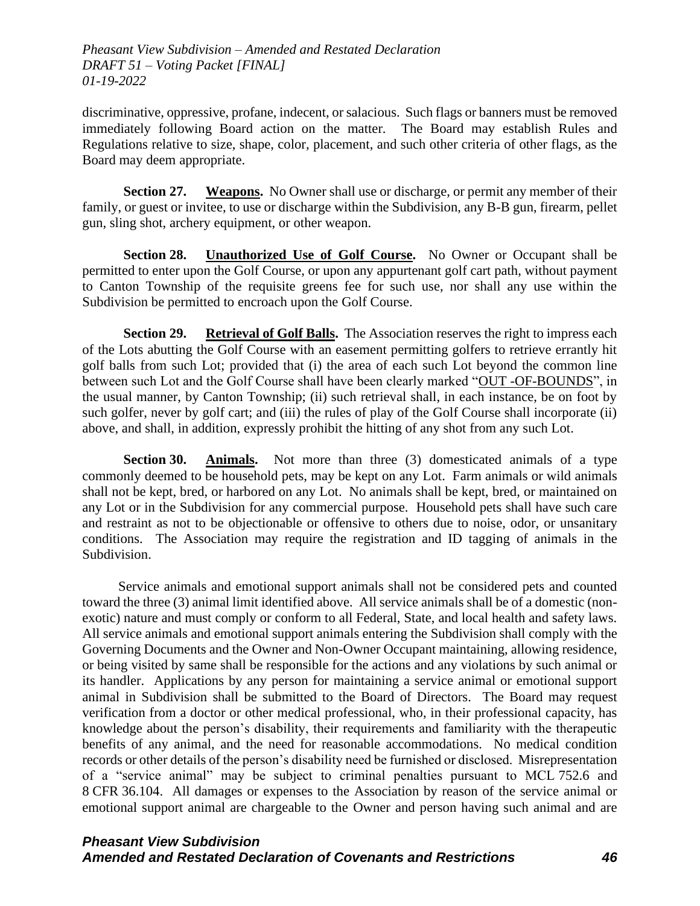discriminative, oppressive, profane, indecent, or salacious. Such flags or banners must be removed immediately following Board action on the matter. The Board may establish Rules and Regulations relative to size, shape, color, placement, and such other criteria of other flags, as the Board may deem appropriate.

**Section 27. Weapons.** No Owner shall use or discharge, or permit any member of their family, or guest or invitee, to use or discharge within the Subdivision, any B-B gun, firearm, pellet gun, sling shot, archery equipment, or other weapon.

**Section 28. Unauthorized Use of Golf Course.** No Owner or Occupant shall be permitted to enter upon the Golf Course, or upon any appurtenant golf cart path, without payment to Canton Township of the requisite greens fee for such use, nor shall any use within the Subdivision be permitted to encroach upon the Golf Course.

**Section 29. Retrieval of Golf Balls.** The Association reserves the right to impress each of the Lots abutting the Golf Course with an easement permitting golfers to retrieve errantly hit golf balls from such Lot; provided that (i) the area of each such Lot beyond the common line between such Lot and the Golf Course shall have been clearly marked "OUT -OF-BOUNDS", in the usual manner, by Canton Township; (ii) such retrieval shall, in each instance, be on foot by such golfer, never by golf cart; and (iii) the rules of play of the Golf Course shall incorporate (ii) above, and shall, in addition, expressly prohibit the hitting of any shot from any such Lot.

**Section 30. Animals.** Not more than three (3) domesticated animals of a type commonly deemed to be household pets, may be kept on any Lot. Farm animals or wild animals shall not be kept, bred, or harbored on any Lot. No animals shall be kept, bred, or maintained on any Lot or in the Subdivision for any commercial purpose. Household pets shall have such care and restraint as not to be objectionable or offensive to others due to noise, odor, or unsanitary conditions. The Association may require the registration and ID tagging of animals in the Subdivision.

Service animals and emotional support animals shall not be considered pets and counted toward the three (3) animal limit identified above. All service animals shall be of a domestic (non-exotic) nature and must comply or conform to all Federal, State, and local health and safety laws. All service animals and emotional support animals entering the Subdivision shall comply with the Governing Documents and the Owner and Non-Owner Occupant maintaining, allowing residence, or being visited by same shall be responsible for the actions and any violations by such animal or its handler. Applications by any person for maintaining a service animal or emotional support animal in Subdivision shall be submitted to the Board of Directors. The Board may request verification from a doctor or other medical professional, who, in their professional capacity, has knowledge about the person's disability, their requirements and familiarity with the therapeutic benefits of any animal, and the need for reasonable accommodations. No medical condition records or other details of the person's disability need be furnished or disclosed. Misrepresentation of a "service animal" may be subject to criminal penalties pursuant to MCL 752.6 and 8 CFR 36.104. All damages or expenses to the Association by reason of the service animal or emotional support animal are chargeable to the Owner and person having such animal and are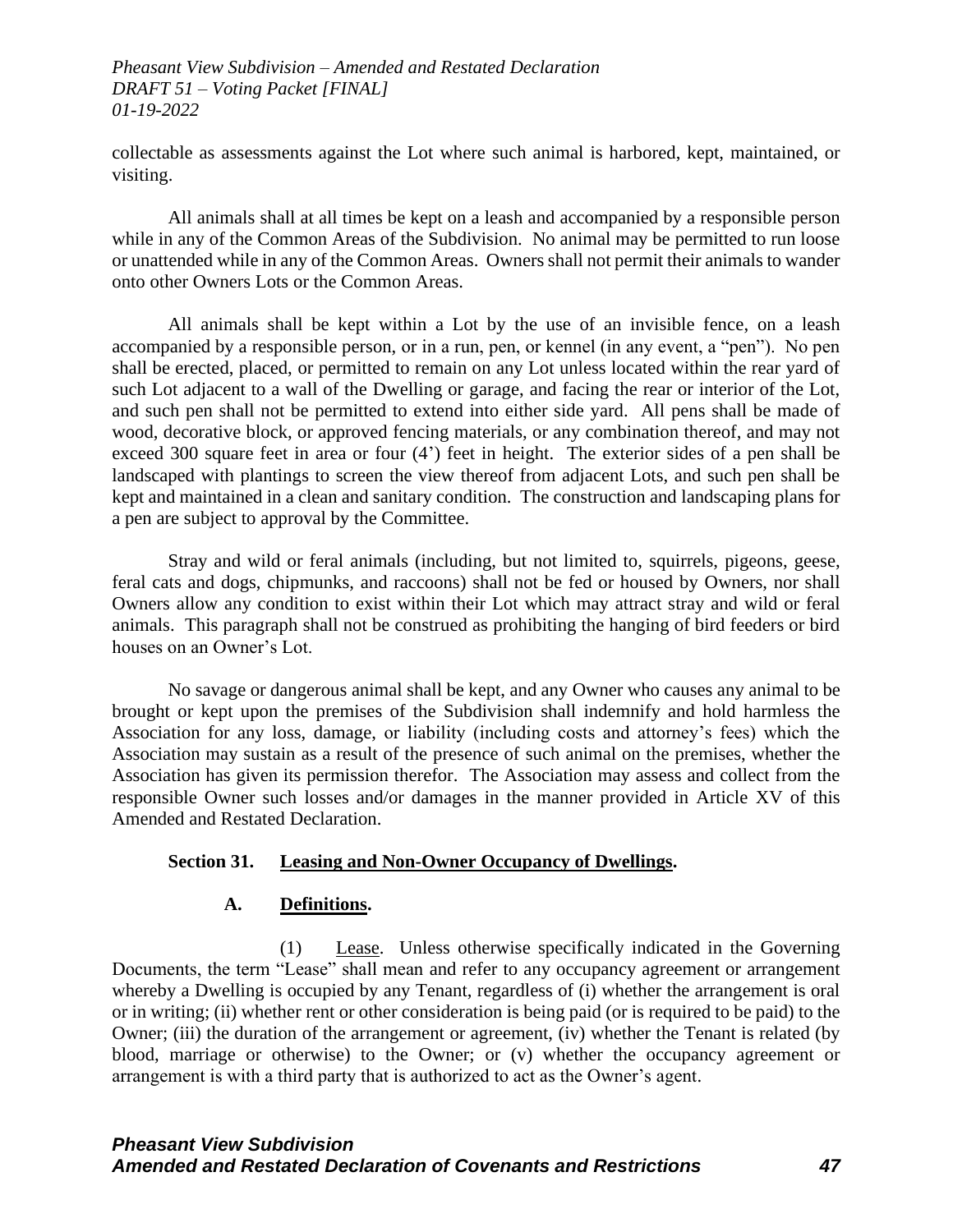collectable as assessments against the Lot where such animal is harbored, kept, maintained, or visiting.

All animals shall at all times be kept on a leash and accompanied by a responsible person while in any of the Common Areas of the Subdivision. No animal may be permitted to run loose or unattended while in any of the Common Areas. Owners shall not permit their animals to wander onto other Owners Lots or the Common Areas.

All animals shall be kept within a Lot by the use of an invisible fence, on a leash accompanied by a responsible person, or in a run, pen, or kennel (in any event, a "pen"). No pen shall be erected, placed, or permitted to remain on any Lot unless located within the rear yard of such Lot adjacent to a wall of the Dwelling or garage, and facing the rear or interior of the Lot, and such pen shall not be permitted to extend into either side yard. All pens shall be made of wood, decorative block, or approved fencing materials, or any combination thereof, and may not exceed 300 square feet in area or four (4') feet in height. The exterior sides of a pen shall be landscaped with plantings to screen the view thereof from adjacent Lots, and such pen shall be kept and maintained in a clean and sanitary condition. The construction and landscaping plans for a pen are subject to approval by the Committee.

Stray and wild or feral animals (including, but not limited to, squirrels, pigeons, geese, feral cats and dogs, chipmunks, and raccoons) shall not be fed or housed by Owners, nor shall Owners allow any condition to exist within their Lot which may attract stray and wild or feral animals. This paragraph shall not be construed as prohibiting the hanging of bird feeders or bird houses on an Owner's Lot.

No savage or dangerous animal shall be kept, and any Owner who causes any animal to be brought or kept upon the premises of the Subdivision shall indemnify and hold harmless the Association for any loss, damage, or liability (including costs and attorney's fees) which the Association may sustain as a result of the presence of such animal on the premises, whether the Association has given its permission therefor. The Association may assess and collect from the responsible Owner such losses and/or damages in the manner provided in Article XV of this Amended and Restated Declaration.

**Section 31. Leasing and Non-Owner Occupancy of Dwellings.**

**A. Definitions.**

(1) Lease. Unless otherwise specifically indicated in the Governing Documents, the term "Lease" shall mean and refer to any occupancy agreement or arrangement whereby a Dwelling is occupied by any Tenant, regardless of (i) whether the arrangement is oral or in writing; (ii) whether rent or other consideration is being paid (or is required to be paid) to the Owner; (iii) the duration of the arrangement or agreement, (iv) whether the Tenant is related (by blood, marriage or otherwise) to the Owner; or (v) whether the occupancy agreement or arrangement is with a third party that is authorized to act as the Owner's agent.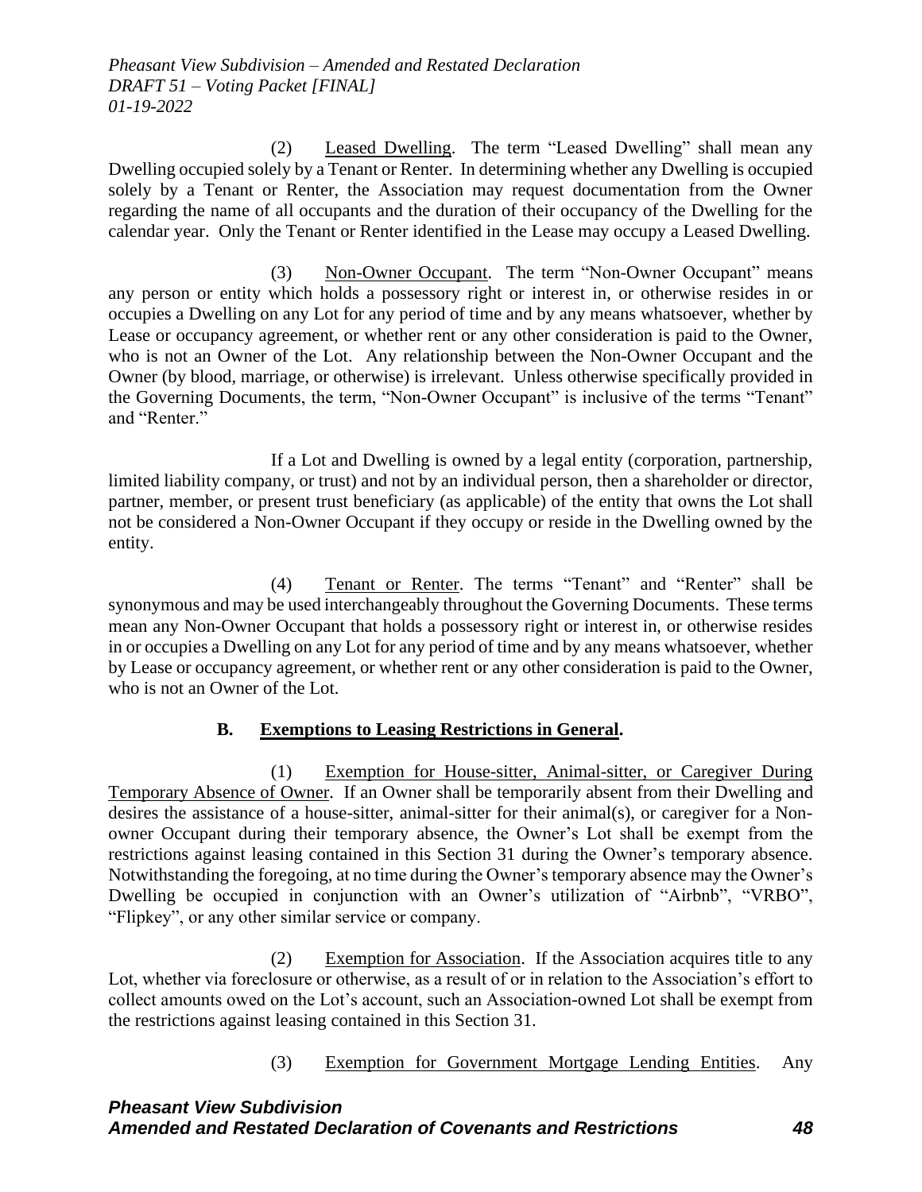(2) Leased Dwelling. The term "Leased Dwelling" shall mean any Dwelling occupied solely by a Tenant or Renter. In determining whether any Dwelling is occupied solely by a Tenant or Renter, the Association may request documentation from the Owner regarding the name of all occupants and the duration of their occupancy of the Dwelling for the calendar year. Only the Tenant or Renter identified in the Lease may occupy a Leased Dwelling.

(3) Non-Owner Occupant. The term "Non-Owner Occupant" means any person or entity which holds a possessory right or interest in, or otherwise resides in or occupies a Dwelling on any Lot for any period of time and by any means whatsoever, whether by Lease or occupancy agreement, or whether rent or any other consideration is paid to the Owner, who is not an Owner of the Lot. Any relationship between the Non-Owner Occupant and the Owner (by blood, marriage, or otherwise) is irrelevant. Unless otherwise specifically provided in the Governing Documents, the term, "Non-Owner Occupant" is inclusive of the terms "Tenant" and "Renter."

If a Lot and Dwelling is owned by a legal entity (corporation, partnership, limited liability company, or trust) and not by an individual person, then a shareholder or director, partner, member, or present trust beneficiary (as applicable) of the entity that owns the Lot shall not be considered a Non-Owner Occupant if they occupy or reside in the Dwelling owned by the entity.

(4) Tenant or Renter. The terms "Tenant" and "Renter" shall be synonymous and may be used interchangeably throughout the Governing Documents. These terms mean any Non-Owner Occupant that holds a possessory right or interest in, or otherwise resides in or occupies a Dwelling on any Lot for any period of time and by any means whatsoever, whether by Lease or occupancy agreement, or whether rent or any other consideration is paid to the Owner, who is not an Owner of the Lot.

**B. Exemptions to Leasing Restrictions in General.**

(1) Exemption for House-sitter, Animal-sitter, or Caregiver During Temporary Absence of Owner. If an Owner shall be temporarily absent from their Dwelling and desires the assistance of a house-sitter, animal-sitter for their animal(s), or caregiver for a Non-owner Occupant during their temporary absence, the Owner's Lot shall be exempt from the restrictions against leasing contained in this Section 31 during the Owner's temporary absence. Notwithstanding the foregoing, at no time during the Owner's temporary absence may the Owner's Dwelling be occupied in conjunction with an Owner's utilization of "Airbnb", "VRBO", "Flipkey", or any other similar service or company.

(2) Exemption for Association. If the Association acquires title to any Lot, whether via foreclosure or otherwise, as a result of or in relation to the Association's effort to collect amounts owed on the Lot's account, such an Association-owned Lot shall be exempt from the restrictions against leasing contained in this Section 31.

(3) Exemption for Government Mortgage Lending Entities. Any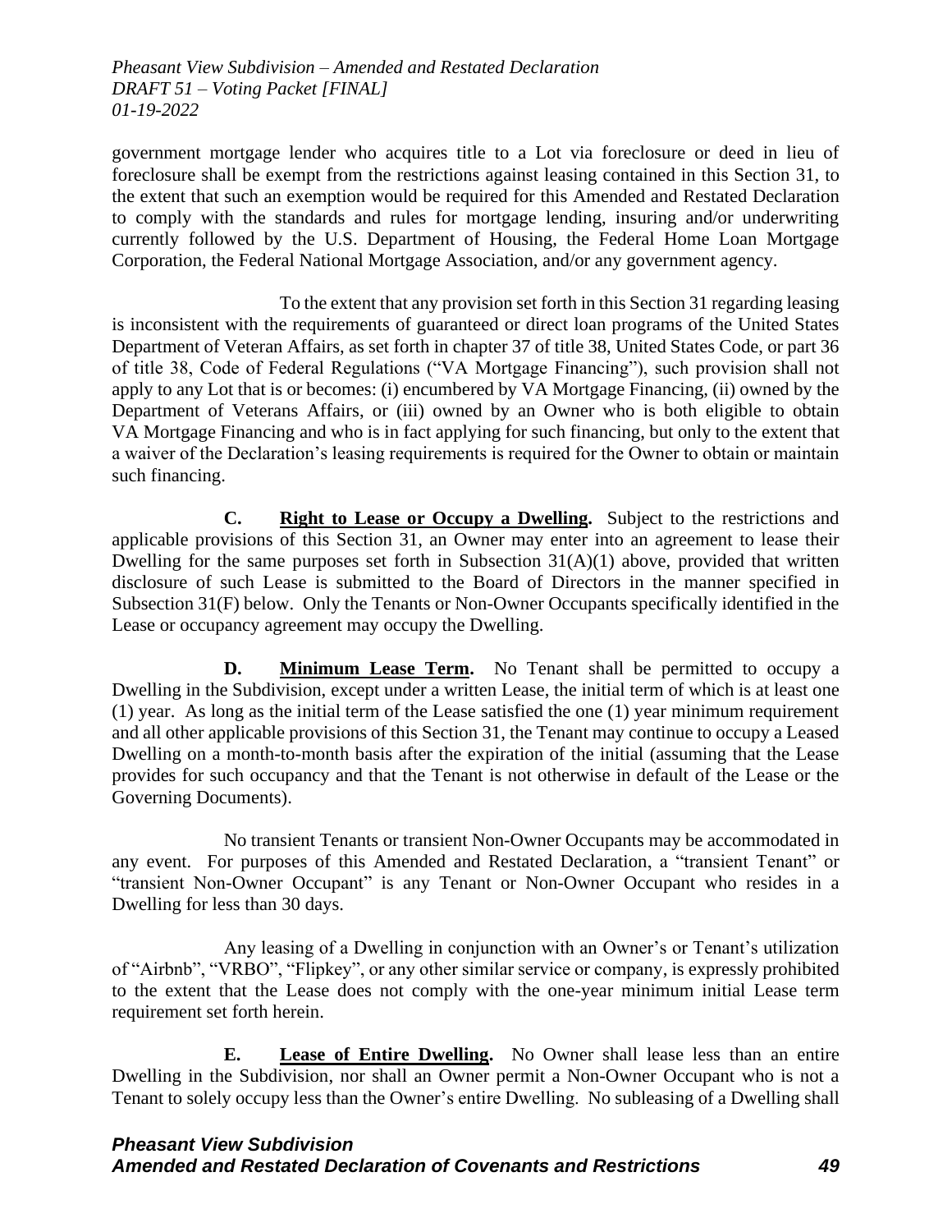government mortgage lender who acquires title to a Lot via foreclosure or deed in lieu of foreclosure shall be exempt from the restrictions against leasing contained in this Section 31, to the extent that such an exemption would be required for this Amended and Restated Declaration to comply with the standards and rules for mortgage lending, insuring and/or underwriting currently followed by the U.S. Department of Housing, the Federal Home Loan Mortgage Corporation, the Federal National Mortgage Association, and/or any government agency.

To the extent that any provision set forth in this Section 31 regarding leasing is inconsistent with the requirements of guaranteed or direct loan programs of the United States Department of Veteran Affairs, as set forth in chapter 37 of title 38, United States Code, or part 36 of title 38, Code of Federal Regulations ("VA Mortgage Financing"), such provision shall not apply to any Lot that is or becomes: (i) encumbered by VA Mortgage Financing, (ii) owned by the Department of Veterans Affairs, or (iii) owned by an Owner who is both eligible to obtain VA Mortgage Financing and who is in fact applying for such financing, but only to the extent that a waiver of the Declaration's leasing requirements is required for the Owner to obtain or maintain such financing.

**C. Right to Lease or Occupy a Dwelling.** Subject to the restrictions and applicable provisions of this Section 31, an Owner may enter into an agreement to lease their Dwelling for the same purposes set forth in Subsection 31(A)(1) above, provided that written disclosure of such Lease is submitted to the Board of Directors in the manner specified in Subsection 31(F) below. Only the Tenants or Non-Owner Occupants specifically identified in the Lease or occupancy agreement may occupy the Dwelling.

**D. Minimum Lease Term.** No Tenant shall be permitted to occupy a Dwelling in the Subdivision, except under a written Lease, the initial term of which is at least one (1) year. As long as the initial term of the Lease satisfied the one (1) year minimum requirement and all other applicable provisions of this Section 31, the Tenant may continue to occupy a Leased Dwelling on a month-to-month basis after the expiration of the initial (assuming that the Lease provides for such occupancy and that the Tenant is not otherwise in default of the Lease or the Governing Documents).

No transient Tenants or transient Non-Owner Occupants may be accommodated in any event. For purposes of this Amended and Restated Declaration, a "transient Tenant" or "transient Non-Owner Occupant" is any Tenant or Non-Owner Occupant who resides in a Dwelling for less than 30 days.

Any leasing of a Dwelling in conjunction with an Owner's or Tenant's utilization of "Airbnb", "VRBO", "Flipkey", or any other similar service or company, is expressly prohibited to the extent that the Lease does not comply with the one-year minimum initial Lease term requirement set forth herein.

**E. Lease of Entire Dwelling.** No Owner shall lease less than an entire Dwelling in the Subdivision, nor shall an Owner permit a Non-Owner Occupant who is not a Tenant to solely occupy less than the Owner's entire Dwelling. No subleasing of a Dwelling shall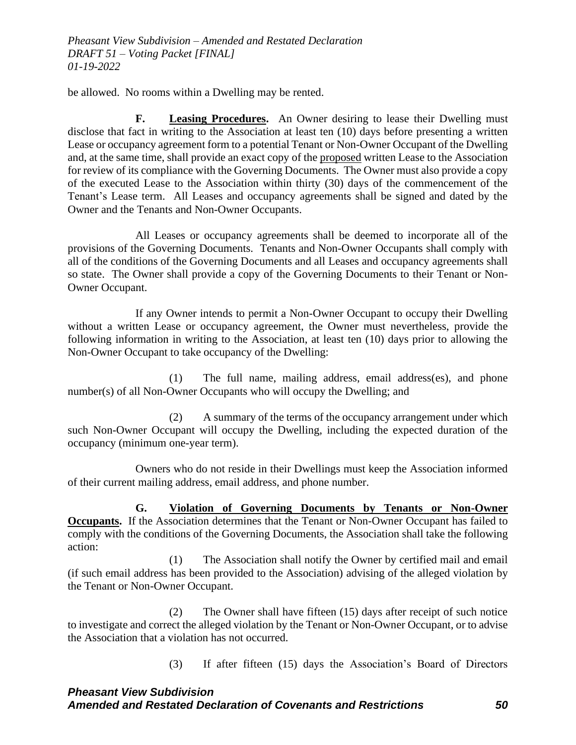be allowed. No rooms within a Dwelling may be rented.

**F. Leasing Procedures.** An Owner desiring to lease their Dwelling must disclose that fact in writing to the Association at least ten (10) days before presenting a written Lease or occupancy agreement form to a potential Tenant or Non-Owner Occupant of the Dwelling and, at the same time, shall provide an exact copy of the proposed written Lease to the Association for review of its compliance with the Governing Documents. The Owner must also provide a copy of the executed Lease to the Association within thirty (30) days of the commencement of the Tenant's Lease term. All Leases and occupancy agreements shall be signed and dated by the Owner and the Tenants and Non-Owner Occupants.

All Leases or occupancy agreements shall be deemed to incorporate all of the provisions of the Governing Documents. Tenants and Non-Owner Occupants shall comply with all of the conditions of the Governing Documents and all Leases and occupancy agreements shall so state. The Owner shall provide a copy of the Governing Documents to their Tenant or Non-Owner Occupant.

If any Owner intends to permit a Non-Owner Occupant to occupy their Dwelling without a written Lease or occupancy agreement, the Owner must nevertheless, provide the following information in writing to the Association, at least ten (10) days prior to allowing the Non-Owner Occupant to take occupancy of the Dwelling:

(1) The full name, mailing address, email address(es), and phone number(s) of all Non-Owner Occupants who will occupy the Dwelling; and

(2) A summary of the terms of the occupancy arrangement under which such Non-Owner Occupant will occupy the Dwelling, including the expected duration of the occupancy (minimum one-year term).

Owners who do not reside in their Dwellings must keep the Association informed of their current mailing address, email address, and phone number.

**G. Violation of Governing Documents by Tenants or Non-Owner Occupants.** If the Association determines that the Tenant or Non-Owner Occupant has failed to comply with the conditions of the Governing Documents, the Association shall take the following action:

(1) The Association shall notify the Owner by certified mail and email (if such email address has been provided to the Association) advising of the alleged violation by the Tenant or Non-Owner Occupant.

(2) The Owner shall have fifteen (15) days after receipt of such notice to investigate and correct the alleged violation by the Tenant or Non-Owner Occupant, or to advise the Association that a violation has not occurred.

(3) If after fifteen (15) days the Association's Board of Directors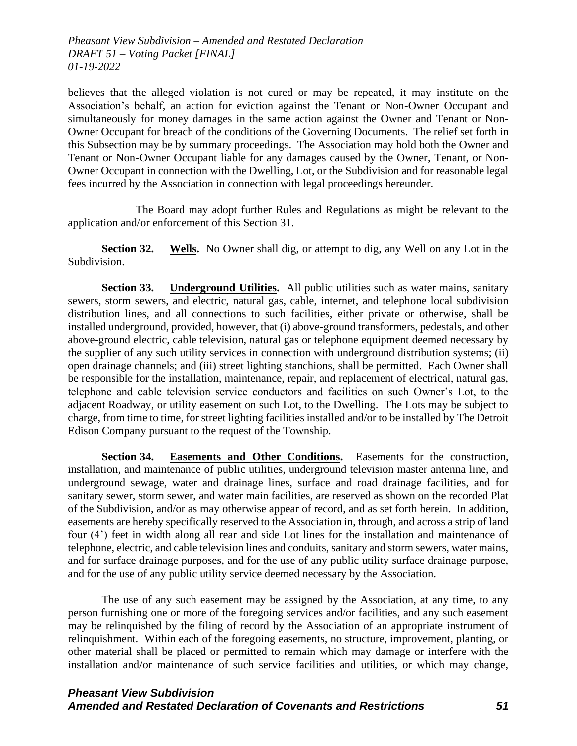believes that the alleged violation is not cured or may be repeated, it may institute on the Association's behalf, an action for eviction against the Tenant or Non-Owner Occupant and simultaneously for money damages in the same action against the Owner and Tenant or Non-Owner Occupant for breach of the conditions of the Governing Documents. The relief set forth in this Subsection may be by summary proceedings. The Association may hold both the Owner and Tenant or Non-Owner Occupant liable for any damages caused by the Owner, Tenant, or Non-Owner Occupant in connection with the Dwelling, Lot, or the Subdivision and for reasonable legal fees incurred by the Association in connection with legal proceedings hereunder.

The Board may adopt further Rules and Regulations as might be relevant to the application and/or enforcement of this Section 31.

**Section 32. __Wells__.** No Owner shall dig, or attempt to dig, any Well on any Lot in the Subdivision.

**Section 33. __Underground Utilities__.** All public utilities such as water mains, sanitary sewers, storm sewers, and electric, natural gas, cable, internet, and telephone local subdivision distribution lines, and all connections to such facilities, either private or otherwise, shall be installed underground, provided, however, that (i) above-ground transformers, pedestals, and other above-ground electric, cable television, natural gas or telephone equipment deemed necessary by the supplier of any such utility services in connection with underground distribution systems; (ii) open drainage channels; and (iii) street lighting stanchions, shall be permitted. Each Owner shall be responsible for the installation, maintenance, repair, and replacement of electrical, natural gas, telephone and cable television service conductors and facilities on such Owner's Lot, to the adjacent Roadway, or utility easement on such Lot, to the Dwelling. The Lots may be subject to charge, from time to time, for street lighting facilities installed and/or to be installed by The Detroit Edison Company pursuant to the request of the Township.

**Section 34. __Easements and Other Conditions__.** Easements for the construction, installation, and maintenance of public utilities, underground television master antenna line, and underground sewage, water and drainage lines, surface and road drainage facilities, and for sanitary sewer, storm sewer, and water main facilities, are reserved as shown on the recorded Plat of the Subdivision, and/or as may otherwise appear of record, and as set forth herein. In addition, easements are hereby specifically reserved to the Association in, through, and across a strip of land four (4') feet in width along all rear and side Lot lines for the installation and maintenance of telephone, electric, and cable television lines and conduits, sanitary and storm sewers, water mains, and for surface drainage purposes, and for the use of any public utility surface drainage purpose, and for the use of any public utility service deemed necessary by the Association.

The use of any such easement may be assigned by the Association, at any time, to any person furnishing one or more of the foregoing services and/or facilities, and any such easement may be relinquished by the filing of record by the Association of an appropriate instrument of relinquishment. Within each of the foregoing easements, no structure, improvement, planting, or other material shall be placed or permitted to remain which may damage or interfere with the installation and/or maintenance of such service facilities and utilities, or which may change,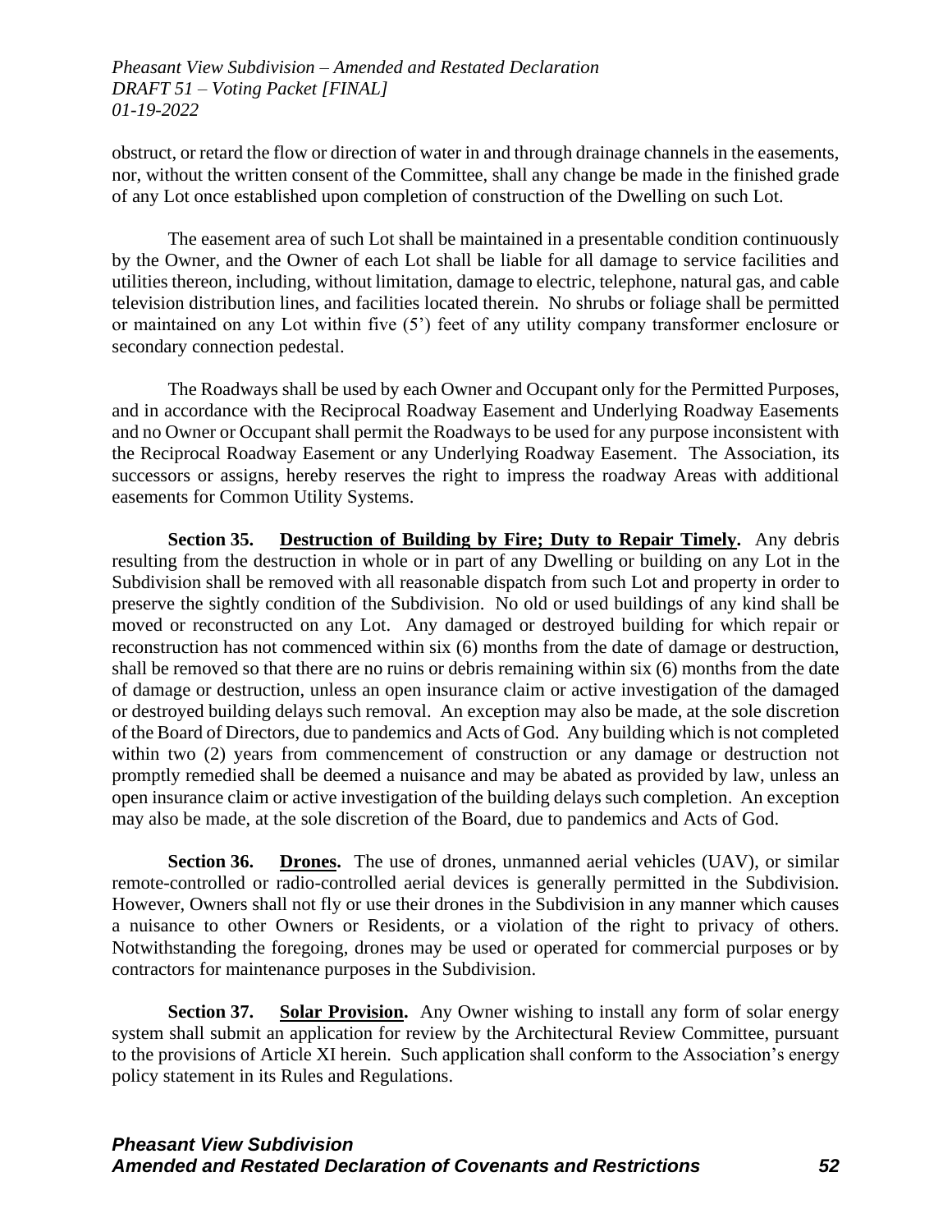obstruct, or retard the flow or direction of water in and through drainage channels in the easements, nor, without the written consent of the Committee, shall any change be made in the finished grade of any Lot once established upon completion of construction of the Dwelling on such Lot.

The easement area of such Lot shall be maintained in a presentable condition continuously by the Owner, and the Owner of each Lot shall be liable for all damage to service facilities and utilities thereon, including, without limitation, damage to electric, telephone, natural gas, and cable television distribution lines, and facilities located therein. No shrubs or foliage shall be permitted or maintained on any Lot within five (5') feet of any utility company transformer enclosure or secondary connection pedestal.

The Roadways shall be used by each Owner and Occupant only for the Permitted Purposes, and in accordance with the Reciprocal Roadway Easement and Underlying Roadway Easements and no Owner or Occupant shall permit the Roadways to be used for any purpose inconsistent with the Reciprocal Roadway Easement or any Underlying Roadway Easement. The Association, its successors or assigns, hereby reserves the right to impress the roadway Areas with additional easements for Common Utility Systems.

**Section 35. Destruction of Building by Fire; Duty to Repair Timely.** Any debris resulting from the destruction in whole or in part of any Dwelling or building on any Lot in the Subdivision shall be removed with all reasonable dispatch from such Lot and property in order to preserve the sightly condition of the Subdivision. No old or used buildings of any kind shall be moved or reconstructed on any Lot. Any damaged or destroyed building for which repair or reconstruction has not commenced within six (6) months from the date of damage or destruction, shall be removed so that there are no ruins or debris remaining within six (6) months from the date of damage or destruction, unless an open insurance claim or active investigation of the damaged or destroyed building delays such removal. An exception may also be made, at the sole discretion of the Board of Directors, due to pandemics and Acts of God. Any building which is not completed within two (2) years from commencement of construction or any damage or destruction not promptly remedied shall be deemed a nuisance and may be abated as provided by law, unless an open insurance claim or active investigation of the building delays such completion. An exception may also be made, at the sole discretion of the Board, due to pandemics and Acts of God.

**Section 36. Drones.** The use of drones, unmanned aerial vehicles (UAV), or similar remote-controlled or radio-controlled aerial devices is generally permitted in the Subdivision. However, Owners shall not fly or use their drones in the Subdivision in any manner which causes a nuisance to other Owners or Residents, or a violation of the right to privacy of others. Notwithstanding the foregoing, drones may be used or operated for commercial purposes or by contractors for maintenance purposes in the Subdivision.

**Section 37. Solar Provision.** Any Owner wishing to install any form of solar energy system shall submit an application for review by the Architectural Review Committee, pursuant to the provisions of Article XI herein. Such application shall conform to the Association's energy policy statement in its Rules and Regulations.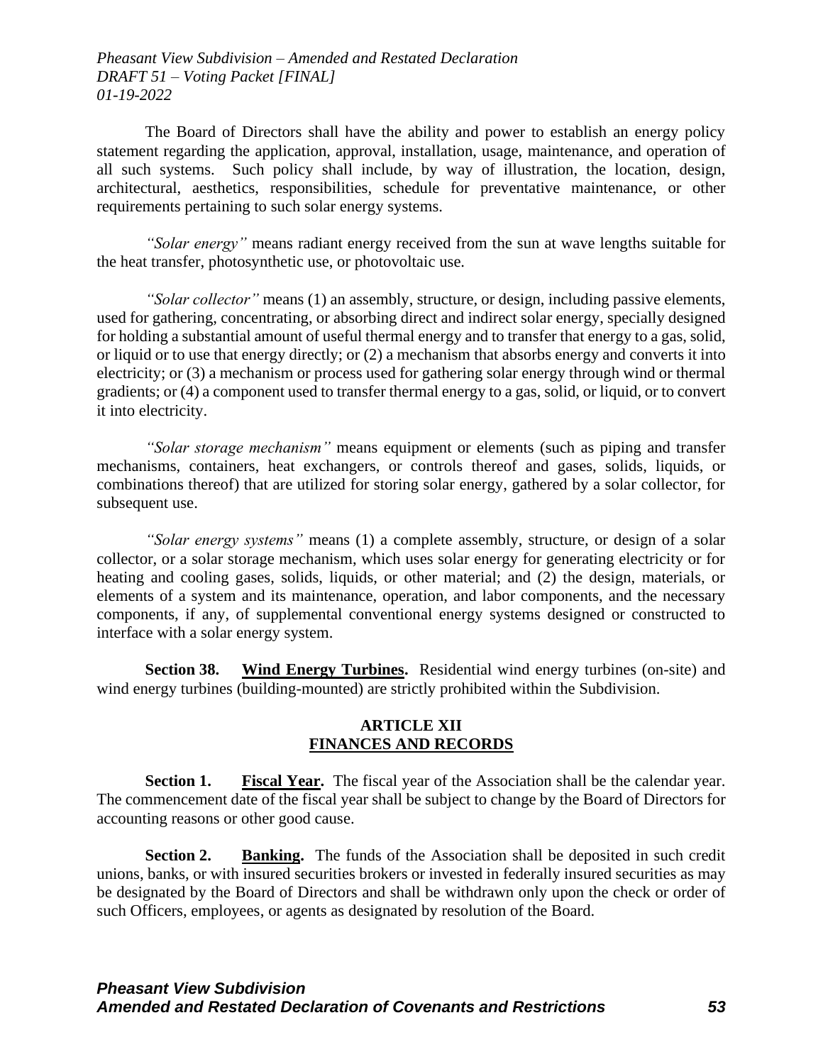The Board of Directors shall have the ability and power to establish an energy policy statement regarding the application, approval, installation, usage, maintenance, and operation of all such systems. Such policy shall include, by way of illustration, the location, design, architectural, aesthetics, responsibilities, schedule for preventative maintenance, or other requirements pertaining to such solar energy systems.

*"Solar energy"* means radiant energy received from the sun at wave lengths suitable for the heat transfer, photosynthetic use, or photovoltaic use.

*"Solar collector"* means (1) an assembly, structure, or design, including passive elements, used for gathering, concentrating, or absorbing direct and indirect solar energy, specially designed for holding a substantial amount of useful thermal energy and to transfer that energy to a gas, solid, or liquid or to use that energy directly; or (2) a mechanism that absorbs energy and converts it into electricity; or (3) a mechanism or process used for gathering solar energy through wind or thermal gradients; or (4) a component used to transfer thermal energy to a gas, solid, or liquid, or to convert it into electricity.

*"Solar storage mechanism"* means equipment or elements (such as piping and transfer mechanisms, containers, heat exchangers, or controls thereof and gases, solids, liquids, or combinations thereof) that are utilized for storing solar energy, gathered by a solar collector, for subsequent use.

*"Solar energy systems"* means (1) a complete assembly, structure, or design of a solar collector, or a solar storage mechanism, which uses solar energy for generating electricity or for heating and cooling gases, solids, liquids, or other material; and (2) the design, materials, or elements of a system and its maintenance, operation, and labor components, and the necessary components, if any, of supplemental conventional energy systems designed or constructed to interface with a solar energy system.

**Section 38. Wind Energy Turbines.** Residential wind energy turbines (on-site) and wind energy turbines (building-mounted) are strictly prohibited within the Subdivision.

## ARTICLE XII
## FINANCES AND RECORDS

**Section 1. Fiscal Year.** The fiscal year of the Association shall be the calendar year. The commencement date of the fiscal year shall be subject to change by the Board of Directors for accounting reasons or other good cause.

**Section 2. Banking.** The funds of the Association shall be deposited in such credit unions, banks, or with insured securities brokers or invested in federally insured securities as may be designated by the Board of Directors and shall be withdrawn only upon the check or order of such Officers, employees, or agents as designated by resolution of the Board.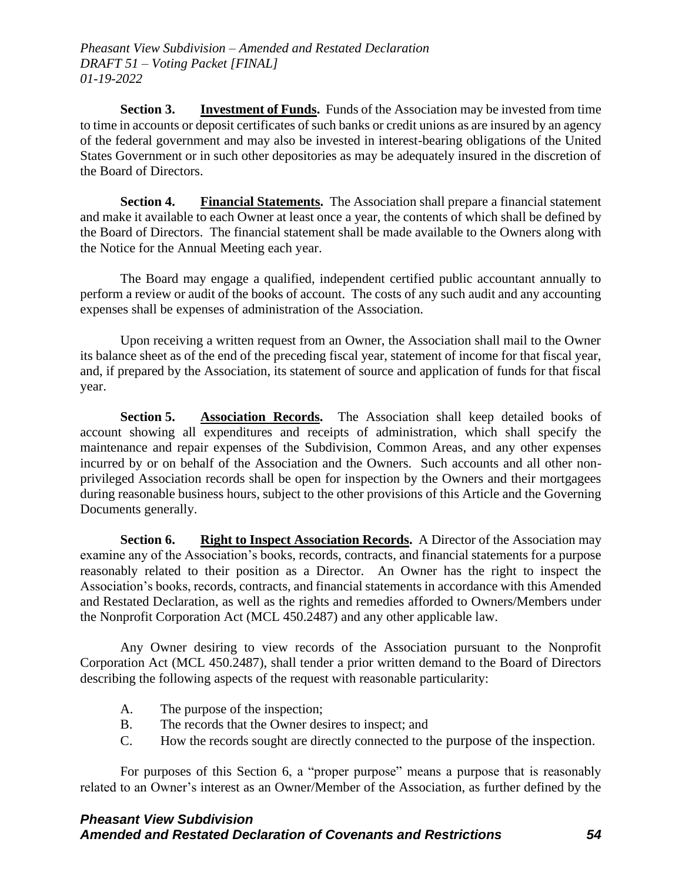**Section 3. Investment of Funds.** Funds of the Association may be invested from time to time in accounts or deposit certificates of such banks or credit unions as are insured by an agency of the federal government and may also be invested in interest-bearing obligations of the United States Government or in such other depositories as may be adequately insured in the discretion of the Board of Directors.

**Section 4. Financial Statements.** The Association shall prepare a financial statement and make it available to each Owner at least once a year, the contents of which shall be defined by the Board of Directors. The financial statement shall be made available to the Owners along with the Notice for the Annual Meeting each year.

The Board may engage a qualified, independent certified public accountant annually to perform a review or audit of the books of account. The costs of any such audit and any accounting expenses shall be expenses of administration of the Association.

Upon receiving a written request from an Owner, the Association shall mail to the Owner its balance sheet as of the end of the preceding fiscal year, statement of income for that fiscal year, and, if prepared by the Association, its statement of source and application of funds for that fiscal year.

**Section 5. Association Records.** The Association shall keep detailed books of account showing all expenditures and receipts of administration, which shall specify the maintenance and repair expenses of the Subdivision, Common Areas, and any other expenses incurred by or on behalf of the Association and the Owners. Such accounts and all other non-privileged Association records shall be open for inspection by the Owners and their mortgagees during reasonable business hours, subject to the other provisions of this Article and the Governing Documents generally.

**Section 6. Right to Inspect Association Records.** A Director of the Association may examine any of the Association's books, records, contracts, and financial statements for a purpose reasonably related to their position as a Director. An Owner has the right to inspect the Association's books, records, contracts, and financial statements in accordance with this Amended and Restated Declaration, as well as the rights and remedies afforded to Owners/Members under the Nonprofit Corporation Act (MCL 450.2487) and any other applicable law.

Any Owner desiring to view records of the Association pursuant to the Nonprofit Corporation Act (MCL 450.2487), shall tender a prior written demand to the Board of Directors describing the following aspects of the request with reasonable particularity:

A. The purpose of the inspection;
B. The records that the Owner desires to inspect; and
C. How the records sought are directly connected to the purpose of the inspection.

For purposes of this Section 6, a "proper purpose" means a purpose that is reasonably related to an Owner's interest as an Owner/Member of the Association, as further defined by the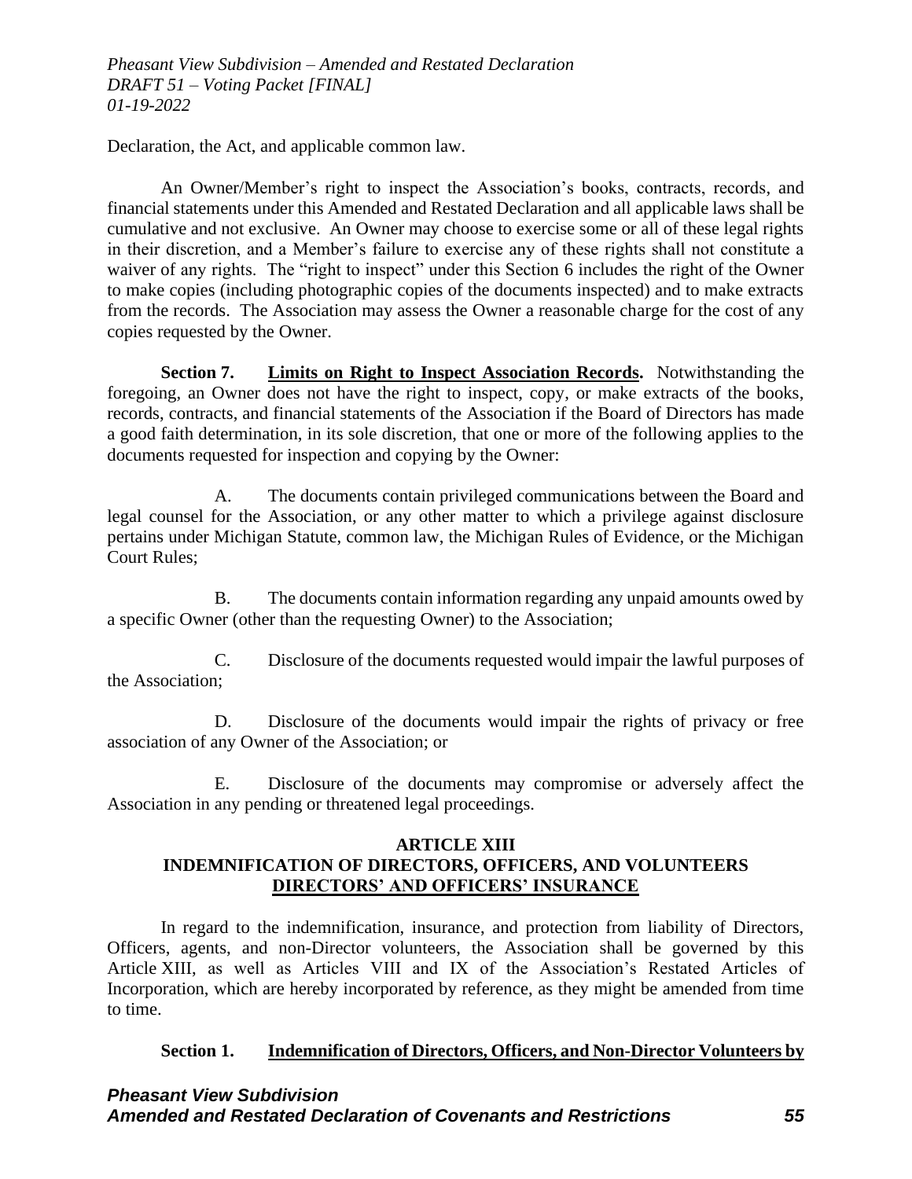Declaration, the Act, and applicable common law.

An Owner/Member's right to inspect the Association's books, contracts, records, and financial statements under this Amended and Restated Declaration and all applicable laws shall be cumulative and not exclusive. An Owner may choose to exercise some or all of these legal rights in their discretion, and a Member's failure to exercise any of these rights shall not constitute a waiver of any rights. The "right to inspect" under this Section 6 includes the right of the Owner to make copies (including photographic copies of the documents inspected) and to make extracts from the records. The Association may assess the Owner a reasonable charge for the cost of any copies requested by the Owner.

**Section 7. <u>Limits on Right to Inspect Association Records</u>.** Notwithstanding the foregoing, an Owner does not have the right to inspect, copy, or make extracts of the books, records, contracts, and financial statements of the Association if the Board of Directors has made a good faith determination, in its sole discretion, that one or more of the following applies to the documents requested for inspection and copying by the Owner:

A. The documents contain privileged communications between the Board and legal counsel for the Association, or any other matter to which a privilege against disclosure pertains under Michigan Statute, common law, the Michigan Rules of Evidence, or the Michigan Court Rules;

B. The documents contain information regarding any unpaid amounts owed by a specific Owner (other than the requesting Owner) to the Association;

C. Disclosure of the documents requested would impair the lawful purposes of the Association;

D. Disclosure of the documents would impair the rights of privacy or free association of any Owner of the Association; or

E. Disclosure of the documents may compromise or adversely affect the Association in any pending or threatened legal proceedings.

## ARTICLE XIII
## INDEMNIFICATION OF DIRECTORS, OFFICERS, AND VOLUNTEERS
## <u>DIRECTORS' AND OFFICERS' INSURANCE</u>

In regard to the indemnification, insurance, and protection from liability of Directors, Officers, agents, and non-Director volunteers, the Association shall be governed by this Article XIII, as well as Articles VIII and IX of the Association's Restated Articles of Incorporation, which are hereby incorporated by reference, as they might be amended from time to time.

**Section 1. <u>Indemnification of Directors, Officers, and Non-Director Volunteers by</u>**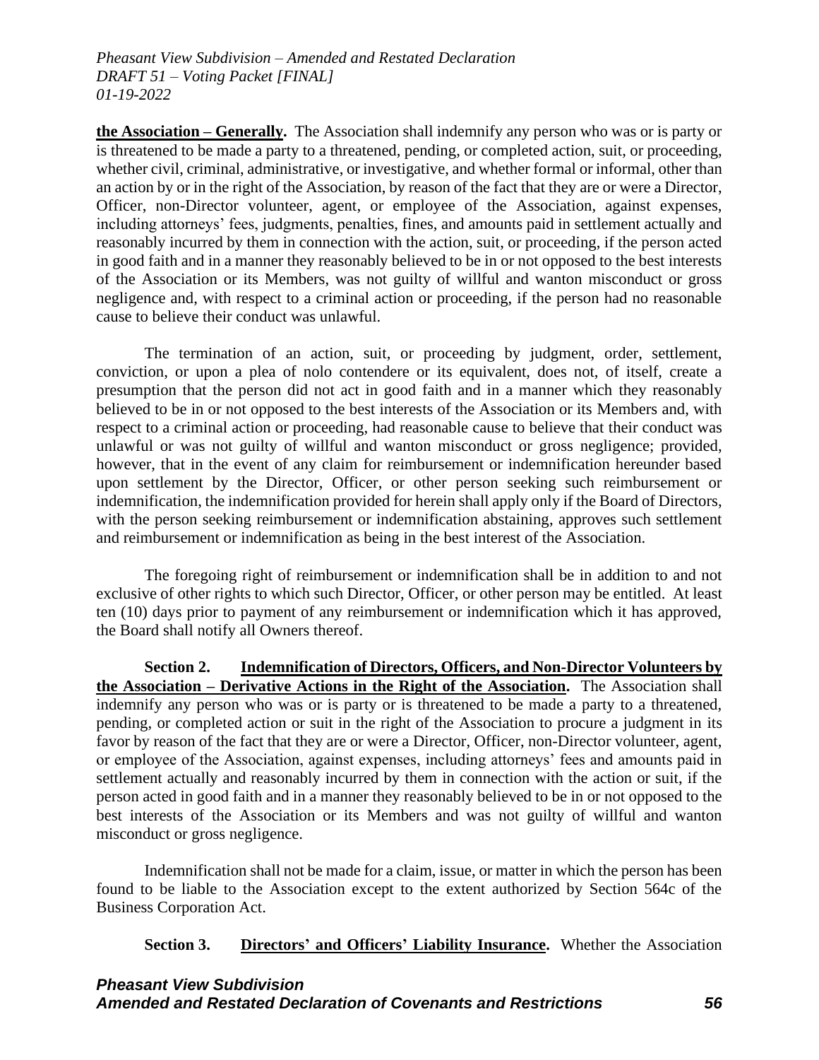**the Association – Generally.** The Association shall indemnify any person who was or is party or is threatened to be made a party to a threatened, pending, or completed action, suit, or proceeding, whether civil, criminal, administrative, or investigative, and whether formal or informal, other than an action by or in the right of the Association, by reason of the fact that they are or were a Director, Officer, non-Director volunteer, agent, or employee of the Association, against expenses, including attorneys' fees, judgments, penalties, fines, and amounts paid in settlement actually and reasonably incurred by them in connection with the action, suit, or proceeding, if the person acted in good faith and in a manner they reasonably believed to be in or not opposed to the best interests of the Association or its Members, was not guilty of willful and wanton misconduct or gross negligence and, with respect to a criminal action or proceeding, if the person had no reasonable cause to believe their conduct was unlawful.

The termination of an action, suit, or proceeding by judgment, order, settlement, conviction, or upon a plea of nolo contendere or its equivalent, does not, of itself, create a presumption that the person did not act in good faith and in a manner which they reasonably believed to be in or not opposed to the best interests of the Association or its Members and, with respect to a criminal action or proceeding, had reasonable cause to believe that their conduct was unlawful or was not guilty of willful and wanton misconduct or gross negligence; provided, however, that in the event of any claim for reimbursement or indemnification hereunder based upon settlement by the Director, Officer, or other person seeking such reimbursement or indemnification, the indemnification provided for herein shall apply only if the Board of Directors, with the person seeking reimbursement or indemnification abstaining, approves such settlement and reimbursement or indemnification as being in the best interest of the Association.

The foregoing right of reimbursement or indemnification shall be in addition to and not exclusive of other rights to which such Director, Officer, or other person may be entitled. At least ten (10) days prior to payment of any reimbursement or indemnification which it has approved, the Board shall notify all Owners thereof.

**Section 2. Indemnification of Directors, Officers, and Non-Director Volunteers by the Association – Derivative Actions in the Right of the Association.** The Association shall indemnify any person who was or is party or is threatened to be made a party to a threatened, pending, or completed action or suit in the right of the Association to procure a judgment in its favor by reason of the fact that they are or were a Director, Officer, non-Director volunteer, agent, or employee of the Association, against expenses, including attorneys' fees and amounts paid in settlement actually and reasonably incurred by them in connection with the action or suit, if the person acted in good faith and in a manner they reasonably believed to be in or not opposed to the best interests of the Association or its Members and was not guilty of willful and wanton misconduct or gross negligence.

Indemnification shall not be made for a claim, issue, or matter in which the person has been found to be liable to the Association except to the extent authorized by Section 564c of the Business Corporation Act.

**Section 3. Directors' and Officers' Liability Insurance.** Whether the Association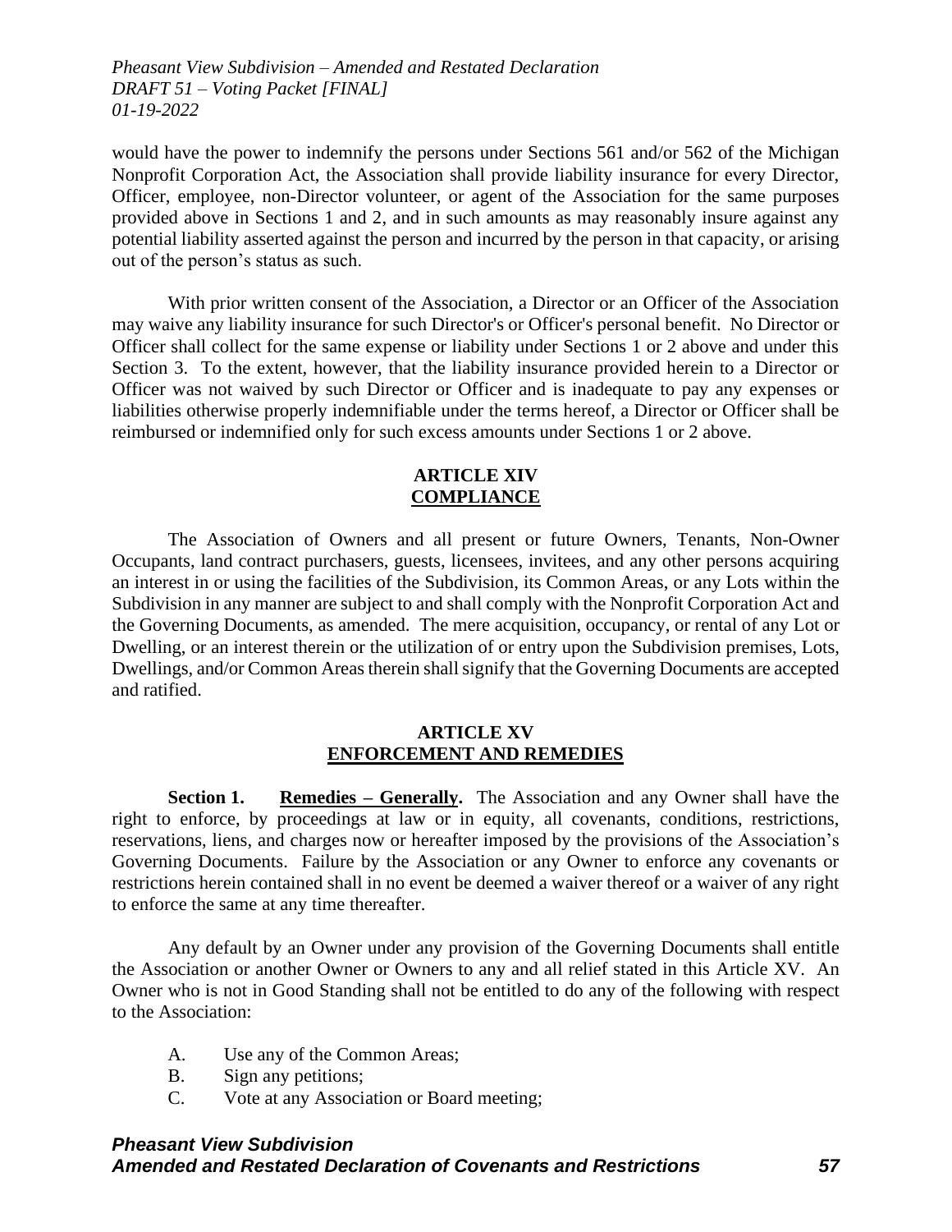would have the power to indemnify the persons under Sections 561 and/or 562 of the Michigan Nonprofit Corporation Act, the Association shall provide liability insurance for every Director, Officer, employee, non-Director volunteer, or agent of the Association for the same purposes provided above in Sections 1 and 2, and in such amounts as may reasonably insure against any potential liability asserted against the person and incurred by the person in that capacity, or arising out of the person's status as such.

With prior written consent of the Association, a Director or an Officer of the Association may waive any liability insurance for such Director's or Officer's personal benefit. No Director or Officer shall collect for the same expense or liability under Sections 1 or 2 above and under this Section 3. To the extent, however, that the liability insurance provided herein to a Director or Officer was not waived by such Director or Officer and is inadequate to pay any expenses or liabilities otherwise properly indemnifiable under the terms hereof, a Director or Officer shall be reimbursed or indemnified only for such excess amounts under Sections 1 or 2 above.

## ARTICLE XIV
## COMPLIANCE

The Association of Owners and all present or future Owners, Tenants, Non-Owner Occupants, land contract purchasers, guests, licensees, invitees, and any other persons acquiring an interest in or using the facilities of the Subdivision, its Common Areas, or any Lots within the Subdivision in any manner are subject to and shall comply with the Nonprofit Corporation Act and the Governing Documents, as amended. The mere acquisition, occupancy, or rental of any Lot or Dwelling, or an interest therein or the utilization of or entry upon the Subdivision premises, Lots, Dwellings, and/or Common Areas therein shall signify that the Governing Documents are accepted and ratified.

## ARTICLE XV
## ENFORCEMENT AND REMEDIES

**Section 1. Remedies – Generally.** The Association and any Owner shall have the right to enforce, by proceedings at law or in equity, all covenants, conditions, restrictions, reservations, liens, and charges now or hereafter imposed by the provisions of the Association's Governing Documents. Failure by the Association or any Owner to enforce any covenants or restrictions herein contained shall in no event be deemed a waiver thereof or a waiver of any right to enforce the same at any time thereafter.

Any default by an Owner under any provision of the Governing Documents shall entitle the Association or another Owner or Owners to any and all relief stated in this Article XV. An Owner who is not in Good Standing shall not be entitled to do any of the following with respect to the Association:

A. Use any of the Common Areas;
B. Sign any petitions;
C. Vote at any Association or Board meeting;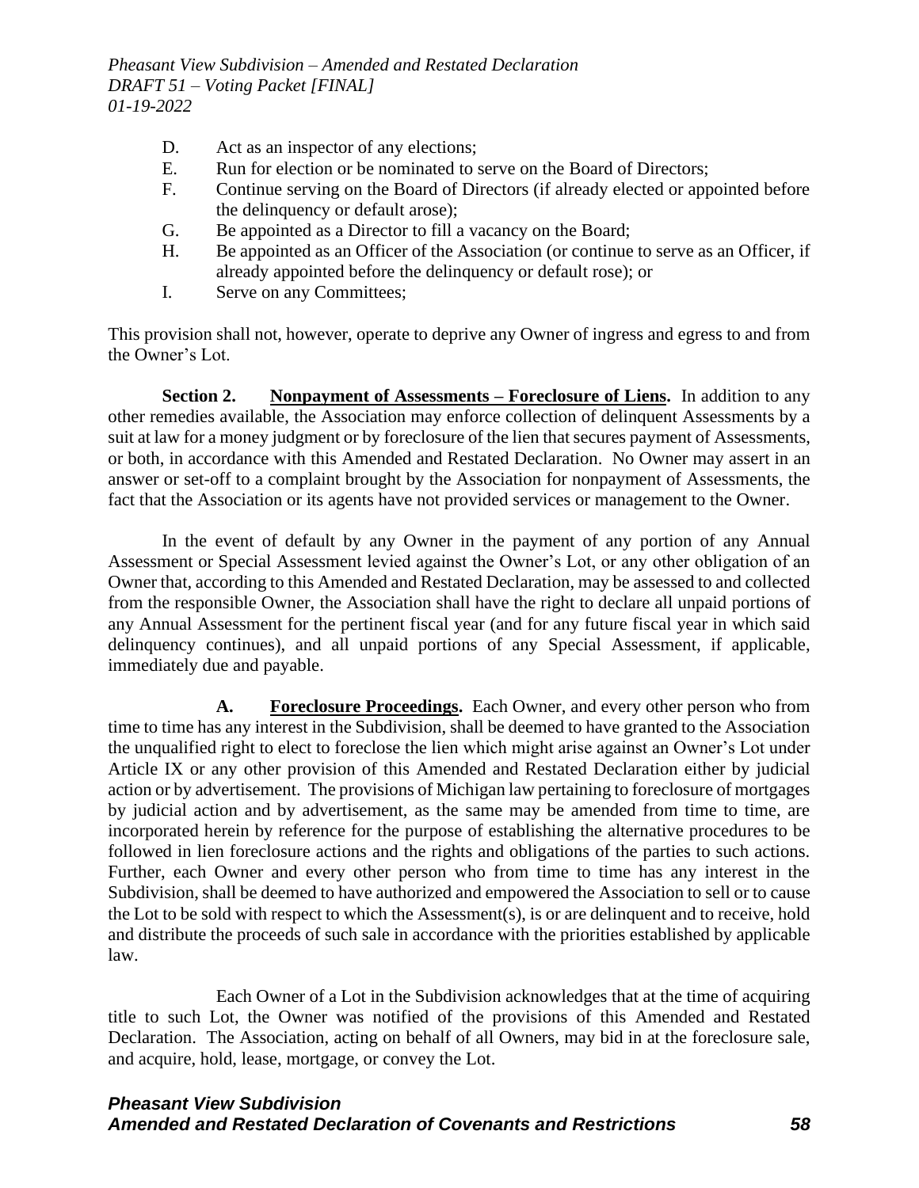D. Act as an inspector of any elections;
E. Run for election or be nominated to serve on the Board of Directors;
F. Continue serving on the Board of Directors (if already elected or appointed before the delinquency or default arose);
G. Be appointed as a Director to fill a vacancy on the Board;
H. Be appointed as an Officer of the Association (or continue to serve as an Officer, if already appointed before the delinquency or default rose); or
I. Serve on any Committees;

This provision shall not, however, operate to deprive any Owner of ingress and egress to and from the Owner's Lot.

**Section 2. Nonpayment of Assessments – Foreclosure of Liens.** In addition to any other remedies available, the Association may enforce collection of delinquent Assessments by a suit at law for a money judgment or by foreclosure of the lien that secures payment of Assessments, or both, in accordance with this Amended and Restated Declaration. No Owner may assert in an answer or set-off to a complaint brought by the Association for nonpayment of Assessments, the fact that the Association or its agents have not provided services or management to the Owner.

In the event of default by any Owner in the payment of any portion of any Annual Assessment or Special Assessment levied against the Owner's Lot, or any other obligation of an Owner that, according to this Amended and Restated Declaration, may be assessed to and collected from the responsible Owner, the Association shall have the right to declare all unpaid portions of any Annual Assessment for the pertinent fiscal year (and for any future fiscal year in which said delinquency continues), and all unpaid portions of any Special Assessment, if applicable, immediately due and payable.

**A. Foreclosure Proceedings.** Each Owner, and every other person who from time to time has any interest in the Subdivision, shall be deemed to have granted to the Association the unqualified right to elect to foreclose the lien which might arise against an Owner's Lot under Article IX or any other provision of this Amended and Restated Declaration either by judicial action or by advertisement. The provisions of Michigan law pertaining to foreclosure of mortgages by judicial action and by advertisement, as the same may be amended from time to time, are incorporated herein by reference for the purpose of establishing the alternative procedures to be followed in lien foreclosure actions and the rights and obligations of the parties to such actions. Further, each Owner and every other person who from time to time has any interest in the Subdivision, shall be deemed to have authorized and empowered the Association to sell or to cause the Lot to be sold with respect to which the Assessment(s), is or are delinquent and to receive, hold and distribute the proceeds of such sale in accordance with the priorities established by applicable law.

Each Owner of a Lot in the Subdivision acknowledges that at the time of acquiring title to such Lot, the Owner was notified of the provisions of this Amended and Restated Declaration. The Association, acting on behalf of all Owners, may bid in at the foreclosure sale, and acquire, hold, lease, mortgage, or convey the Lot.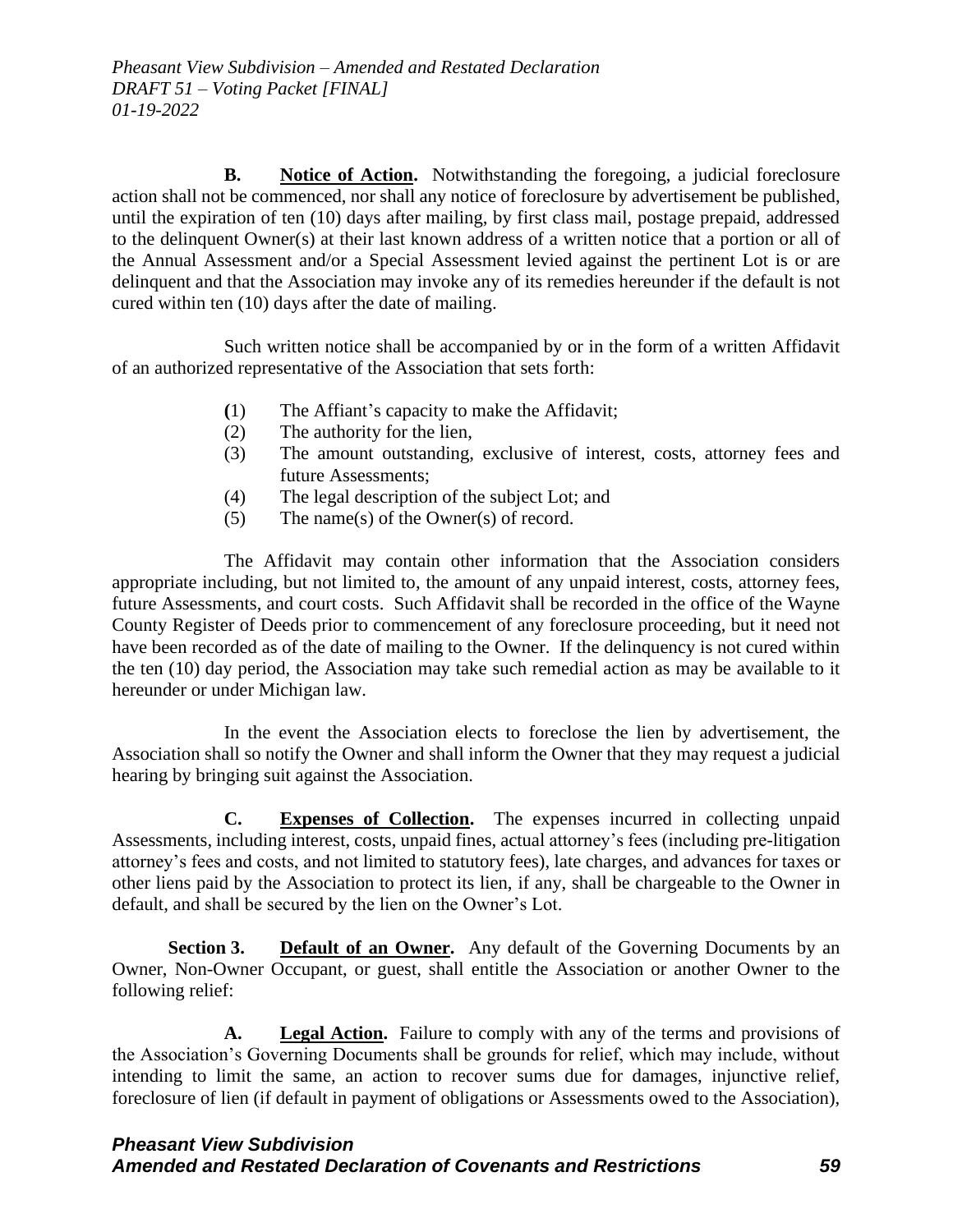**B. Notice of Action.** Notwithstanding the foregoing, a judicial foreclosure action shall not be commenced, nor shall any notice of foreclosure by advertisement be published, until the expiration of ten (10) days after mailing, by first class mail, postage prepaid, addressed to the delinquent Owner(s) at their last known address of a written notice that a portion or all of the Annual Assessment and/or a Special Assessment levied against the pertinent Lot is or are delinquent and that the Association may invoke any of its remedies hereunder if the default is not cured within ten (10) days after the date of mailing.

Such written notice shall be accompanied by or in the form of a written Affidavit of an authorized representative of the Association that sets forth:

(1) The Affiant's capacity to make the Affidavit;
(2) The authority for the lien,
(3) The amount outstanding, exclusive of interest, costs, attorney fees and future Assessments;
(4) The legal description of the subject Lot; and
(5) The name(s) of the Owner(s) of record.

The Affidavit may contain other information that the Association considers appropriate including, but not limited to, the amount of any unpaid interest, costs, attorney fees, future Assessments, and court costs. Such Affidavit shall be recorded in the office of the Wayne County Register of Deeds prior to commencement of any foreclosure proceeding, but it need not have been recorded as of the date of mailing to the Owner. If the delinquency is not cured within the ten (10) day period, the Association may take such remedial action as may be available to it hereunder or under Michigan law.

In the event the Association elects to foreclose the lien by advertisement, the Association shall so notify the Owner and shall inform the Owner that they may request a judicial hearing by bringing suit against the Association.

**C. Expenses of Collection.** The expenses incurred in collecting unpaid Assessments, including interest, costs, unpaid fines, actual attorney's fees (including pre-litigation attorney's fees and costs, and not limited to statutory fees), late charges, and advances for taxes or other liens paid by the Association to protect its lien, if any, shall be chargeable to the Owner in default, and shall be secured by the lien on the Owner's Lot.

**Section 3. Default of an Owner.** Any default of the Governing Documents by an Owner, Non-Owner Occupant, or guest, shall entitle the Association or another Owner to the following relief:

**A. Legal Action.** Failure to comply with any of the terms and provisions of the Association's Governing Documents shall be grounds for relief, which may include, without intending to limit the same, an action to recover sums due for damages, injunctive relief, foreclosure of lien (if default in payment of obligations or Assessments owed to the Association),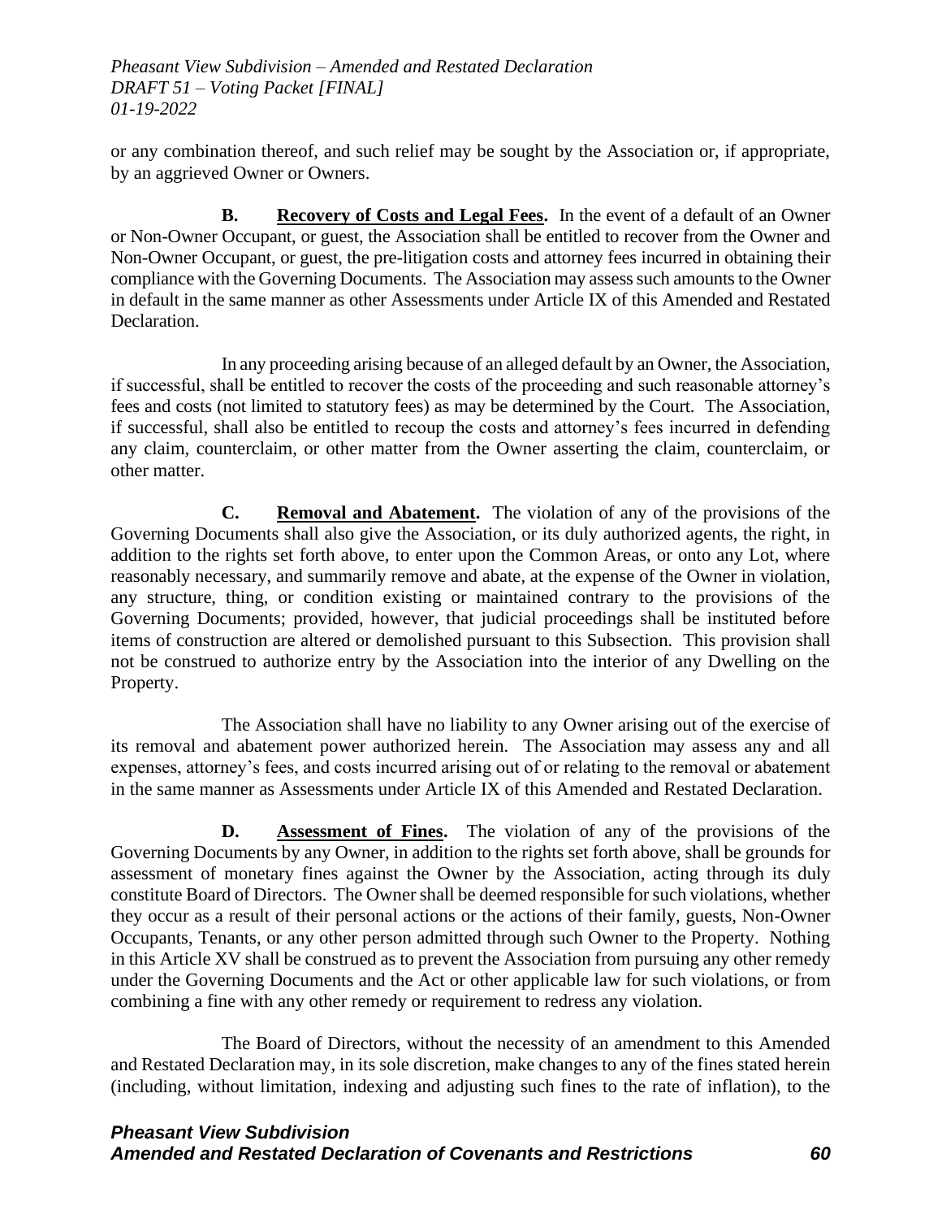or any combination thereof, and such relief may be sought by the Association or, if appropriate, by an aggrieved Owner or Owners.

**B. Recovery of Costs and Legal Fees.** In the event of a default of an Owner or Non-Owner Occupant, or guest, the Association shall be entitled to recover from the Owner and Non-Owner Occupant, or guest, the pre-litigation costs and attorney fees incurred in obtaining their compliance with the Governing Documents. The Association may assess such amounts to the Owner in default in the same manner as other Assessments under Article IX of this Amended and Restated Declaration.

In any proceeding arising because of an alleged default by an Owner, the Association, if successful, shall be entitled to recover the costs of the proceeding and such reasonable attorney's fees and costs (not limited to statutory fees) as may be determined by the Court. The Association, if successful, shall also be entitled to recoup the costs and attorney's fees incurred in defending any claim, counterclaim, or other matter from the Owner asserting the claim, counterclaim, or other matter.

**C. Removal and Abatement.** The violation of any of the provisions of the Governing Documents shall also give the Association, or its duly authorized agents, the right, in addition to the rights set forth above, to enter upon the Common Areas, or onto any Lot, where reasonably necessary, and summarily remove and abate, at the expense of the Owner in violation, any structure, thing, or condition existing or maintained contrary to the provisions of the Governing Documents; provided, however, that judicial proceedings shall be instituted before items of construction are altered or demolished pursuant to this Subsection. This provision shall not be construed to authorize entry by the Association into the interior of any Dwelling on the Property.

The Association shall have no liability to any Owner arising out of the exercise of its removal and abatement power authorized herein. The Association may assess any and all expenses, attorney's fees, and costs incurred arising out of or relating to the removal or abatement in the same manner as Assessments under Article IX of this Amended and Restated Declaration.

**D. Assessment of Fines.** The violation of any of the provisions of the Governing Documents by any Owner, in addition to the rights set forth above, shall be grounds for assessment of monetary fines against the Owner by the Association, acting through its duly constitute Board of Directors. The Owner shall be deemed responsible for such violations, whether they occur as a result of their personal actions or the actions of their family, guests, Non-Owner Occupants, Tenants, or any other person admitted through such Owner to the Property. Nothing in this Article XV shall be construed as to prevent the Association from pursuing any other remedy under the Governing Documents and the Act or other applicable law for such violations, or from combining a fine with any other remedy or requirement to redress any violation.

The Board of Directors, without the necessity of an amendment to this Amended and Restated Declaration may, in its sole discretion, make changes to any of the fines stated herein (including, without limitation, indexing and adjusting such fines to the rate of inflation), to the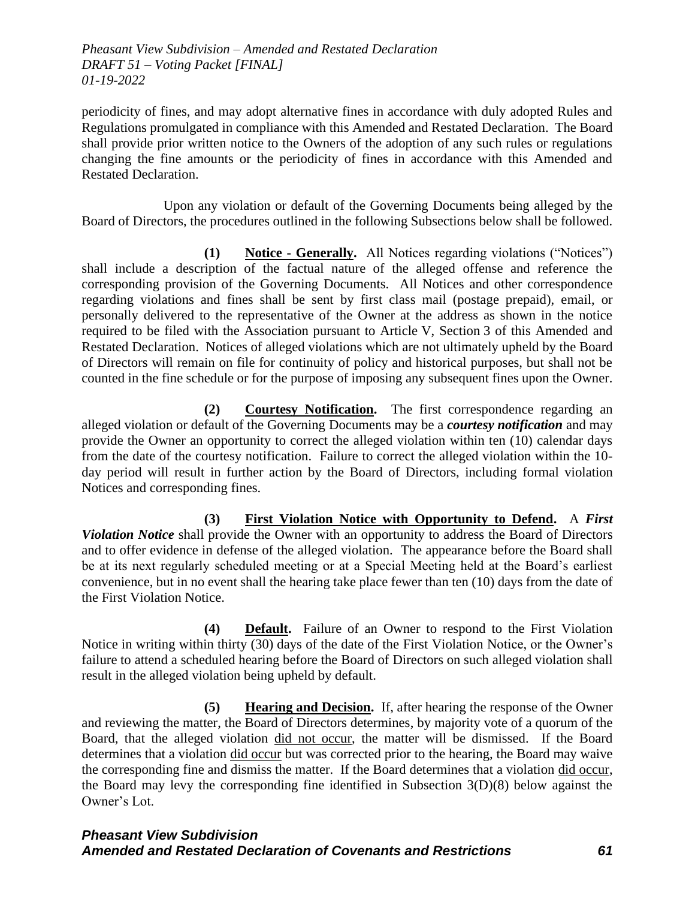periodicity of fines, and may adopt alternative fines in accordance with duly adopted Rules and Regulations promulgated in compliance with this Amended and Restated Declaration. The Board shall provide prior written notice to the Owners of the adoption of any such rules or regulations changing the fine amounts or the periodicity of fines in accordance with this Amended and Restated Declaration.

Upon any violation or default of the Governing Documents being alleged by the Board of Directors, the procedures outlined in the following Subsections below shall be followed.

**(1) Notice - Generally.** All Notices regarding violations ("Notices") shall include a description of the factual nature of the alleged offense and reference the corresponding provision of the Governing Documents. All Notices and other correspondence regarding violations and fines shall be sent by first class mail (postage prepaid), email, or personally delivered to the representative of the Owner at the address as shown in the notice required to be filed with the Association pursuant to Article V, Section 3 of this Amended and Restated Declaration. Notices of alleged violations which are not ultimately upheld by the Board of Directors will remain on file for continuity of policy and historical purposes, but shall not be counted in the fine schedule or for the purpose of imposing any subsequent fines upon the Owner.

**(2) Courtesy Notification.** The first correspondence regarding an alleged violation or default of the Governing Documents may be a ***courtesy notification*** and may provide the Owner an opportunity to correct the alleged violation within ten (10) calendar days from the date of the courtesy notification. Failure to correct the alleged violation within the 10-day period will result in further action by the Board of Directors, including formal violation Notices and corresponding fines.

**(3) First Violation Notice with Opportunity to Defend.** A ***First Violation Notice*** shall provide the Owner with an opportunity to address the Board of Directors and to offer evidence in defense of the alleged violation. The appearance before the Board shall be at its next regularly scheduled meeting or at a Special Meeting held at the Board's earliest convenience, but in no event shall the hearing take place fewer than ten (10) days from the date of the First Violation Notice.

**(4) Default.** Failure of an Owner to respond to the First Violation Notice in writing within thirty (30) days of the date of the First Violation Notice, or the Owner's failure to attend a scheduled hearing before the Board of Directors on such alleged violation shall result in the alleged violation being upheld by default.

**(5) Hearing and Decision.** If, after hearing the response of the Owner and reviewing the matter, the Board of Directors determines, by majority vote of a quorum of the Board, that the alleged violation did not occur, the matter will be dismissed. If the Board determines that a violation did occur but was corrected prior to the hearing, the Board may waive the corresponding fine and dismiss the matter. If the Board determines that a violation did occur, the Board may levy the corresponding fine identified in Subsection 3(D)(8) below against the Owner's Lot.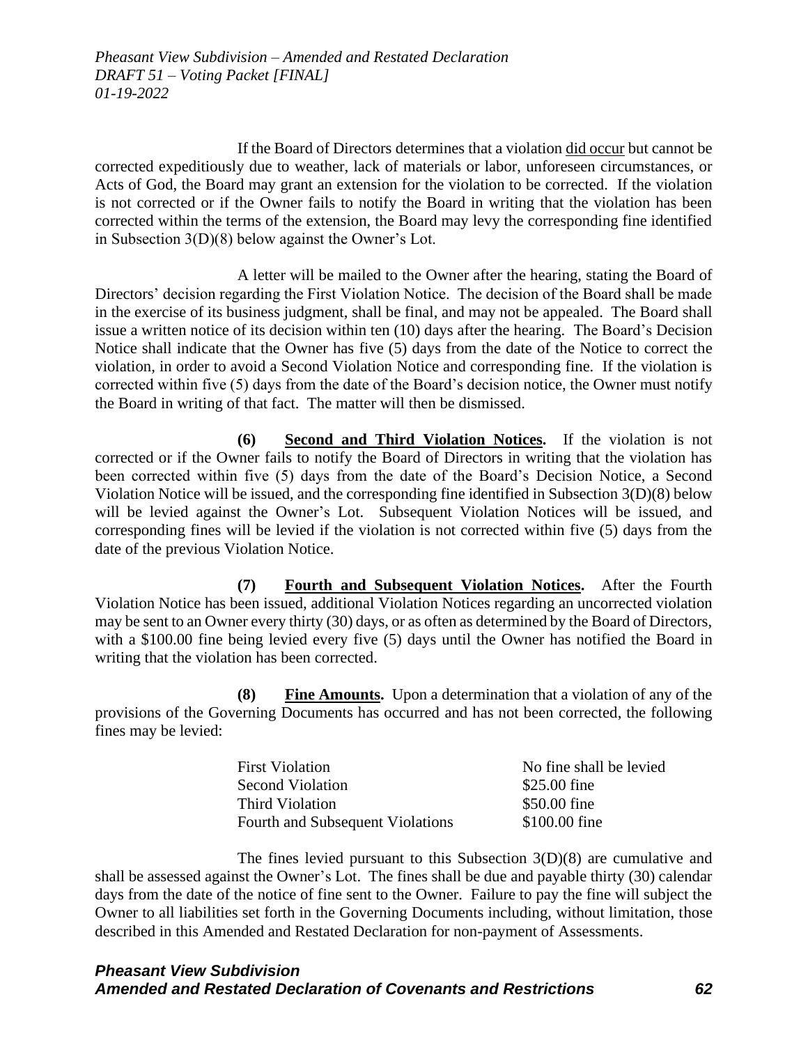If the Board of Directors determines that a violation did occur but cannot be corrected expeditiously due to weather, lack of materials or labor, unforeseen circumstances, or Acts of God, the Board may grant an extension for the violation to be corrected. If the violation is not corrected or if the Owner fails to notify the Board in writing that the violation has been corrected within the terms of the extension, the Board may levy the corresponding fine identified in Subsection 3(D)(8) below against the Owner's Lot.

A letter will be mailed to the Owner after the hearing, stating the Board of Directors' decision regarding the First Violation Notice. The decision of the Board shall be made in the exercise of its business judgment, shall be final, and may not be appealed. The Board shall issue a written notice of its decision within ten (10) days after the hearing. The Board's Decision Notice shall indicate that the Owner has five (5) days from the date of the Notice to correct the violation, in order to avoid a Second Violation Notice and corresponding fine. If the violation is corrected within five (5) days from the date of the Board's decision notice, the Owner must notify the Board in writing of that fact. The matter will then be dismissed.

**(6) Second and Third Violation Notices.** If the violation is not corrected or if the Owner fails to notify the Board of Directors in writing that the violation has been corrected within five (5) days from the date of the Board's Decision Notice, a Second Violation Notice will be issued, and the corresponding fine identified in Subsection 3(D)(8) below will be levied against the Owner's Lot. Subsequent Violation Notices will be issued, and corresponding fines will be levied if the violation is not corrected within five (5) days from the date of the previous Violation Notice.

**(7) Fourth and Subsequent Violation Notices.** After the Fourth Violation Notice has been issued, additional Violation Notices regarding an uncorrected violation may be sent to an Owner every thirty (30) days, or as often as determined by the Board of Directors, with a $100.00 fine being levied every five (5) days until the Owner has notified the Board in writing that the violation has been corrected.

**(8) Fine Amounts.** Upon a determination that a violation of any of the provisions of the Governing Documents has occurred and has not been corrected, the following fines may be levied:

| | |
|---|---|
| First Violation | No fine shall be levied |
| Second Violation | $25.00 fine |
| Third Violation | $50.00 fine |
| Fourth and Subsequent Violations | $100.00 fine |

The fines levied pursuant to this Subsection 3(D)(8) are cumulative and shall be assessed against the Owner's Lot. The fines shall be due and payable thirty (30) calendar days from the date of the notice of fine sent to the Owner. Failure to pay the fine will subject the Owner to all liabilities set forth in the Governing Documents including, without limitation, those described in this Amended and Restated Declaration for non-payment of Assessments.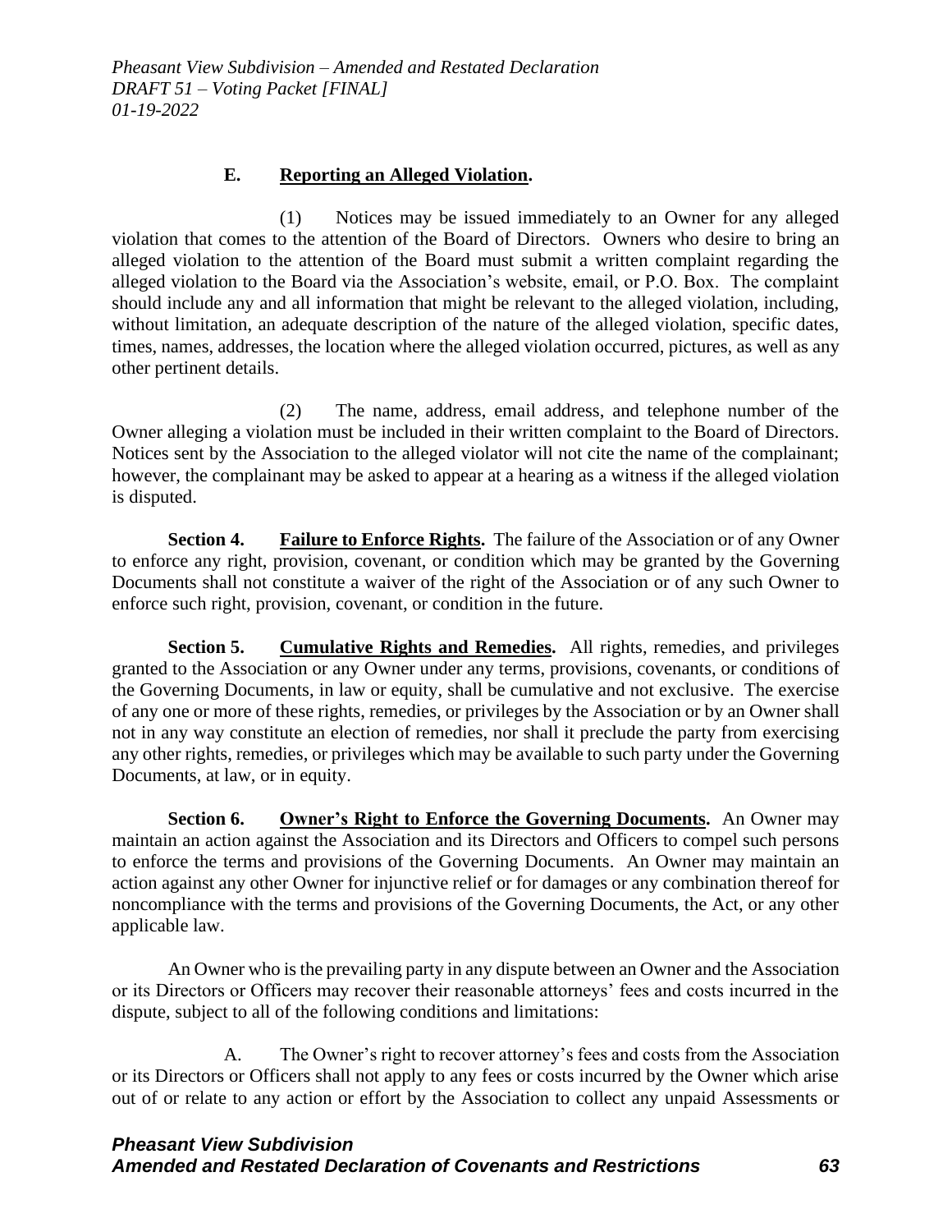**E. Reporting an Alleged Violation.**

(1) Notices may be issued immediately to an Owner for any alleged violation that comes to the attention of the Board of Directors. Owners who desire to bring an alleged violation to the attention of the Board must submit a written complaint regarding the alleged violation to the Board via the Association's website, email, or P.O. Box. The complaint should include any and all information that might be relevant to the alleged violation, including, without limitation, an adequate description of the nature of the alleged violation, specific dates, times, names, addresses, the location where the alleged violation occurred, pictures, as well as any other pertinent details.

(2) The name, address, email address, and telephone number of the Owner alleging a violation must be included in their written complaint to the Board of Directors. Notices sent by the Association to the alleged violator will not cite the name of the complainant; however, the complainant may be asked to appear at a hearing as a witness if the alleged violation is disputed.

**Section 4. Failure to Enforce Rights.** The failure of the Association or of any Owner to enforce any right, provision, covenant, or condition which may be granted by the Governing Documents shall not constitute a waiver of the right of the Association or of any such Owner to enforce such right, provision, covenant, or condition in the future.

**Section 5. Cumulative Rights and Remedies.** All rights, remedies, and privileges granted to the Association or any Owner under any terms, provisions, covenants, or conditions of the Governing Documents, in law or equity, shall be cumulative and not exclusive. The exercise of any one or more of these rights, remedies, or privileges by the Association or by an Owner shall not in any way constitute an election of remedies, nor shall it preclude the party from exercising any other rights, remedies, or privileges which may be available to such party under the Governing Documents, at law, or in equity.

**Section 6. Owner's Right to Enforce the Governing Documents.** An Owner may maintain an action against the Association and its Directors and Officers to compel such persons to enforce the terms and provisions of the Governing Documents. An Owner may maintain an action against any other Owner for injunctive relief or for damages or any combination thereof for noncompliance with the terms and provisions of the Governing Documents, the Act, or any other applicable law.

An Owner who is the prevailing party in any dispute between an Owner and the Association or its Directors or Officers may recover their reasonable attorneys' fees and costs incurred in the dispute, subject to all of the following conditions and limitations:

A. The Owner's right to recover attorney's fees and costs from the Association or its Directors or Officers shall not apply to any fees or costs incurred by the Owner which arise out of or relate to any action or effort by the Association to collect any unpaid Assessments or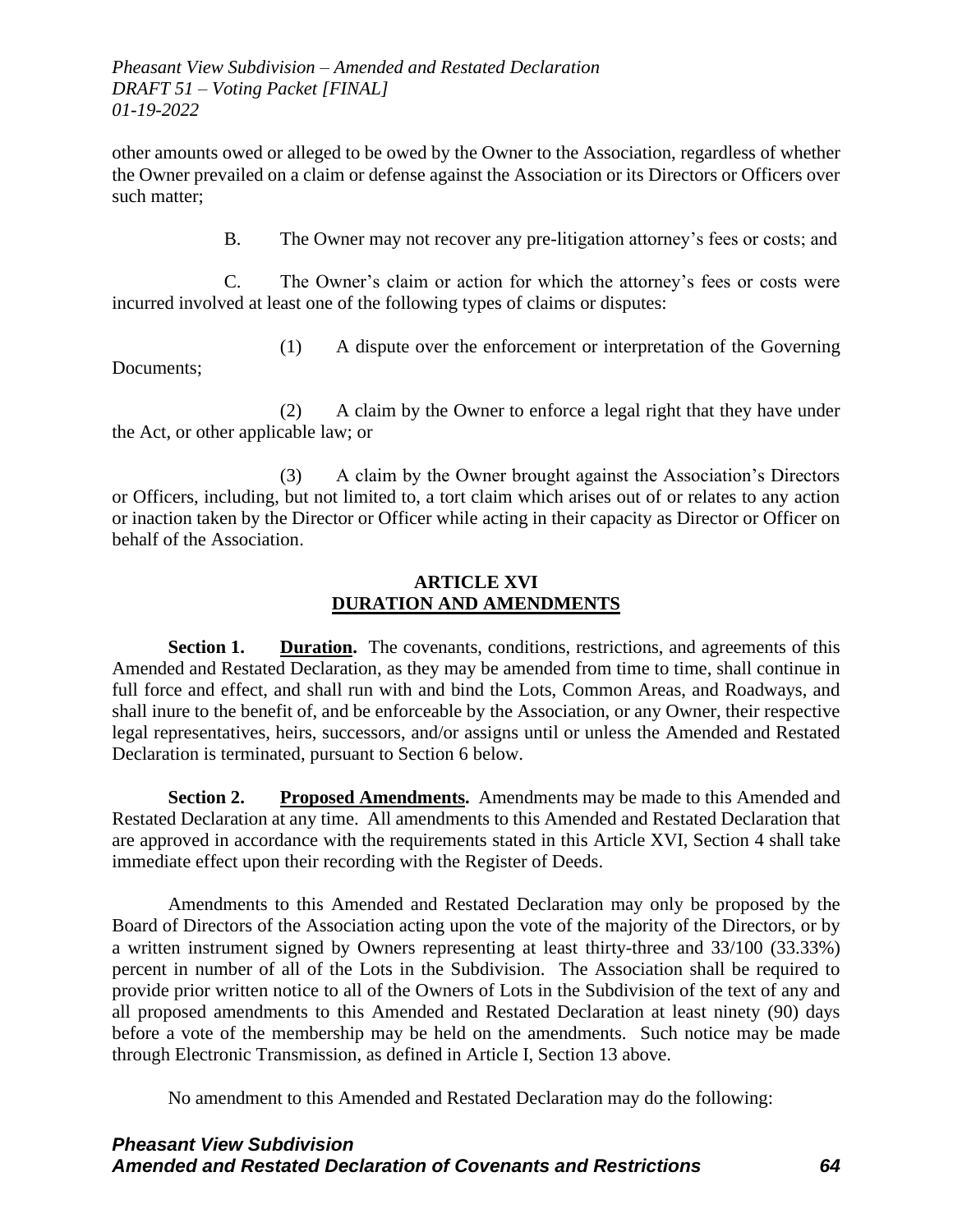other amounts owed or alleged to be owed by the Owner to the Association, regardless of whether the Owner prevailed on a claim or defense against the Association or its Directors or Officers over such matter;

B. The Owner may not recover any pre-litigation attorney's fees or costs; and

C. The Owner's claim or action for which the attorney's fees or costs were incurred involved at least one of the following types of claims or disputes:

(1) A dispute over the enforcement or interpretation of the Governing Documents;

(2) A claim by the Owner to enforce a legal right that they have under the Act, or other applicable law; or

(3) A claim by the Owner brought against the Association's Directors or Officers, including, but not limited to, a tort claim which arises out of or relates to any action or inaction taken by the Director or Officer while acting in their capacity as Director or Officer on behalf of the Association.

## ARTICLE XVI
## DURATION AND AMENDMENTS

**Section 1. Duration.** The covenants, conditions, restrictions, and agreements of this Amended and Restated Declaration, as they may be amended from time to time, shall continue in full force and effect, and shall run with and bind the Lots, Common Areas, and Roadways, and shall inure to the benefit of, and be enforceable by the Association, or any Owner, their respective legal representatives, heirs, successors, and/or assigns until or unless the Amended and Restated Declaration is terminated, pursuant to Section 6 below.

**Section 2. Proposed Amendments.** Amendments may be made to this Amended and Restated Declaration at any time. All amendments to this Amended and Restated Declaration that are approved in accordance with the requirements stated in this Article XVI, Section 4 shall take immediate effect upon their recording with the Register of Deeds.

Amendments to this Amended and Restated Declaration may only be proposed by the Board of Directors of the Association acting upon the vote of the majority of the Directors, or by a written instrument signed by Owners representing at least thirty-three and 33/100 (33.33%) percent in number of all of the Lots in the Subdivision. The Association shall be required to provide prior written notice to all of the Owners of Lots in the Subdivision of the text of any and all proposed amendments to this Amended and Restated Declaration at least ninety (90) days before a vote of the membership may be held on the amendments. Such notice may be made through Electronic Transmission, as defined in Article I, Section 13 above.

No amendment to this Amended and Restated Declaration may do the following: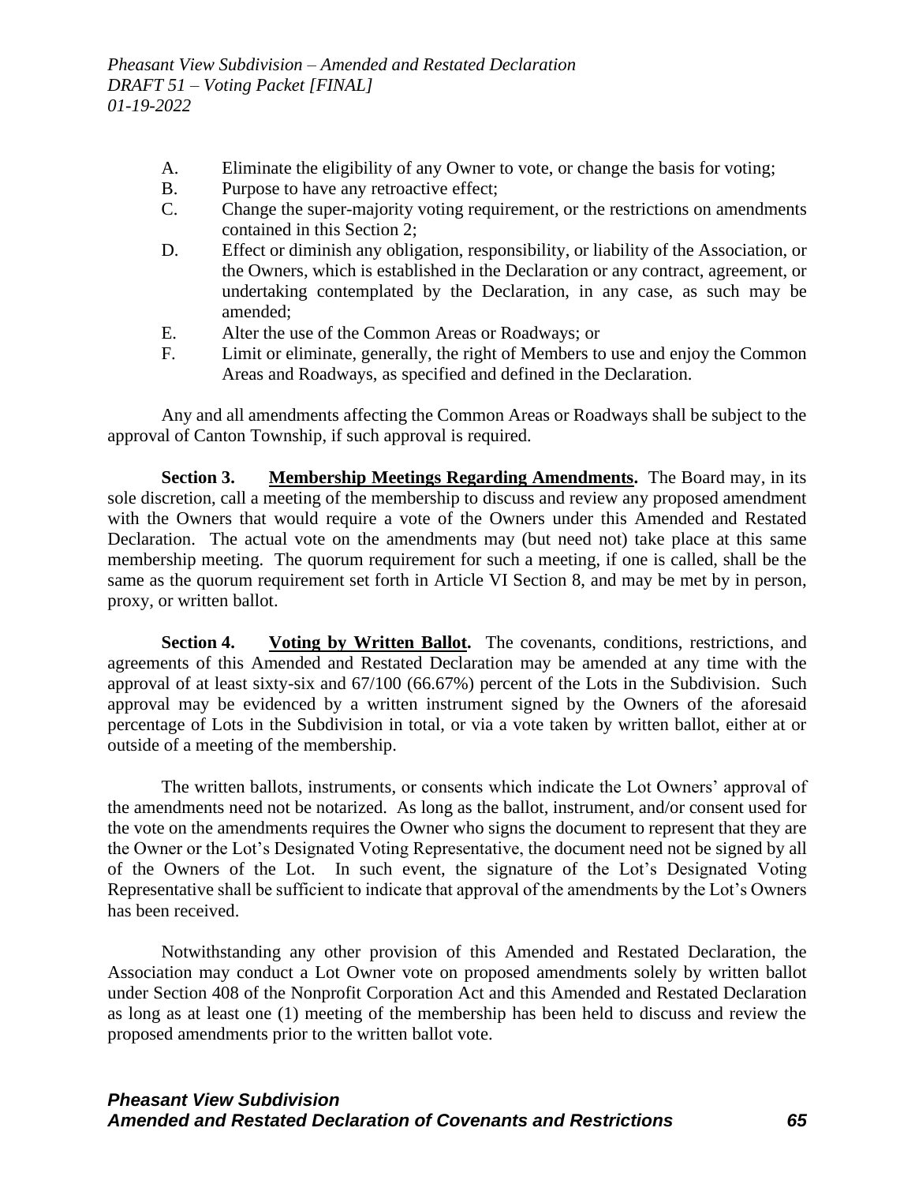A. Eliminate the eligibility of any Owner to vote, or change the basis for voting;
B. Purpose to have any retroactive effect;
C. Change the super-majority voting requirement, or the restrictions on amendments contained in this Section 2;
D. Effect or diminish any obligation, responsibility, or liability of the Association, or the Owners, which is established in the Declaration or any contract, agreement, or undertaking contemplated by the Declaration, in any case, as such may be amended;
E. Alter the use of the Common Areas or Roadways; or
F. Limit or eliminate, generally, the right of Members to use and enjoy the Common Areas and Roadways, as specified and defined in the Declaration.

Any and all amendments affecting the Common Areas or Roadways shall be subject to the approval of Canton Township, if such approval is required.

**Section 3. Membership Meetings Regarding Amendments.** The Board may, in its sole discretion, call a meeting of the membership to discuss and review any proposed amendment with the Owners that would require a vote of the Owners under this Amended and Restated Declaration. The actual vote on the amendments may (but need not) take place at this same membership meeting. The quorum requirement for such a meeting, if one is called, shall be the same as the quorum requirement set forth in Article VI Section 8, and may be met by in person, proxy, or written ballot.

**Section 4. Voting by Written Ballot.** The covenants, conditions, restrictions, and agreements of this Amended and Restated Declaration may be amended at any time with the approval of at least sixty-six and 67/100 (66.67%) percent of the Lots in the Subdivision. Such approval may be evidenced by a written instrument signed by the Owners of the aforesaid percentage of Lots in the Subdivision in total, or via a vote taken by written ballot, either at or outside of a meeting of the membership.

The written ballots, instruments, or consents which indicate the Lot Owners' approval of the amendments need not be notarized. As long as the ballot, instrument, and/or consent used for the vote on the amendments requires the Owner who signs the document to represent that they are the Owner or the Lot's Designated Voting Representative, the document need not be signed by all of the Owners of the Lot. In such event, the signature of the Lot's Designated Voting Representative shall be sufficient to indicate that approval of the amendments by the Lot's Owners has been received.

Notwithstanding any other provision of this Amended and Restated Declaration, the Association may conduct a Lot Owner vote on proposed amendments solely by written ballot under Section 408 of the Nonprofit Corporation Act and this Amended and Restated Declaration as long as at least one (1) meeting of the membership has been held to discuss and review the proposed amendments prior to the written ballot vote.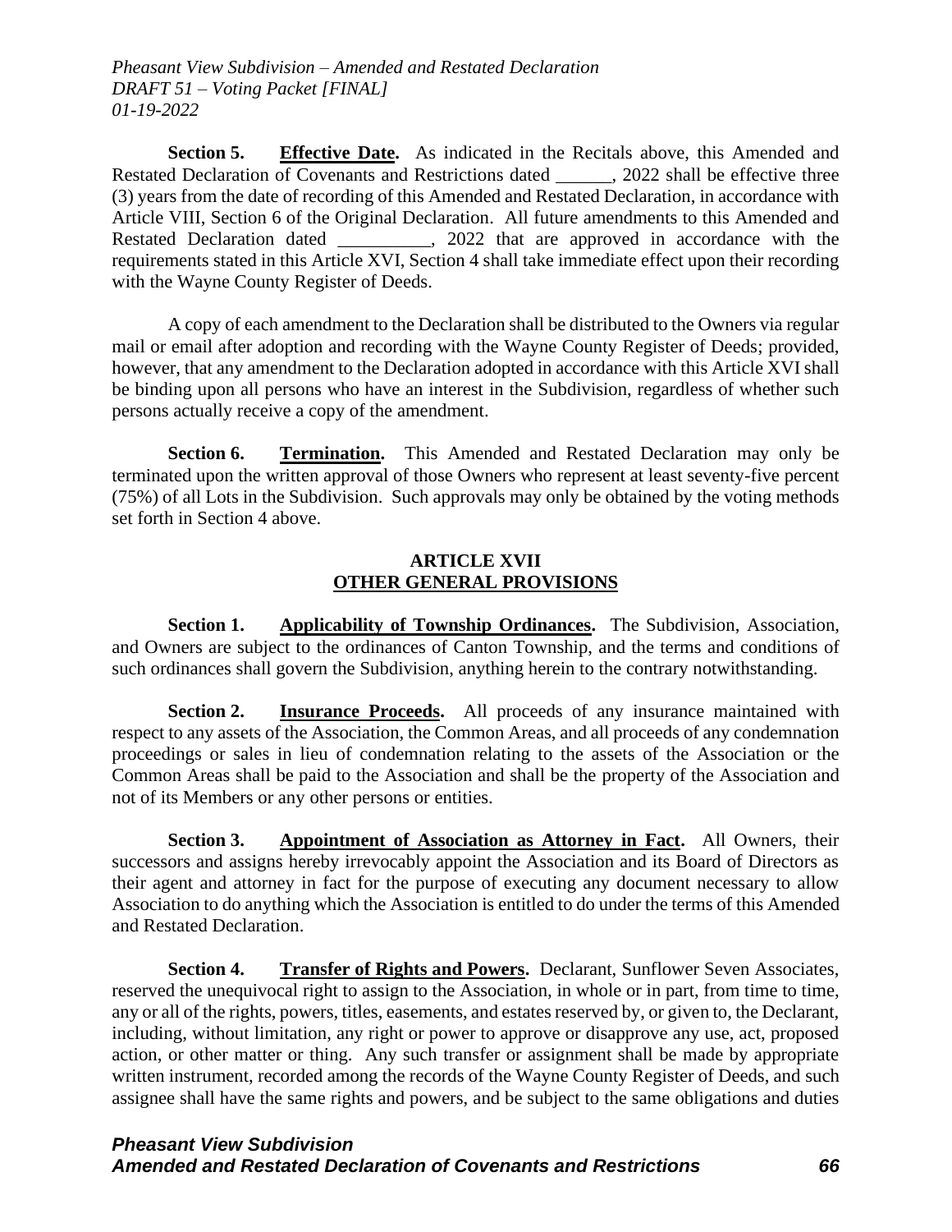**Section 5. Effective Date.** As indicated in the Recitals above, this Amended and Restated Declaration of Covenants and Restrictions dated ______, 2022 shall be effective three (3) years from the date of recording of this Amended and Restated Declaration, in accordance with Article VIII, Section 6 of the Original Declaration. All future amendments to this Amended and Restated Declaration dated __________, 2022 that are approved in accordance with the requirements stated in this Article XVI, Section 4 shall take immediate effect upon their recording with the Wayne County Register of Deeds.

A copy of each amendment to the Declaration shall be distributed to the Owners via regular mail or email after adoption and recording with the Wayne County Register of Deeds; provided, however, that any amendment to the Declaration adopted in accordance with this Article XVI shall be binding upon all persons who have an interest in the Subdivision, regardless of whether such persons actually receive a copy of the amendment.

**Section 6. Termination.** This Amended and Restated Declaration may only be terminated upon the written approval of those Owners who represent at least seventy-five percent (75%) of all Lots in the Subdivision. Such approvals may only be obtained by the voting methods set forth in Section 4 above.

## ARTICLE XVII
## OTHER GENERAL PROVISIONS

**Section 1. Applicability of Township Ordinances.** The Subdivision, Association, and Owners are subject to the ordinances of Canton Township, and the terms and conditions of such ordinances shall govern the Subdivision, anything herein to the contrary notwithstanding.

**Section 2. Insurance Proceeds.** All proceeds of any insurance maintained with respect to any assets of the Association, the Common Areas, and all proceeds of any condemnation proceedings or sales in lieu of condemnation relating to the assets of the Association or the Common Areas shall be paid to the Association and shall be the property of the Association and not of its Members or any other persons or entities.

**Section 3. Appointment of Association as Attorney in Fact.** All Owners, their successors and assigns hereby irrevocably appoint the Association and its Board of Directors as their agent and attorney in fact for the purpose of executing any document necessary to allow Association to do anything which the Association is entitled to do under the terms of this Amended and Restated Declaration.

**Section 4. Transfer of Rights and Powers.** Declarant, Sunflower Seven Associates, reserved the unequivocal right to assign to the Association, in whole or in part, from time to time, any or all of the rights, powers, titles, easements, and estates reserved by, or given to, the Declarant, including, without limitation, any right or power to approve or disapprove any use, act, proposed action, or other matter or thing. Any such transfer or assignment shall be made by appropriate written instrument, recorded among the records of the Wayne County Register of Deeds, and such assignee shall have the same rights and powers, and be subject to the same obligations and duties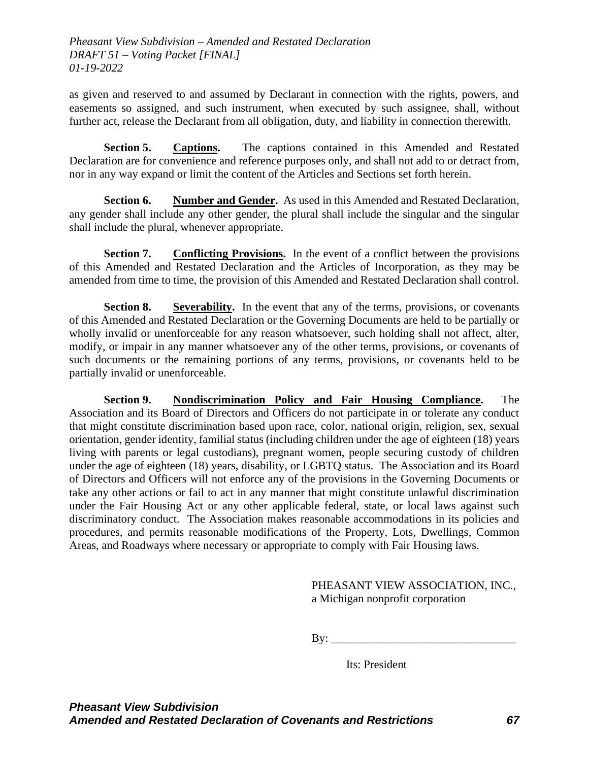as given and reserved to and assumed by Declarant in connection with the rights, powers, and easements so assigned, and such instrument, when executed by such assignee, shall, without further act, release the Declarant from all obligation, duty, and liability in connection therewith.

**Section 5. Captions.** The captions contained in this Amended and Restated Declaration are for convenience and reference purposes only, and shall not add to or detract from, nor in any way expand or limit the content of the Articles and Sections set forth herein.

**Section 6. Number and Gender.** As used in this Amended and Restated Declaration, any gender shall include any other gender, the plural shall include the singular and the singular shall include the plural, whenever appropriate.

**Section 7. Conflicting Provisions.** In the event of a conflict between the provisions of this Amended and Restated Declaration and the Articles of Incorporation, as they may be amended from time to time, the provision of this Amended and Restated Declaration shall control.

**Section 8. Severability.** In the event that any of the terms, provisions, or covenants of this Amended and Restated Declaration or the Governing Documents are held to be partially or wholly invalid or unenforceable for any reason whatsoever, such holding shall not affect, alter, modify, or impair in any manner whatsoever any of the other terms, provisions, or covenants of such documents or the remaining portions of any terms, provisions, or covenants held to be partially invalid or unenforceable.

**Section 9. Nondiscrimination Policy and Fair Housing Compliance.** The Association and its Board of Directors and Officers do not participate in or tolerate any conduct that might constitute discrimination based upon race, color, national origin, religion, sex, sexual orientation, gender identity, familial status (including children under the age of eighteen (18) years living with parents or legal custodians), pregnant women, people securing custody of children under the age of eighteen (18) years, disability, or LGBTQ status. The Association and its Board of Directors and Officers will not enforce any of the provisions in the Governing Documents or take any other actions or fail to act in any manner that might constitute unlawful discrimination under the Fair Housing Act or any other applicable federal, state, or local laws against such discriminatory conduct. The Association makes reasonable accommodations in its policies and procedures, and permits reasonable modifications of the Property, Lots, Dwellings, Common Areas, and Roadways where necessary or appropriate to comply with Fair Housing laws.

PHEASANT VIEW ASSOCIATION, INC.,
a Michigan nonprofit corporation

By: ________________________________

Its: President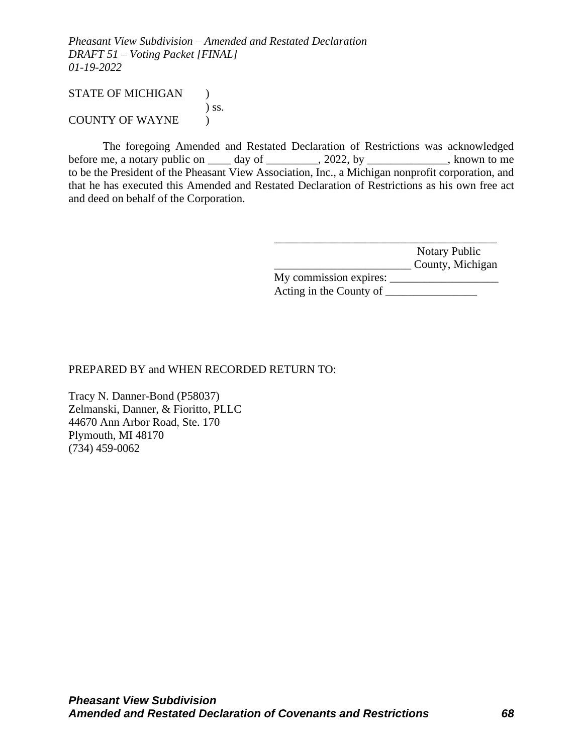STATE OF MICHIGAN )
) ss.
COUNTY OF WAYNE )

The foregoing Amended and Restated Declaration of Restrictions was acknowledged before me, a notary public on ____ day of _________, 2022, by ______________, known to me to be the President of the Pheasant View Association, Inc., a Michigan nonprofit corporation, and that he has executed this Amended and Restated Declaration of Restrictions as his own free act and deed on behalf of the Corporation.

________________________________________
Notary Public
________________________ County, Michigan
My commission expires: ___________________
Acting in the County of ________________

PREPARED BY and WHEN RECORDED RETURN TO:

Tracy N. Danner-Bond (P58037)
Zelmanski, Danner, & Fioritto, PLLC
44670 Ann Arbor Road, Ste. 170
Plymouth, MI 48170
(734) 459-0062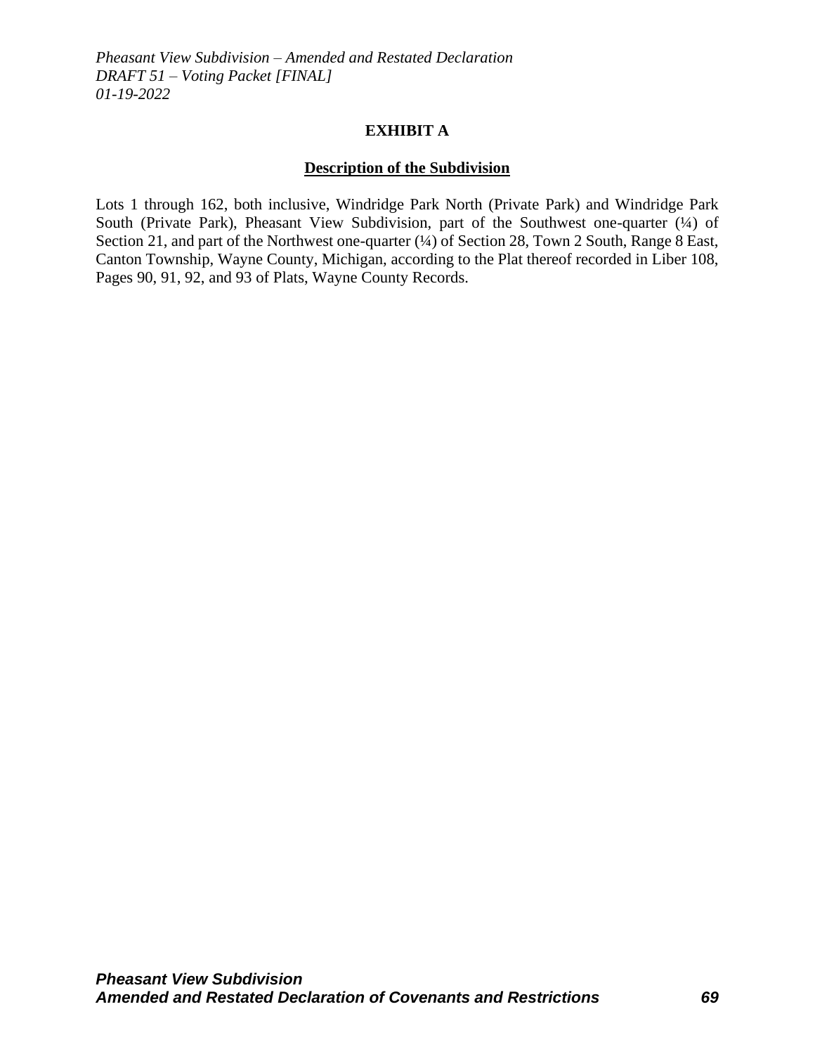## EXHIBIT A

**Description of the Subdivision**

Lots 1 through 162, both inclusive, Windridge Park North (Private Park) and Windridge Park South (Private Park), Pheasant View Subdivision, part of the Southwest one-quarter (¼) of Section 21, and part of the Northwest one-quarter (¼) of Section 28, Town 2 South, Range 8 East, Canton Township, Wayne County, Michigan, according to the Plat thereof recorded in Liber 108, Pages 90, 91, 92, and 93 of Plats, Wayne County Records.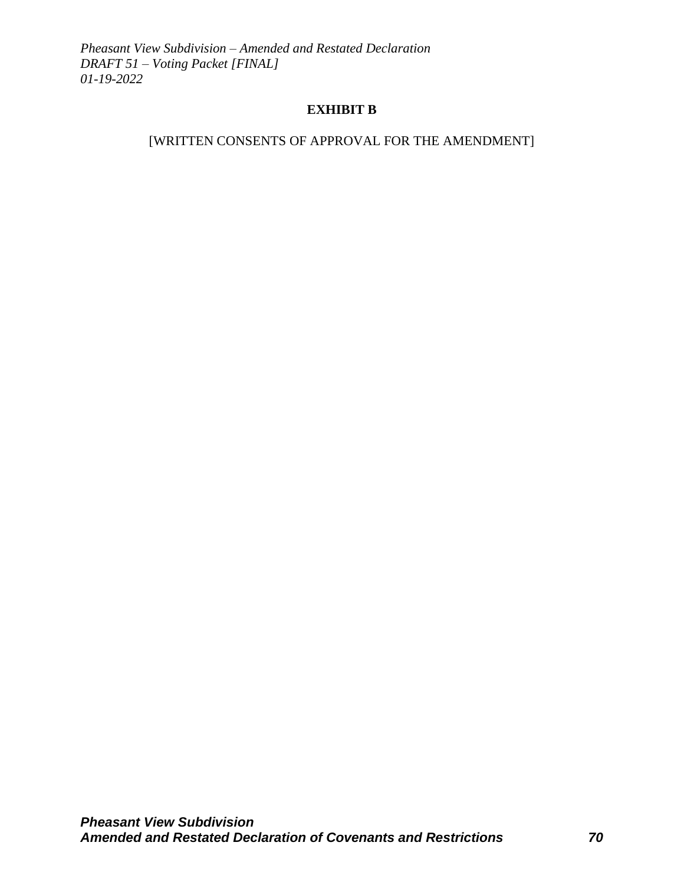## EXHIBIT B

[WRITTEN CONSENTS OF APPROVAL FOR THE AMENDMENT]